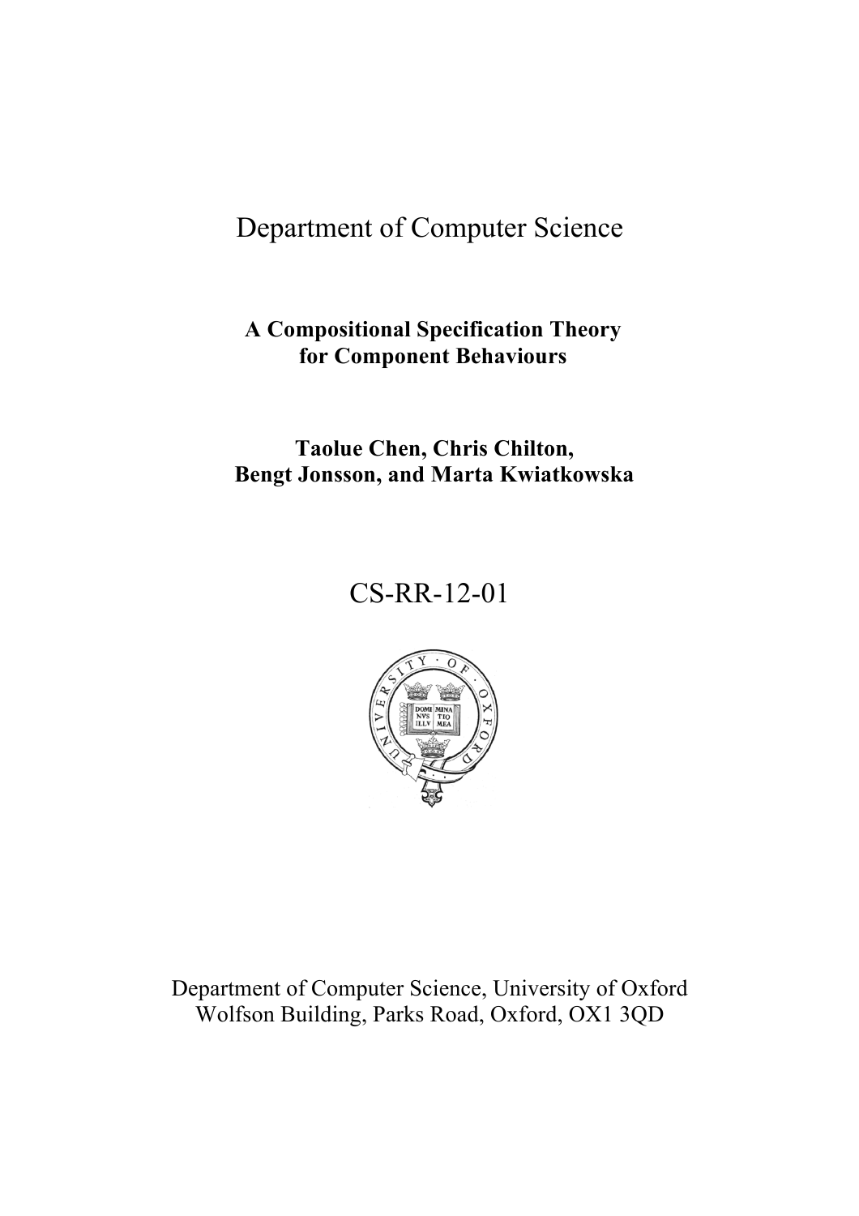# Department of Computer Science

## A Compositional Specification Theory for Component Behaviours

**Taolue Chen, Chris Chilton, Bengt Jonsson, and Marta Kwiatkowska**

CS-RR-12-01

Department of Computer Science, University of Oxford
Wolfson Building, Parks Road, Oxford, OX1 3QD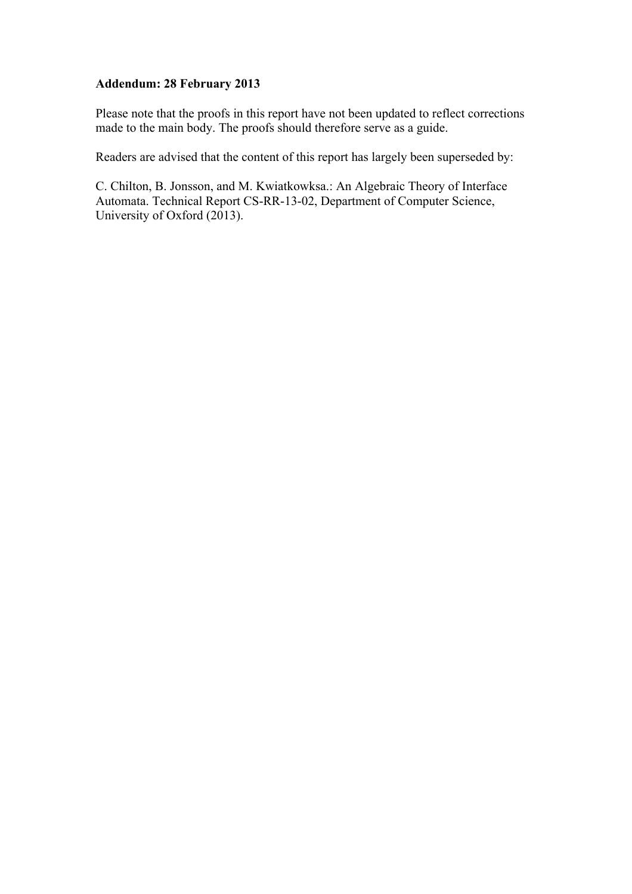**Addendum: 28 February 2013**

Please note that the proofs in this report have not been updated to reflect corrections made to the main body. The proofs should therefore serve as a guide.

Readers are advised that the content of this report has largely been superseded by:

C. Chilton, B. Jonsson, and M. Kwiatkowksa.: An Algebraic Theory of Interface Automata. Technical Report CS-RR-13-02, Department of Computer Science, University of Oxford (2013).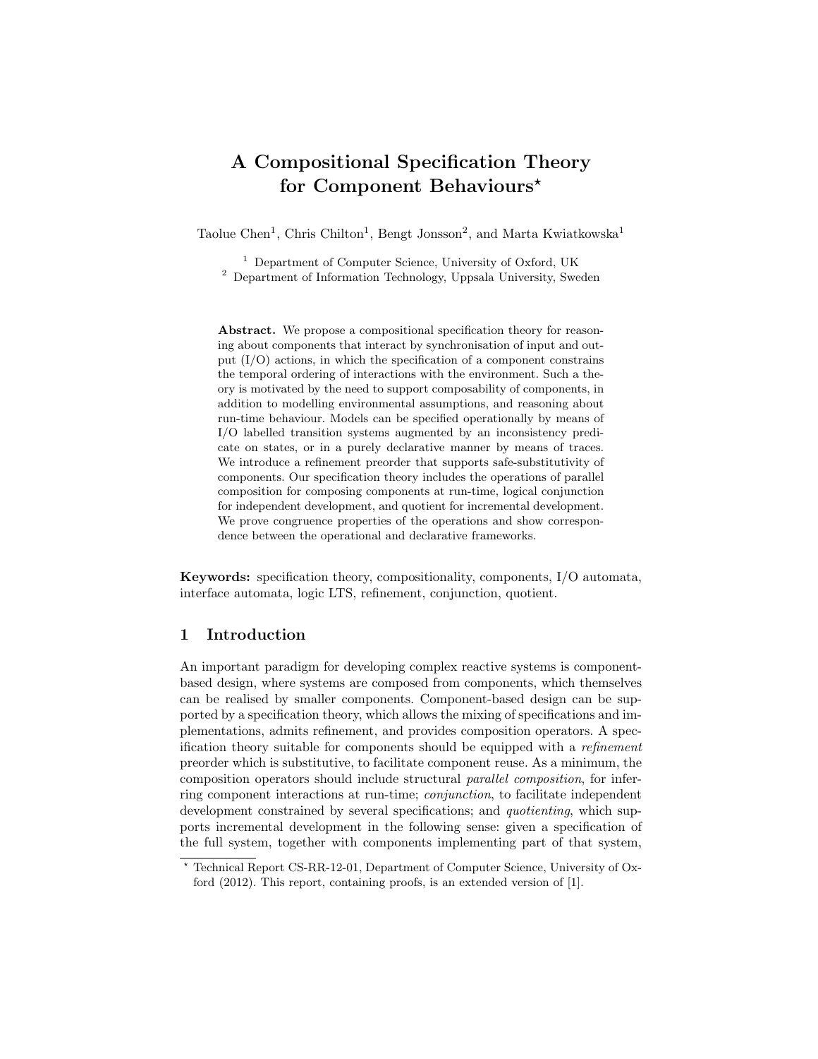# A Compositional Specification Theory for Component Behaviours*

Taolue Chen[1], Chris Chilton[1], Bengt Jonsson[2], and Marta Kwiatkowska[1]

[1] Department of Computer Science, University of Oxford, UK
[2] Department of Information Technology, Uppsala University, Sweden

**Abstract.** We propose a compositional specification theory for reasoning about components that interact by synchronisation of input and output (I/O) actions, in which the specification of a component constrains the temporal ordering of interactions with the environment. Such a theory is motivated by the need to support composability of components, in addition to modelling environmental assumptions, and reasoning about run-time behaviour. Models can be specified operationally by means of I/O labelled transition systems augmented by an inconsistency predicate on states, or in a purely declarative manner by means of traces. We introduce a refinement preorder that supports safe-substitutivity of components. Our specification theory includes the operations of parallel composition for composing components at run-time, logical conjunction for independent development, and quotient for incremental development. We prove congruence properties of the operations and show correspondence between the operational and declarative frameworks.

**Keywords:** specification theory, compositionality, components, I/O automata, interface automata, logic LTS, refinement, conjunction, quotient.

## 1 Introduction

An important paradigm for developing complex reactive systems is component-based design, where systems are composed from components, which themselves can be realised by smaller components. Component-based design can be supported by a specification theory, which allows the mixing of specifications and implementations, admits refinement, and provides composition operators. A specification theory suitable for components should be equipped with a *refinement* preorder which is substitutive, to facilitate component reuse. As a minimum, the composition operators should include structural *parallel composition*, for inferring component interactions at run-time; *conjunction*, to facilitate independent development constrained by several specifications; and *quotienting*, which supports incremental development in the following sense: given a specification of the full system, together with components implementing part of that system,

* Technical Report CS-RR-12-01, Department of Computer Science, University of Oxford (2012). This report, containing proofs, is an extended version of [1].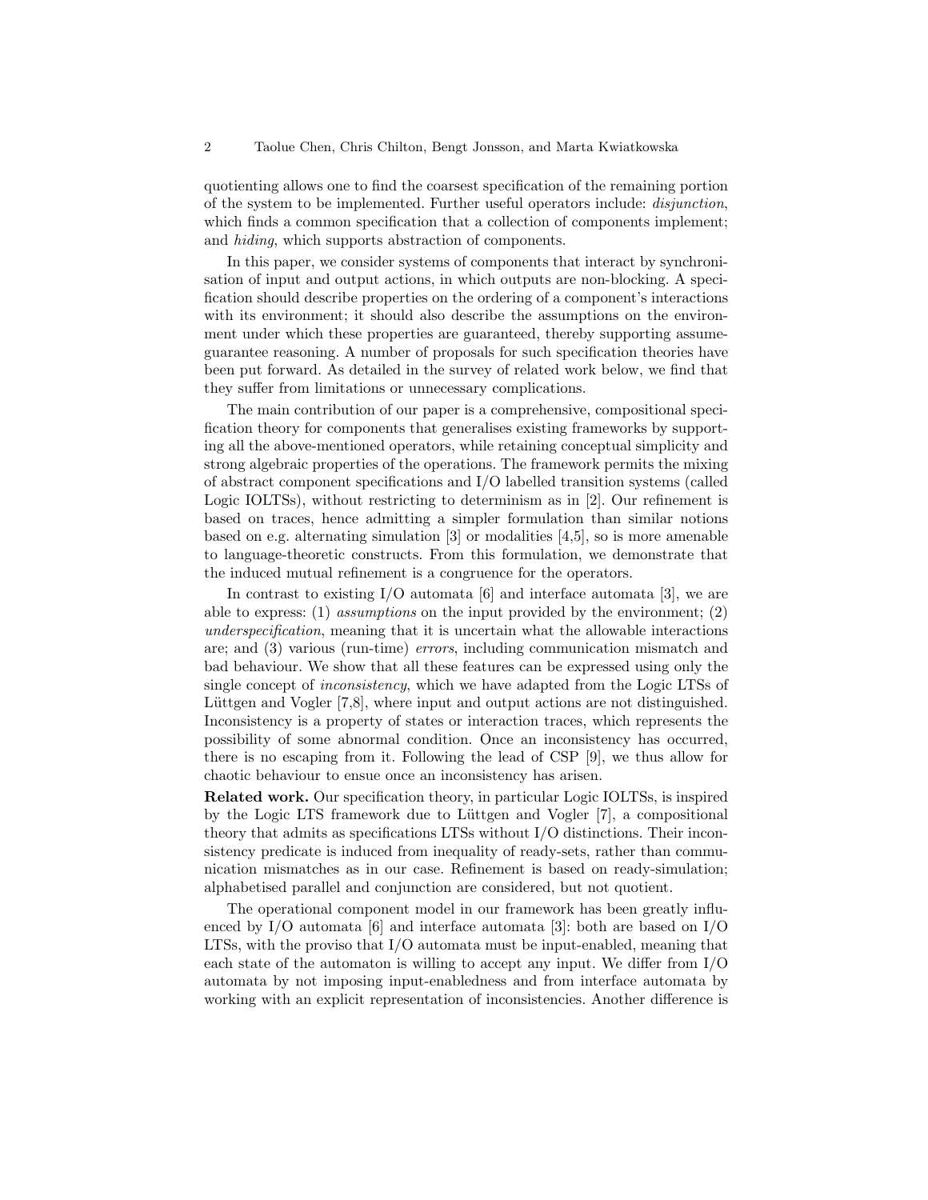quotienting allows one to find the coarsest specification of the remaining portion of the system to be implemented. Further useful operators include: *disjunction*, which finds a common specification that a collection of components implement; and *hiding*, which supports abstraction of components.

In this paper, we consider systems of components that interact by synchronisation of input and output actions, in which outputs are non-blocking. A specification should describe properties on the ordering of a component's interactions with its environment; it should also describe the assumptions on the environment under which these properties are guaranteed, thereby supporting assume-guarantee reasoning. A number of proposals for such specification theories have been put forward. As detailed in the survey of related work below, we find that they suffer from limitations or unnecessary complications.

The main contribution of our paper is a comprehensive, compositional specification theory for components that generalises existing frameworks by supporting all the above-mentioned operators, while retaining conceptual simplicity and strong algebraic properties of the operations. The framework permits the mixing of abstract component specifications and I/O labelled transition systems (called Logic IOLTSs), without restricting to determinism as in [2]. Our refinement is based on traces, hence admitting a simpler formulation than similar notions based on e.g. alternating simulation [3] or modalities [4,5], so is more amenable to language-theoretic constructs. From this formulation, we demonstrate that the induced mutual refinement is a congruence for the operators.

In contrast to existing I/O automata [6] and interface automata [3], we are able to express: (1) *assumptions* on the input provided by the environment; (2) *underspecification*, meaning that it is uncertain what the allowable interactions are; and (3) various (run-time) *errors*, including communication mismatch and bad behaviour. We show that all these features can be expressed using only the single concept of *inconsistency*, which we have adapted from the Logic LTSs of Lüttgen and Vogler [7,8], where input and output actions are not distinguished. Inconsistency is a property of states or interaction traces, which represents the possibility of some abnormal condition. Once an inconsistency has occurred, there is no escaping from it. Following the lead of CSP [9], we thus allow for chaotic behaviour to ensue once an inconsistency has arisen.

**Related work.** Our specification theory, in particular Logic IOLTSs, is inspired by the Logic LTS framework due to Lüttgen and Vogler [7], a compositional theory that admits as specifications LTSs without I/O distinctions. Their inconsistency predicate is induced from inequality of ready-sets, rather than communication mismatches as in our case. Refinement is based on ready-simulation; alphabetised parallel and conjunction are considered, but not quotient.

The operational component model in our framework has been greatly influenced by I/O automata [6] and interface automata [3]: both are based on I/O LTSs, with the proviso that I/O automata must be input-enabled, meaning that each state of the automaton is willing to accept any input. We differ from I/O automata by not imposing input-enabledness and from interface automata by working with an explicit representation of inconsistencies. Another difference is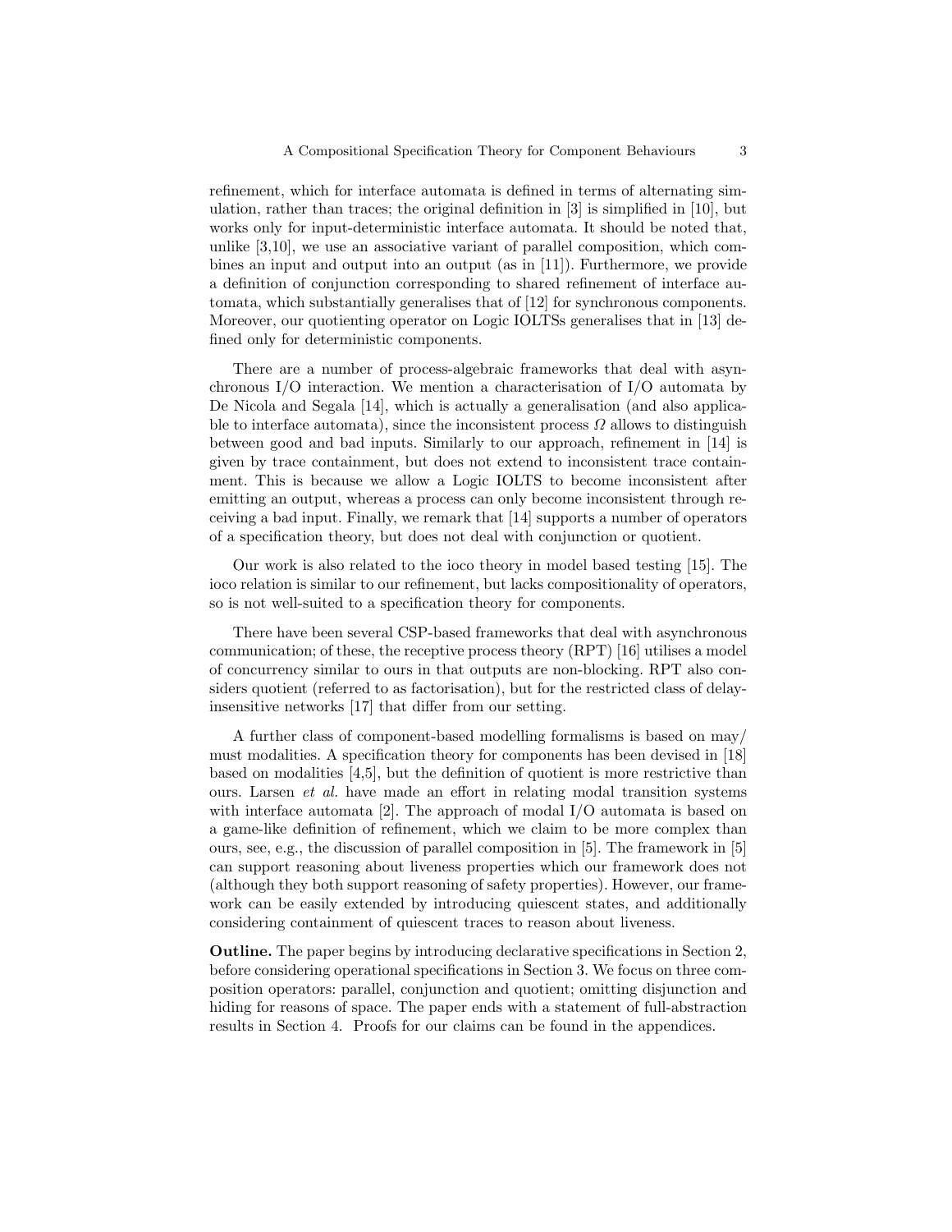refinement, which for interface automata is defined in terms of alternating simulation, rather than traces; the original definition in [3] is simplified in [10], but works only for input-deterministic interface automata. It should be noted that, unlike [3,10], we use an associative variant of parallel composition, which combines an input and output into an output (as in [11]). Furthermore, we provide a definition of conjunction corresponding to shared refinement of interface automata, which substantially generalises that of [12] for synchronous components. Moreover, our quotienting operator on Logic IOLTSs generalises that in [13] defined only for deterministic components.

There are a number of process-algebraic frameworks that deal with asynchronous I/O interaction. We mention a characterisation of I/O automata by De Nicola and Segala [14], which is actually a generalisation (and also applicable to interface automata), since the inconsistent process $\Omega$ allows to distinguish between good and bad inputs. Similarly to our approach, refinement in [14] is given by trace containment, but does not extend to inconsistent trace containment. This is because we allow a Logic IOLTS to become inconsistent after emitting an output, whereas a process can only become inconsistent through receiving a bad input. Finally, we remark that [14] supports a number of operators of a specification theory, but does not deal with conjunction or quotient.

Our work is also related to the ioco theory in model based testing [15]. The ioco relation is similar to our refinement, but lacks compositionality of operators, so is not well-suited to a specification theory for components.

There have been several CSP-based frameworks that deal with asynchronous communication; of these, the receptive process theory (RPT) [16] utilises a model of concurrency similar to ours in that outputs are non-blocking. RPT also considers quotient (referred to as factorisation), but for the restricted class of delay-insensitive networks [17] that differ from our setting.

A further class of component-based modelling formalisms is based on may/must modalities. A specification theory for components has been devised in [18] based on modalities [4,5], but the definition of quotient is more restrictive than ours. Larsen *et al.* have made an effort in relating modal transition systems with interface automata [2]. The approach of modal I/O automata is based on a game-like definition of refinement, which we claim to be more complex than ours, see, e.g., the discussion of parallel composition in [5]. The framework in [5] can support reasoning about liveness properties which our framework does not (although they both support reasoning of safety properties). However, our framework can be easily extended by introducing quiescent states, and additionally considering containment of quiescent traces to reason about liveness.

**Outline.** The paper begins by introducing declarative specifications in Section 2, before considering operational specifications in Section 3. We focus on three composition operators: parallel, conjunction and quotient; omitting disjunction and hiding for reasons of space. The paper ends with a statement of full-abstraction results in Section 4. Proofs for our claims can be found in the appendices.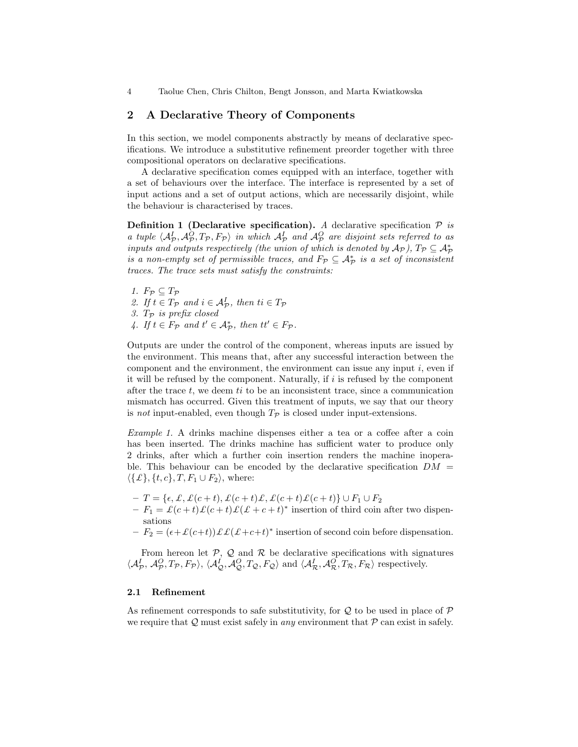## 2 A Declarative Theory of Components

In this section, we model components abstractly by means of declarative specifications. We introduce a substitutive refinement preorder together with three compositional operators on declarative specifications.

A declarative specification comes equipped with an interface, together with a set of behaviours over the interface. The interface is represented by a set of input actions and a set of output actions, which are necessarily disjoint, while the behaviour is characterised by traces.

**Definition 1 (Declarative specification).** *A* declarative specification $\mathcal{P}$ *is a tuple* $\langle \mathcal{A}^I_\mathcal{P}, \mathcal{A}^O_\mathcal{P}, T_\mathcal{P}, F_\mathcal{P} \rangle$ *in which* $\mathcal{A}^I_\mathcal{P}$ *and* $\mathcal{A}^O_\mathcal{P}$ *are disjoint sets referred to as inputs and outputs respectively (the union of which is denoted by* $\mathcal{A}_\mathcal{P}$*),* $T_\mathcal{P} \subseteq \mathcal{A}^*_\mathcal{P}$ *is a non-empty set of permissible traces, and* $F_\mathcal{P} \subseteq \mathcal{A}^*_\mathcal{P}$ *is a set of inconsistent traces. The trace sets must satisfy the constraints:*

1. $F_\mathcal{P} \subseteq T_\mathcal{P}$
2. *If* $t \in T_\mathcal{P}$ *and* $i \in \mathcal{A}^I_\mathcal{P}$*, then* $ti \in T_\mathcal{P}$
3. $T_\mathcal{P}$ *is prefix closed*
4. *If* $t \in F_\mathcal{P}$ *and* $t' \in \mathcal{A}^*_\mathcal{P}$*, then* $tt' \in F_\mathcal{P}$*.*

Outputs are under the control of the component, whereas inputs are issued by the environment. This means that, after any successful interaction between the component and the environment, the environment can issue any input $i$, even if it will be refused by the component. Naturally, if $i$ is refused by the component after the trace $t$, we deem $ti$ to be an inconsistent trace, since a communication mismatch has occurred. Given this treatment of inputs, we say that our theory is *not* input-enabled, even though $T_\mathcal{P}$ is closed under input-extensions.

*Example 1.* A drinks machine dispenses either a tea or a coffee after a coin has been inserted. The drinks machine has sufficient water to produce only 2 drinks, after which a further coin insertion renders the machine inoperable. This behaviour can be encoded by the declarative specification $DM = \langle \{\pounds\}, \{t, c\}, T, F_1 \cup F_2 \rangle$, where:

- $T = \{\epsilon, \pounds, \pounds(c+t), \pounds(c+t)\pounds, \pounds(c+t)\pounds(c+t)\} \cup F_1 \cup F_2$
- $F_1 = \pounds(c+t)\pounds(c+t)\pounds(\pounds + c + t)^*$ insertion of third coin after two dispensations
- $F_2 = (\epsilon + \pounds(c+t))\pounds\pounds(\pounds + c + t)^*$ insertion of second coin before dispensation.

From hereon let $\mathcal{P}$, $\mathcal{Q}$ and $\mathcal{R}$ be declarative specifications with signatures $\langle \mathcal{A}^I_\mathcal{P}, \mathcal{A}^O_\mathcal{P}, T_\mathcal{P}, F_\mathcal{P} \rangle$, $\langle \mathcal{A}^I_\mathcal{Q}, \mathcal{A}^O_\mathcal{Q}, T_\mathcal{Q}, F_\mathcal{Q} \rangle$ and $\langle \mathcal{A}^I_\mathcal{R}, \mathcal{A}^O_\mathcal{R}, T_\mathcal{R}, F_\mathcal{R} \rangle$ respectively.

### 2.1 Refinement

As refinement corresponds to safe substitutivity, for $\mathcal{Q}$ to be used in place of $\mathcal{P}$ we require that $\mathcal{Q}$ must exist safely in *any* environment that $\mathcal{P}$ can exist in safely.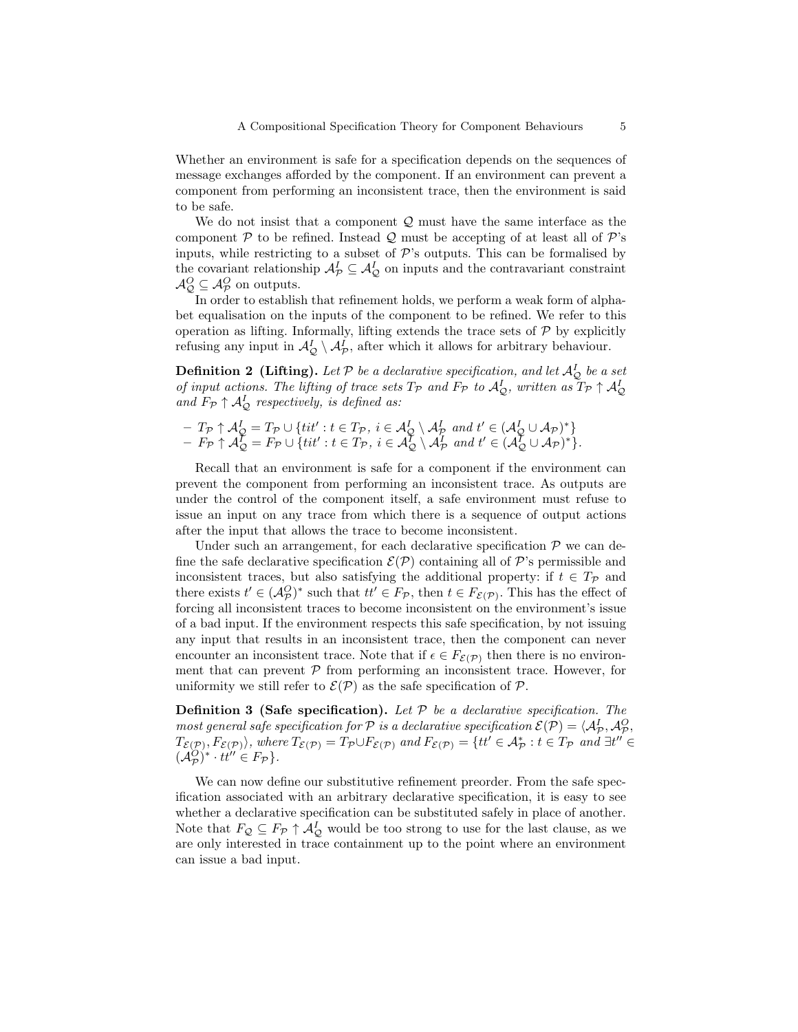Whether an environment is safe for a specification depends on the sequences of message exchanges afforded by the component. If an environment can prevent a component from performing an inconsistent trace, then the environment is said to be safe.

We do not insist that a component $\mathcal{Q}$ must have the same interface as the component $\mathcal{P}$ to be refined. Instead $\mathcal{Q}$ must be accepting of at least all of $\mathcal{P}$'s inputs, while restricting to a subset of $\mathcal{P}$'s outputs. This can be formalised by the covariant relationship $\mathcal{A}^I_\mathcal{P} \subseteq \mathcal{A}^I_\mathcal{Q}$ on inputs and the contravariant constraint $\mathcal{A}^O_\mathcal{Q} \subseteq \mathcal{A}^O_\mathcal{P}$ on outputs.

In order to establish that refinement holds, we perform a weak form of alphabet equalisation on the inputs of the component to be refined. We refer to this operation as lifting. Informally, lifting extends the trace sets of $\mathcal{P}$ by explicitly refusing any input in $\mathcal{A}^I_\mathcal{Q} \setminus \mathcal{A}^I_\mathcal{P}$, after which it allows for arbitrary behaviour.

**Definition 2 (Lifting).** *Let $\mathcal{P}$ be a declarative specification, and let $\mathcal{A}^I_\mathcal{Q}$ be a set of input actions. The lifting of trace sets $T_\mathcal{P}$ and $F_\mathcal{P}$ to $\mathcal{A}^I_\mathcal{Q}$, written as $T_\mathcal{P} \uparrow \mathcal{A}^I_\mathcal{Q}$ and $F_\mathcal{P} \uparrow \mathcal{A}^I_\mathcal{Q}$ respectively, is defined as:*

- $T_\mathcal{P} \uparrow \mathcal{A}^I_\mathcal{Q} = T_\mathcal{P} \cup \{tit' : t \in T_\mathcal{P},\ i \in \mathcal{A}^I_\mathcal{Q} \setminus \mathcal{A}^I_\mathcal{P} \text{ and } t' \in (\mathcal{A}^I_\mathcal{Q} \cup \mathcal{A}_\mathcal{P})^*\}$
- $F_\mathcal{P} \uparrow \mathcal{A}^I_\mathcal{Q} = F_\mathcal{P} \cup \{tit' : t \in T_\mathcal{P},\ i \in \mathcal{A}^I_\mathcal{Q} \setminus \mathcal{A}^I_\mathcal{P} \text{ and } t' \in (\mathcal{A}^I_\mathcal{Q} \cup \mathcal{A}_\mathcal{P})^*\}$.

Recall that an environment is safe for a component if the environment can prevent the component from performing an inconsistent trace. As outputs are under the control of the component itself, a safe environment must refuse to issue an input on any trace from which there is a sequence of output actions after the input that allows the trace to become inconsistent.

Under such an arrangement, for each declarative specification $\mathcal{P}$ we can define the safe declarative specification $\mathcal{E}(\mathcal{P})$ containing all of $\mathcal{P}$'s permissible and inconsistent traces, but also satisfying the additional property: if $t \in T_\mathcal{P}$ and there exists $t' \in (\mathcal{A}^O_\mathcal{P})^*$ such that $tt' \in F_\mathcal{P}$, then $t \in F_{\mathcal{E}(\mathcal{P})}$. This has the effect of forcing all inconsistent traces to become inconsistent on the environment's issue of a bad input. If the environment respects this safe specification, by not issuing any input that results in an inconsistent trace, then the component can never encounter an inconsistent trace. Note that if $\epsilon \in F_{\mathcal{E}(\mathcal{P})}$ then there is no environment that can prevent $\mathcal{P}$ from performing an inconsistent trace. However, for uniformity we still refer to $\mathcal{E}(\mathcal{P})$ as the safe specification of $\mathcal{P}$.

**Definition 3 (Safe specification).** *Let $\mathcal{P}$ be a declarative specification. The most general safe specification for $\mathcal{P}$ is a declarative specification $\mathcal{E}(\mathcal{P}) = \langle \mathcal{A}^I_\mathcal{P}, \mathcal{A}^O_\mathcal{P}, T_{\mathcal{E}(\mathcal{P})}, F_{\mathcal{E}(\mathcal{P})} \rangle$, where $T_{\mathcal{E}(\mathcal{P})} = T_\mathcal{P} \cup F_{\mathcal{E}(\mathcal{P})}$ and $F_{\mathcal{E}(\mathcal{P})} = \{tt' \in \mathcal{A}^*_\mathcal{P} : t \in T_\mathcal{P} \text{ and } \exists t'' \in (\mathcal{A}^O_\mathcal{P})^* \cdot tt'' \in F_\mathcal{P}\}$.*

We can now define our substitutive refinement preorder. From the safe specification associated with an arbitrary declarative specification, it is easy to see whether a declarative specification can be substituted safely in place of another. Note that $F_\mathcal{Q} \subseteq F_\mathcal{P} \uparrow \mathcal{A}^I_\mathcal{Q}$ would be too strong to use for the last clause, as we are only interested in trace containment up to the point where an environment can issue a bad input.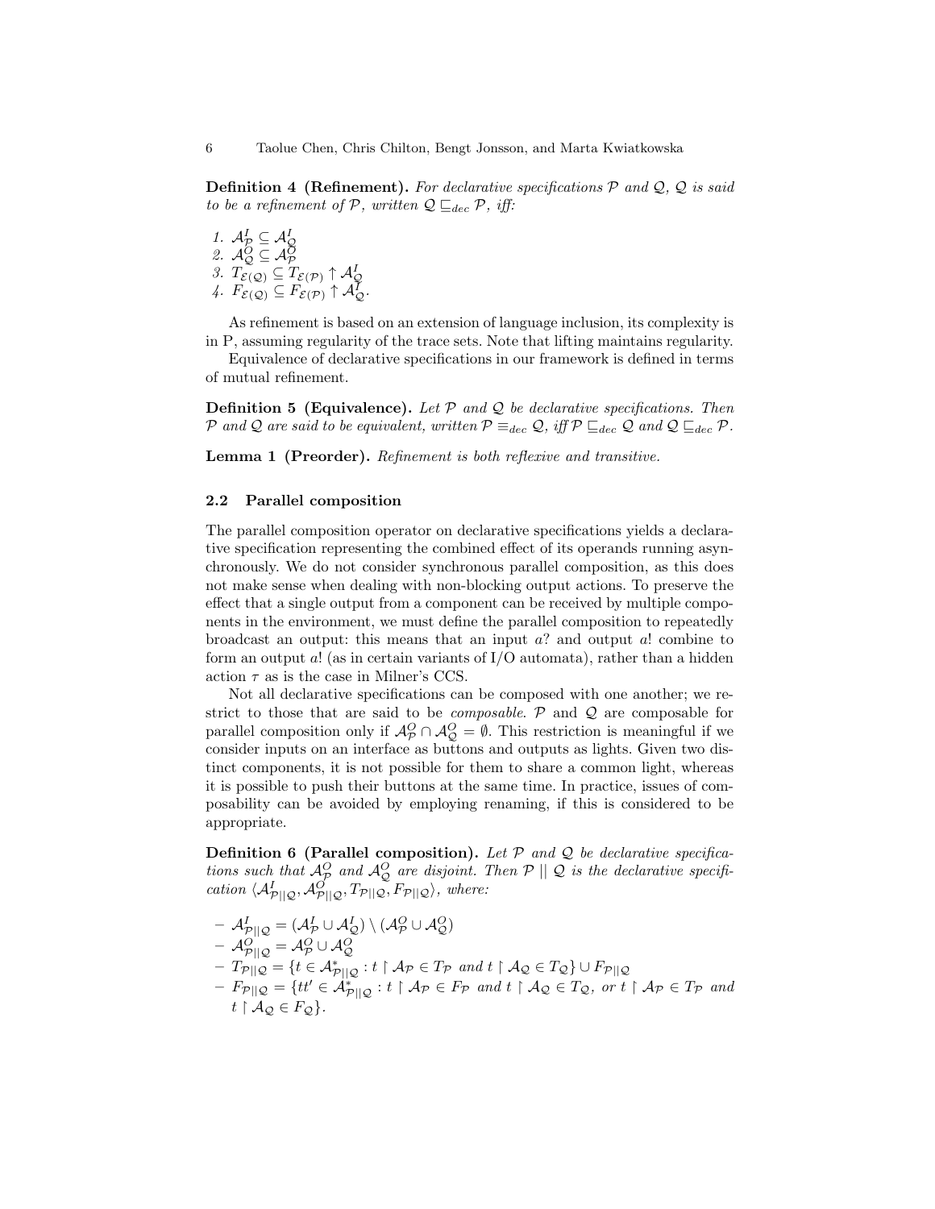**Definition 4 (Refinement).** *For declarative specifications $\mathcal{P}$ and $\mathcal{Q}$, $\mathcal{Q}$ is said to be a refinement of $\mathcal{P}$, written $\mathcal{Q} \sqsubseteq_{dec} \mathcal{P}$, iff:*

1. $\mathcal{A}^I_{\mathcal{P}} \subseteq \mathcal{A}^I_{\mathcal{Q}}$
2. $\mathcal{A}^O_{\mathcal{Q}} \subseteq \mathcal{A}^O_{\mathcal{P}}$
3. $T_{\mathcal{E}(\mathcal{Q})} \subseteq T_{\mathcal{E}(\mathcal{P})} \uparrow \mathcal{A}^I_{\mathcal{Q}}$
4. $F_{\mathcal{E}(\mathcal{Q})} \subseteq F_{\mathcal{E}(\mathcal{P})} \uparrow \mathcal{A}^I_{\mathcal{Q}}$.

As refinement is based on an extension of language inclusion, its complexity is in P, assuming regularity of the trace sets. Note that lifting maintains regularity.

Equivalence of declarative specifications in our framework is defined in terms of mutual refinement.

**Definition 5 (Equivalence).** *Let $\mathcal{P}$ and $\mathcal{Q}$ be declarative specifications. Then $\mathcal{P}$ and $\mathcal{Q}$ are said to be equivalent, written $\mathcal{P} \equiv_{dec} \mathcal{Q}$, iff $\mathcal{P} \sqsubseteq_{dec} \mathcal{Q}$ and $\mathcal{Q} \sqsubseteq_{dec} \mathcal{P}$.*

**Lemma 1 (Preorder).** *Refinement is both reflexive and transitive.*

### 2.2 Parallel composition

The parallel composition operator on declarative specifications yields a declarative specification representing the combined effect of its operands running asynchronously. We do not consider synchronous parallel composition, as this does not make sense when dealing with non-blocking output actions. To preserve the effect that a single output from a component can be received by multiple components in the environment, we must define the parallel composition to repeatedly broadcast an output: this means that an input $a?$ and output $a!$ combine to form an output $a!$ (as in certain variants of I/O automata), rather than a hidden action $\tau$ as is the case in Milner's CCS.

Not all declarative specifications can be composed with one another; we restrict to those that are said to be *composable*. $\mathcal{P}$ and $\mathcal{Q}$ are composable for parallel composition only if $\mathcal{A}^O_{\mathcal{P}} \cap \mathcal{A}^O_{\mathcal{Q}} = \emptyset$. This restriction is meaningful if we consider inputs on an interface as buttons and outputs as lights. Given two distinct components, it is not possible for them to share a common light, whereas it is possible to push their buttons at the same time. In practice, issues of composability can be avoided by employing renaming, if this is considered to be appropriate.

**Definition 6 (Parallel composition).** *Let $\mathcal{P}$ and $\mathcal{Q}$ be declarative specifications such that $\mathcal{A}^O_{\mathcal{P}}$ and $\mathcal{A}^O_{\mathcal{Q}}$ are disjoint. Then $\mathcal{P} \mid\mid \mathcal{Q}$ is the declarative specification $\langle \mathcal{A}^I_{\mathcal{P}||\mathcal{Q}}, \mathcal{A}^O_{\mathcal{P}||\mathcal{Q}}, T_{\mathcal{P}||\mathcal{Q}}, F_{\mathcal{P}||\mathcal{Q}} \rangle$, where:*

- $\mathcal{A}^I_{\mathcal{P}||\mathcal{Q}} = (\mathcal{A}^I_{\mathcal{P}} \cup \mathcal{A}^I_{\mathcal{Q}}) \setminus (\mathcal{A}^O_{\mathcal{P}} \cup \mathcal{A}^O_{\mathcal{Q}})$
- $\mathcal{A}^O_{\mathcal{P}||\mathcal{Q}} = \mathcal{A}^O_{\mathcal{P}} \cup \mathcal{A}^O_{\mathcal{Q}}$
- $T_{\mathcal{P}||\mathcal{Q}} = \{t \in \mathcal{A}^*_{\mathcal{P}||\mathcal{Q}} : t \upharpoonright \mathcal{A}_{\mathcal{P}} \in T_{\mathcal{P}}$ *and* $t \upharpoonright \mathcal{A}_{\mathcal{Q}} \in T_{\mathcal{Q}}\} \cup F_{\mathcal{P}||\mathcal{Q}}$
- $F_{\mathcal{P}||\mathcal{Q}} = \{tt' \in \mathcal{A}^*_{\mathcal{P}||\mathcal{Q}} : t \upharpoonright \mathcal{A}_{\mathcal{P}} \in F_{\mathcal{P}}$ *and* $t \upharpoonright \mathcal{A}_{\mathcal{Q}} \in T_{\mathcal{Q}}$, *or* $t \upharpoonright \mathcal{A}_{\mathcal{P}} \in T_{\mathcal{P}}$ *and* $t \upharpoonright \mathcal{A}_{\mathcal{Q}} \in F_{\mathcal{Q}}\}$.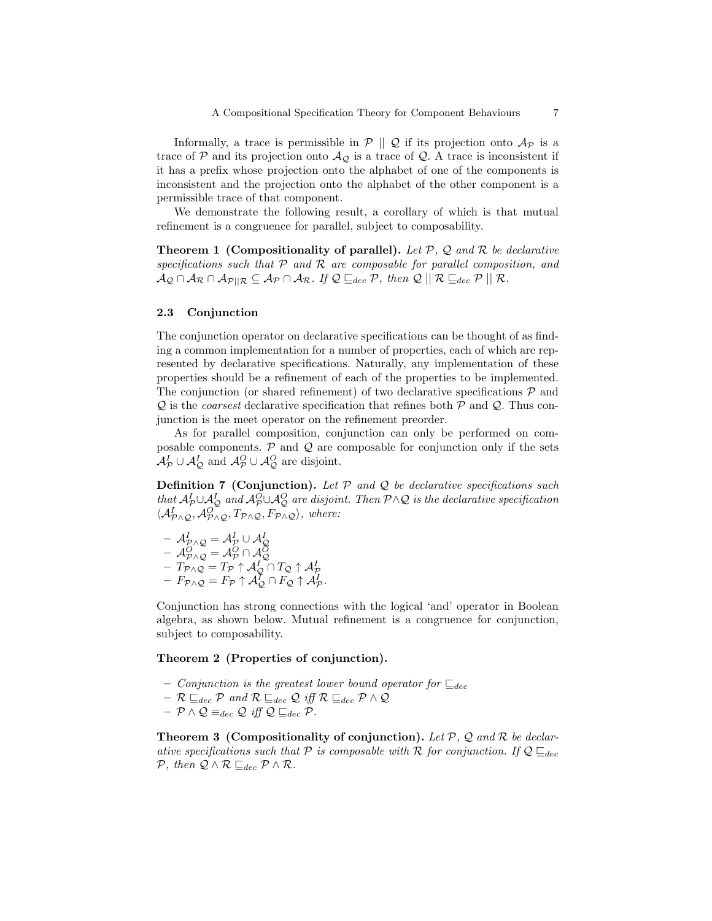Informally, a trace is permissible in $\mathcal{P} \mid\mid \mathcal{Q}$ if its projection onto $\mathcal{A}_{\mathcal{P}}$ is a trace of $\mathcal{P}$ and its projection onto $\mathcal{A}_{\mathcal{Q}}$ is a trace of $\mathcal{Q}$. A trace is inconsistent if it has a prefix whose projection onto the alphabet of one of the components is inconsistent and the projection onto the alphabet of the other component is a permissible trace of that component.

We demonstrate the following result, a corollary of which is that mutual refinement is a congruence for parallel, subject to composability.

**Theorem 1 (Compositionality of parallel).** *Let $\mathcal{P}$, $\mathcal{Q}$ and $\mathcal{R}$ be declarative specifications such that $\mathcal{P}$ and $\mathcal{R}$ are composable for parallel composition, and $\mathcal{A}_{\mathcal{Q}} \cap \mathcal{A}_{\mathcal{R}} \cap \mathcal{A}_{\mathcal{P}||\mathcal{R}} \subseteq \mathcal{A}_{\mathcal{P}} \cap \mathcal{A}_{\mathcal{R}}$. If $\mathcal{Q} \sqsubseteq_{dec} \mathcal{P}$, then $\mathcal{Q} \mid\mid \mathcal{R} \sqsubseteq_{dec} \mathcal{P} \mid\mid \mathcal{R}$.*

### 2.3 Conjunction

The conjunction operator on declarative specifications can be thought of as finding a common implementation for a number of properties, each of which are represented by declarative specifications. Naturally, any implementation of these properties should be a refinement of each of the properties to be implemented. The conjunction (or shared refinement) of two declarative specifications $\mathcal{P}$ and $\mathcal{Q}$ is the *coarsest* declarative specification that refines both $\mathcal{P}$ and $\mathcal{Q}$. Thus conjunction is the meet operator on the refinement preorder.

As for parallel composition, conjunction can only be performed on composable components. $\mathcal{P}$ and $\mathcal{Q}$ are composable for conjunction only if the sets $\mathcal{A}^I_{\mathcal{P}} \cup \mathcal{A}^I_{\mathcal{Q}}$ and $\mathcal{A}^O_{\mathcal{P}} \cup \mathcal{A}^O_{\mathcal{Q}}$ are disjoint.

**Definition 7 (Conjunction).** *Let $\mathcal{P}$ and $\mathcal{Q}$ be declarative specifications such that $\mathcal{A}^I_{\mathcal{P}} \cup \mathcal{A}^I_{\mathcal{Q}}$ and $\mathcal{A}^O_{\mathcal{P}} \cup \mathcal{A}^O_{\mathcal{Q}}$ are disjoint. Then $\mathcal{P} \wedge \mathcal{Q}$ is the declarative specification $\langle \mathcal{A}^I_{\mathcal{P}\wedge\mathcal{Q}}, \mathcal{A}^O_{\mathcal{P}\wedge\mathcal{Q}}, T_{\mathcal{P}\wedge\mathcal{Q}}, F_{\mathcal{P}\wedge\mathcal{Q}} \rangle$, where:*

- $\mathcal{A}^I_{\mathcal{P}\wedge\mathcal{Q}} = \mathcal{A}^I_{\mathcal{P}} \cup \mathcal{A}^I_{\mathcal{Q}}$
- $\mathcal{A}^O_{\mathcal{P}\wedge\mathcal{Q}} = \mathcal{A}^O_{\mathcal{P}} \cap \mathcal{A}^O_{\mathcal{Q}}$
- $T_{\mathcal{P}\wedge\mathcal{Q}} = T_{\mathcal{P}} \uparrow \mathcal{A}^I_{\mathcal{Q}} \cap T_{\mathcal{Q}} \uparrow \mathcal{A}^I_{\mathcal{P}}$
- $F_{\mathcal{P}\wedge\mathcal{Q}} = F_{\mathcal{P}} \uparrow \mathcal{A}^I_{\mathcal{Q}} \cap F_{\mathcal{Q}} \uparrow \mathcal{A}^I_{\mathcal{P}}$.

Conjunction has strong connections with the logical 'and' operator in Boolean algebra, as shown below. Mutual refinement is a congruence for conjunction, subject to composability.

**Theorem 2 (Properties of conjunction).**

- *Conjunction is the greatest lower bound operator for $\sqsubseteq_{dec}$*
- *$\mathcal{R} \sqsubseteq_{dec} \mathcal{P}$ and $\mathcal{R} \sqsubseteq_{dec} \mathcal{Q}$ iff $\mathcal{R} \sqsubseteq_{dec} \mathcal{P} \wedge \mathcal{Q}$*
- *$\mathcal{P} \wedge \mathcal{Q} \equiv_{dec} \mathcal{Q}$ iff $\mathcal{Q} \sqsubseteq_{dec} \mathcal{P}$.*

**Theorem 3 (Compositionality of conjunction).** *Let $\mathcal{P}$, $\mathcal{Q}$ and $\mathcal{R}$ be declarative specifications such that $\mathcal{P}$ is composable with $\mathcal{R}$ for conjunction. If $\mathcal{Q} \sqsubseteq_{dec} \mathcal{P}$, then $\mathcal{Q} \wedge \mathcal{R} \sqsubseteq_{dec} \mathcal{P} \wedge \mathcal{R}$.*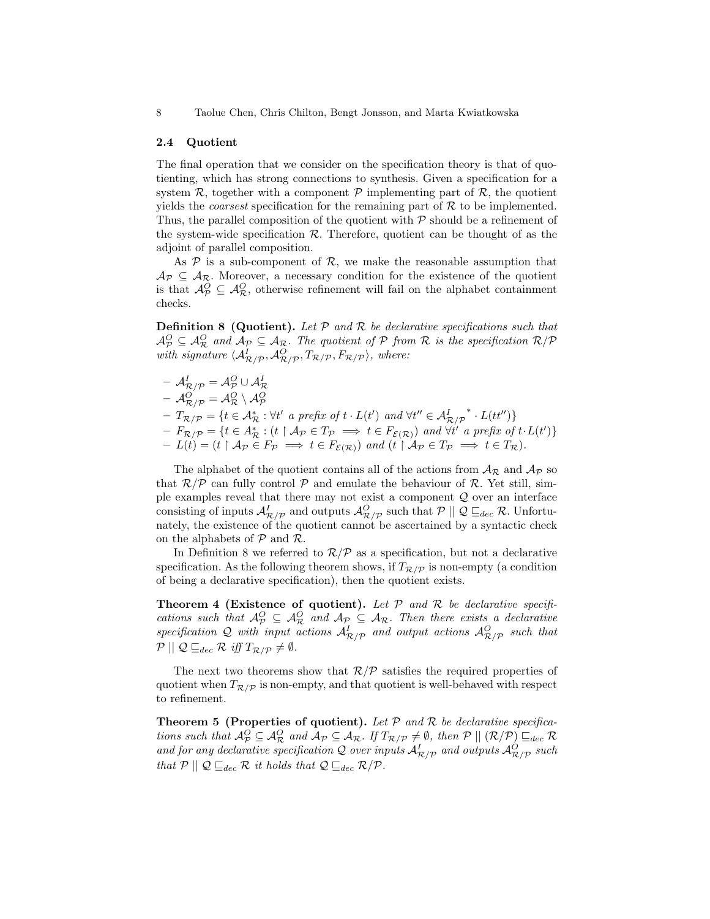### 2.4 Quotient

The final operation that we consider on the specification theory is that of quotienting, which has strong connections to synthesis. Given a specification for a system $\mathcal{R}$, together with a component $\mathcal{P}$ implementing part of $\mathcal{R}$, the quotient yields the *coarsest* specification for the remaining part of $\mathcal{R}$ to be implemented. Thus, the parallel composition of the quotient with $\mathcal{P}$ should be a refinement of the system-wide specification $\mathcal{R}$. Therefore, quotient can be thought of as the adjoint of parallel composition.

As $\mathcal{P}$ is a sub-component of $\mathcal{R}$, we make the reasonable assumption that $\mathcal{A}_\mathcal{P} \subseteq \mathcal{A}_\mathcal{R}$. Moreover, a necessary condition for the existence of the quotient is that $\mathcal{A}^O_\mathcal{P} \subseteq \mathcal{A}^O_\mathcal{R}$, otherwise refinement will fail on the alphabet containment checks.

**Definition 8 (Quotient).** *Let $\mathcal{P}$ and $\mathcal{R}$ be declarative specifications such that $\mathcal{A}^O_\mathcal{P} \subseteq \mathcal{A}^O_\mathcal{R}$ and $\mathcal{A}_\mathcal{P} \subseteq \mathcal{A}_\mathcal{R}$. The quotient of $\mathcal{P}$ from $\mathcal{R}$ is the specification $\mathcal{R}/\mathcal{P}$ with signature $\langle \mathcal{A}^I_{\mathcal{R}/\mathcal{P}}, \mathcal{A}^O_{\mathcal{R}/\mathcal{P}}, T_{\mathcal{R}/\mathcal{P}}, F_{\mathcal{R}/\mathcal{P}} \rangle$, where:*

- $\mathcal{A}^I_{\mathcal{R}/\mathcal{P}} = \mathcal{A}^O_\mathcal{P} \cup \mathcal{A}^I_\mathcal{R}$
- $\mathcal{A}^O_{\mathcal{R}/\mathcal{P}} = \mathcal{A}^O_\mathcal{R} \setminus \mathcal{A}^O_\mathcal{P}$
- $T_{\mathcal{R}/\mathcal{P}} = \{t \in \mathcal{A}^*_\mathcal{R} : \forall t' \text{ a prefix of } t \cdot L(t') \text{ and } \forall t'' \in {\mathcal{A}^I_{\mathcal{R}/\mathcal{P}}}^* \cdot L(tt'')\}$
- $F_{\mathcal{R}/\mathcal{P}} = \{t \in A^*_\mathcal{R} : (t \restriction \mathcal{A}_\mathcal{P} \in T_\mathcal{P} \implies t \in F_{\mathcal{E}(\mathcal{R})}) \text{ and } \forall t' \text{ a prefix of } t \cdot L(t')\}$
- $L(t) = (t \restriction \mathcal{A}_\mathcal{P} \in F_\mathcal{P} \implies t \in F_{\mathcal{E}(\mathcal{R})}) \text{ and } (t \restriction \mathcal{A}_\mathcal{P} \in T_\mathcal{P} \implies t \in T_\mathcal{R})$.

The alphabet of the quotient contains all of the actions from $\mathcal{A}_\mathcal{R}$ and $\mathcal{A}_\mathcal{P}$ so that $\mathcal{R}/\mathcal{P}$ can fully control $\mathcal{P}$ and emulate the behaviour of $\mathcal{R}$. Yet still, simple examples reveal that there may not exist a component $\mathcal{Q}$ over an interface consisting of inputs $\mathcal{A}^I_{\mathcal{R}/\mathcal{P}}$ and outputs $\mathcal{A}^O_{\mathcal{R}/\mathcal{P}}$ such that $\mathcal{P} \mid\mid \mathcal{Q} \sqsubseteq_{dec} \mathcal{R}$. Unfortunately, the existence of the quotient cannot be ascertained by a syntactic check on the alphabets of $\mathcal{P}$ and $\mathcal{R}$.

In Definition 8 we referred to $\mathcal{R}/\mathcal{P}$ as a specification, but not a declarative specification. As the following theorem shows, if $T_{\mathcal{R}/\mathcal{P}}$ is non-empty (a condition of being a declarative specification), then the quotient exists.

**Theorem 4 (Existence of quotient).** *Let $\mathcal{P}$ and $\mathcal{R}$ be declarative specifications such that $\mathcal{A}^O_\mathcal{P} \subseteq \mathcal{A}^O_\mathcal{R}$ and $\mathcal{A}_\mathcal{P} \subseteq \mathcal{A}_\mathcal{R}$. Then there exists a declarative specification $\mathcal{Q}$ with input actions $\mathcal{A}^I_{\mathcal{R}/\mathcal{P}}$ and output actions $\mathcal{A}^O_{\mathcal{R}/\mathcal{P}}$ such that $\mathcal{P} \mid\mid \mathcal{Q} \sqsubseteq_{dec} \mathcal{R}$ iff $T_{\mathcal{R}/\mathcal{P}} \neq \emptyset$.*

The next two theorems show that $\mathcal{R}/\mathcal{P}$ satisfies the required properties of quotient when $T_{\mathcal{R}/\mathcal{P}}$ is non-empty, and that quotient is well-behaved with respect to refinement.

**Theorem 5 (Properties of quotient).** *Let $\mathcal{P}$ and $\mathcal{R}$ be declarative specifications such that $\mathcal{A}^O_\mathcal{P} \subseteq \mathcal{A}^O_\mathcal{R}$ and $\mathcal{A}_\mathcal{P} \subseteq \mathcal{A}_\mathcal{R}$. If $T_{\mathcal{R}/\mathcal{P}} \neq \emptyset$, then $\mathcal{P} \mid\mid (\mathcal{R}/\mathcal{P}) \sqsubseteq_{dec} \mathcal{R}$ and for any declarative specification $\mathcal{Q}$ over inputs $\mathcal{A}^I_{\mathcal{R}/\mathcal{P}}$ and outputs $\mathcal{A}^O_{\mathcal{R}/\mathcal{P}}$ such that $\mathcal{P} \mid\mid \mathcal{Q} \sqsubseteq_{dec} \mathcal{R}$ it holds that $\mathcal{Q} \sqsubseteq_{dec} \mathcal{R}/\mathcal{P}$.*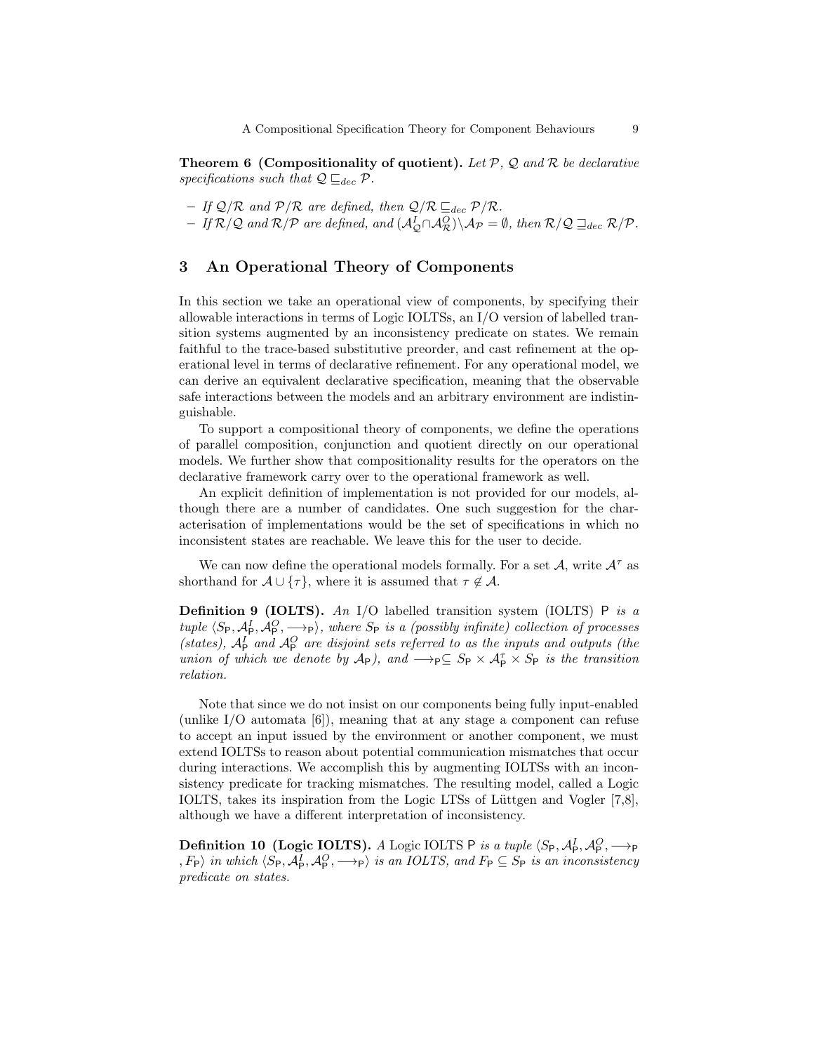**Theorem 6 (Compositionality of quotient).** *Let $\mathcal{P}$, $\mathcal{Q}$ and $\mathcal{R}$ be declarative specifications such that $\mathcal{Q} \sqsubseteq_{dec} \mathcal{P}$.*

- *If $\mathcal{Q}/\mathcal{R}$ and $\mathcal{P}/\mathcal{R}$ are defined, then $\mathcal{Q}/\mathcal{R} \sqsubseteq_{dec} \mathcal{P}/\mathcal{R}$.*
- *If $\mathcal{R}/\mathcal{Q}$ and $\mathcal{R}/\mathcal{P}$ are defined, and $(\mathcal{A}^I_{\mathcal{Q}} \cap \mathcal{A}^O_{\mathcal{R}}) \setminus \mathcal{A}_{\mathcal{P}} = \emptyset$, then $\mathcal{R}/\mathcal{Q} \sqsupseteq_{dec} \mathcal{R}/\mathcal{P}$.*

## 3 An Operational Theory of Components

In this section we take an operational view of components, by specifying their allowable interactions in terms of Logic IOLTSs, an I/O version of labelled transition systems augmented by an inconsistency predicate on states. We remain faithful to the trace-based substitutive preorder, and cast refinement at the operational level in terms of declarative refinement. For any operational model, we can derive an equivalent declarative specification, meaning that the observable safe interactions between the models and an arbitrary environment are indistinguishable.

To support a compositional theory of components, we define the operations of parallel composition, conjunction and quotient directly on our operational models. We further show that compositionality results for the operators on the declarative framework carry over to the operational framework as well.

An explicit definition of implementation is not provided for our models, although there are a number of candidates. One such suggestion for the characterisation of implementations would be the set of specifications in which no inconsistent states are reachable. We leave this for the user to decide.

We can now define the operational models formally. For a set $\mathcal{A}$, write $\mathcal{A}^\tau$ as shorthand for $\mathcal{A} \cup \{\tau\}$, where it is assumed that $\tau \notin \mathcal{A}$.

**Definition 9 (IOLTS).** *An* I/O labelled transition system (IOLTS) $\mathsf{P}$ *is a tuple $\langle S_{\mathsf{P}}, \mathcal{A}^I_{\mathsf{P}}, \mathcal{A}^O_{\mathsf{P}}, \longrightarrow_{\mathsf{P}} \rangle$, where $S_{\mathsf{P}}$ is a (possibly infinite) collection of processes (states), $\mathcal{A}^I_{\mathsf{P}}$ and $\mathcal{A}^O_{\mathsf{P}}$ are disjoint sets referred to as the inputs and outputs (the union of which we denote by $\mathcal{A}_{\mathsf{P}}$), and $\longrightarrow_{\mathsf{P}} \subseteq S_{\mathsf{P}} \times \mathcal{A}^\tau_{\mathsf{P}} \times S_{\mathsf{P}}$ is the transition relation.*

Note that since we do not insist on our components being fully input-enabled (unlike I/O automata [6]), meaning that at any stage a component can refuse to accept an input issued by the environment or another component, we must extend IOLTSs to reason about potential communication mismatches that occur during interactions. We accomplish this by augmenting IOLTSs with an inconsistency predicate for tracking mismatches. The resulting model, called a Logic IOLTS, takes its inspiration from the Logic LTSs of Lüttgen and Vogler [7,8], although we have a different interpretation of inconsistency.

**Definition 10 (Logic IOLTS).** *A* Logic IOLTS $\mathsf{P}$ *is a tuple $\langle S_{\mathsf{P}}, \mathcal{A}^I_{\mathsf{P}}, \mathcal{A}^O_{\mathsf{P}}, \longrightarrow_{\mathsf{P}}, F_{\mathsf{P}} \rangle$ in which $\langle S_{\mathsf{P}}, \mathcal{A}^I_{\mathsf{P}}, \mathcal{A}^O_{\mathsf{P}}, \longrightarrow_{\mathsf{P}} \rangle$ is an IOLTS, and $F_{\mathsf{P}} \subseteq S_{\mathsf{P}}$ is an inconsistency predicate on states.*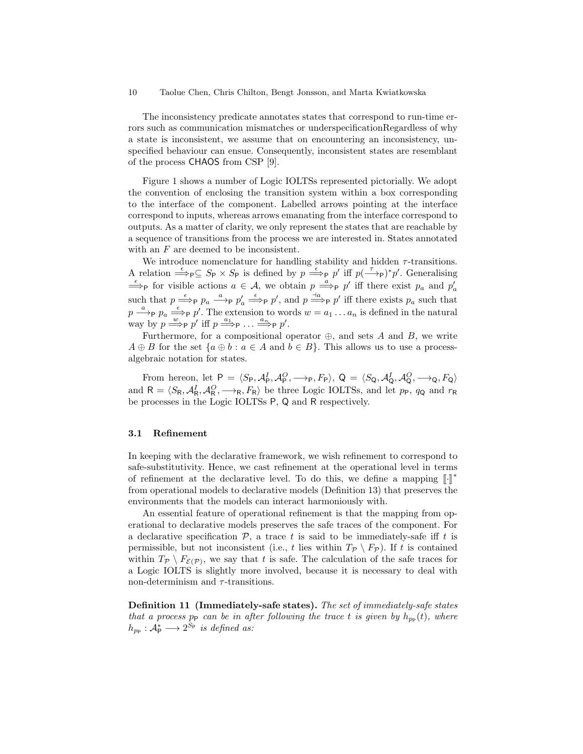The inconsistency predicate annotates states that correspond to run-time errors such as communication mismatches or underspecificationRegardless of why a state is inconsistent, we assume that on encountering an inconsistency, unspecified behaviour can ensue. Consequently, inconsistent states are resemblant of the process CHAOS from CSP [9].

Figure 1 shows a number of Logic IOLTSs represented pictorially. We adopt the convention of enclosing the transition system within a box corresponding to the interface of the component. Labelled arrows pointing at the interface correspond to inputs, whereas arrows emanating from the interface correspond to outputs. As a matter of clarity, we only represent the states that are reachable by a sequence of transitions from the process we are interested in. States annotated with an $F$ are deemed to be inconsistent.

We introduce nomenclature for handling stability and hidden $\tau$-transitions. A relation $\stackrel{\epsilon}{\Longrightarrow}_{\mathsf{P}} \subseteq S_{\mathsf{P}} \times S_{\mathsf{P}}$ is defined by $p \stackrel{\epsilon}{\Longrightarrow}_{\mathsf{P}} p'$ iff $p(\stackrel{\tau}{\longrightarrow}_{\mathsf{P}})^{*}p'$. Generalising $\stackrel{\epsilon}{\Longrightarrow}_{\mathsf{P}}$ for visible actions $a \in \mathcal{A}$, we obtain $p \stackrel{a}{\Longrightarrow}_{\mathsf{P}} p'$ iff there exist $p_a$ and $p'_a$ such that $p \stackrel{\epsilon}{\Longrightarrow}_{\mathsf{P}} p_a \stackrel{a}{\longrightarrow}_{\mathsf{P}} p'_a \stackrel{\epsilon}{\Longrightarrow}_{\mathsf{P}} p'$, and $p \stackrel{\dashv a}{\Longrightarrow}_{\mathsf{P}} p'$ iff there exists $p_a$ such that $p \stackrel{a}{\longrightarrow}_{\mathsf{P}} p_a \stackrel{\epsilon}{\Longrightarrow}_{\mathsf{P}} p'$. The extension to words $w = a_1 \dots a_n$ is defined in the natural way by $p \stackrel{w}{\Longrightarrow}_{\mathsf{P}} p'$ iff $p \stackrel{a_1}{\Longrightarrow}_{\mathsf{P}} \dots \stackrel{a_n}{\Longrightarrow}_{\mathsf{P}} p'$.

Furthermore, for a compositional operator $\oplus$, and sets $A$ and $B$, we write $A \oplus B$ for the set $\{a \oplus b : a \in A \text{ and } b \in B\}$. This allows us to use a process-algebraic notation for states.

From hereon, let $\mathsf{P} = \langle S_{\mathsf{P}}, \mathcal{A}^I_{\mathsf{P}}, \mathcal{A}^O_{\mathsf{P}}, \longrightarrow_{\mathsf{P}}, F_{\mathsf{P}} \rangle$, $\mathsf{Q} = \langle S_{\mathsf{Q}}, \mathcal{A}^I_{\mathsf{Q}}, \mathcal{A}^O_{\mathsf{Q}}, \longrightarrow_{\mathsf{Q}}, F_{\mathsf{Q}} \rangle$ and $\mathsf{R} = \langle S_{\mathsf{R}}, \mathcal{A}^I_{\mathsf{R}}, \mathcal{A}^O_{\mathsf{R}}, \longrightarrow_{\mathsf{R}}, F_{\mathsf{R}} \rangle$ be three Logic IOLTSs, and let $p_{\mathsf{P}}$, $q_{\mathsf{Q}}$ and $r_{\mathsf{R}}$ be processes in the Logic IOLTSs P, Q and R respectively.

### 3.1 Refinement

In keeping with the declarative framework, we wish refinement to correspond to safe-substitutivity. Hence, we cast refinement at the operational level in terms of refinement at the declarative level. To do this, we define a mapping $[\![\cdot]\!]^*$ from operational models to declarative models (Definition 13) that preserves the environments that the models can interact harmoniously with.

An essential feature of operational refinement is that the mapping from operational to declarative models preserves the safe traces of the component. For a declarative specification $\mathcal{P}$, a trace $t$ is said to be immediately-safe iff $t$ is permissible, but not inconsistent (i.e., $t$ lies within $T_{\mathcal{P}} \setminus F_{\mathcal{P}}$). If $t$ is contained within $T_{\mathcal{P}} \setminus F_{\mathcal{E}(\mathcal{P})}$, we say that $t$ is safe. The calculation of the safe traces for a Logic IOLTS is slightly more involved, because it is necessary to deal with non-determinism and $\tau$-transitions.

**Definition 11 (Immediately-safe states).** *The set of immediately-safe states that a process $p_{\mathsf{P}}$ can be in after following the trace $t$ is given by $h_{p_{\mathsf{P}}}(t)$, where $h_{p_{\mathsf{P}}} : \mathcal{A}^*_{\mathsf{P}} \longrightarrow 2^{S_{\mathsf{P}}}$ is defined as:*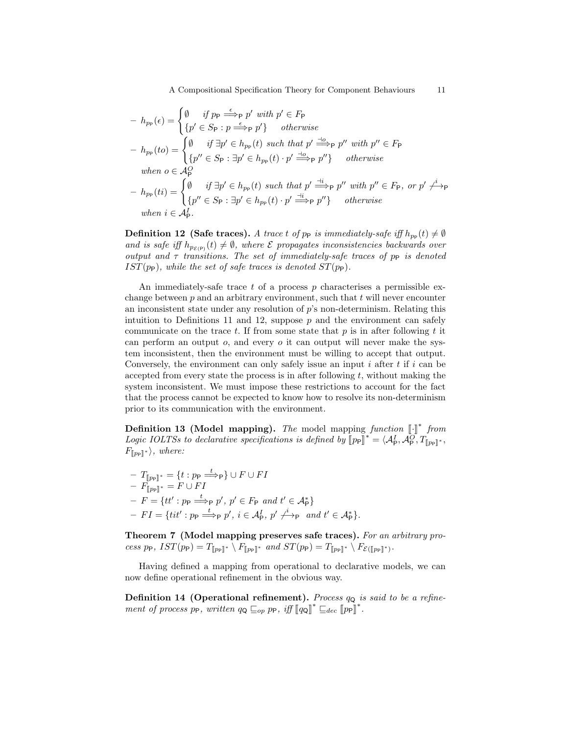- $h_{p_\mathsf{P}}(\epsilon) = \begin{cases} \emptyset & \textit{if } p_\mathsf{P} \overset{\epsilon}{\Longrightarrow}_\mathsf{P} p' \textit{ with } p' \in F_\mathsf{P} \\ \{p' \in S_\mathsf{P} : p \overset{\epsilon}{\Longrightarrow}_\mathsf{P} p'\} & \textit{otherwise} \end{cases}$
- $h_{p_\mathsf{P}}(to) = \begin{cases} \emptyset & \textit{if } \exists p' \in h_{p_\mathsf{P}}(t) \textit{ such that } p' \overset{\dashv o}{\Longrightarrow}_\mathsf{P} p'' \textit{ with } p'' \in F_\mathsf{P} \\ \{p'' \in S_\mathsf{P} : \exists p' \in h_{p_\mathsf{P}}(t) \cdot p' \overset{\dashv o}{\Longrightarrow}_\mathsf{P} p''\} & \textit{otherwise} \end{cases}$
  *when* $o \in \mathcal{A}^O_\mathsf{P}$
- $h_{p_\mathsf{P}}(ti) = \begin{cases} \emptyset & \textit{if } \exists p' \in h_{p_\mathsf{P}}(t) \textit{ such that } p' \overset{\dashv i}{\Longrightarrow}_\mathsf{P} p'' \textit{ with } p'' \in F_\mathsf{P}, \textit{ or } p' \overset{i}{\not\longrightarrow}_\mathsf{P} \\ \{p'' \in S_\mathsf{P} : \exists p' \in h_{p_\mathsf{P}}(t) \cdot p' \overset{\dashv i}{\Longrightarrow}_\mathsf{P} p''\} & \textit{otherwise} \end{cases}$
  *when* $i \in \mathcal{A}^I_\mathsf{P}$.

**Definition 12 (Safe traces).** *A trace $t$ of $p_\mathsf{P}$ is immediately-safe iff $h_{p_\mathsf{P}}(t) \neq \emptyset$ and is safe iff $h_{p_{\mathcal{E}(\mathsf{P})}}(t) \neq \emptyset$, where $\mathcal{E}$ propagates inconsistencies backwards over output and $\tau$ transitions. The set of immediately-safe traces of $p_\mathsf{P}$ is denoted $IST(p_\mathsf{P})$, while the set of safe traces is denoted $ST(p_\mathsf{P})$.*

An immediately-safe trace $t$ of a process $p$ characterises a permissible exchange between $p$ and an arbitrary environment, such that $t$ will never encounter an inconsistent state under any resolution of $p$'s non-determinism. Relating this intuition to Definitions 11 and 12, suppose $p$ and the environment can safely communicate on the trace $t$. If from some state that $p$ is in after following $t$ it can perform an output $o$, and every $o$ it can output will never make the system inconsistent, then the environment must be willing to accept that output. Conversely, the environment can only safely issue an input $i$ after $t$ if $i$ can be accepted from every state the process is in after following $t$, without making the system inconsistent. We must impose these restrictions to account for the fact that the process cannot be expected to know how to resolve its non-determinism prior to its communication with the environment.

**Definition 13 (Model mapping).** *The* model mapping *function $[\![\cdot]\!]^*$ from Logic IOLTSs to declarative specifications is defined by $[\![p_\mathsf{P}]\!]^* = \langle \mathcal{A}^I_\mathsf{P}, \mathcal{A}^O_\mathsf{P}, T_{[\![p_\mathsf{P}]\!]^*}, F_{[\![p_\mathsf{P}]\!]^*} \rangle$, where:*

- $T_{[\![p_\mathsf{P}]\!]^*} = \{t : p_\mathsf{P} \overset{t}{\Longrightarrow}_\mathsf{P}\} \cup F \cup FI$
- $F_{[\![p_\mathsf{P}]\!]^*} = F \cup FI$
- $F = \{tt' : p_\mathsf{P} \overset{t}{\Longrightarrow}_\mathsf{P} p',\ p' \in F_\mathsf{P} \textit{ and } t' \in \mathcal{A}^*_\mathsf{P}\}$
- $FI = \{tit' : p_\mathsf{P} \overset{t}{\Longrightarrow}_\mathsf{P} p',\ i \in \mathcal{A}^I_\mathsf{P},\ p' \overset{i}{\not\longrightarrow}_\mathsf{P} \textit{ and } t' \in \mathcal{A}^*_\mathsf{P}\}$.

**Theorem 7 (Model mapping preserves safe traces).** *For an arbitrary process $p_\mathsf{P}$, $IST(p_\mathsf{P}) = T_{[\![p_\mathsf{P}]\!]^*} \setminus F_{[\![p_\mathsf{P}]\!]^*}$ and $ST(p_\mathsf{P}) = T_{[\![p_\mathsf{P}]\!]^*} \setminus F_{\mathcal{E}([\![p_\mathsf{P}]\!]^*)}$.*

Having defined a mapping from operational to declarative models, we can now define operational refinement in the obvious way.

**Definition 14 (Operational refinement).** *Process $q_\mathsf{Q}$ is said to be a refinement of process $p_\mathsf{P}$, written $q_\mathsf{Q} \sqsubseteq_{op} p_\mathsf{P}$, iff $[\![q_\mathsf{Q}]\!]^* \sqsubseteq_{dec} [\![p_\mathsf{P}]\!]^*$.*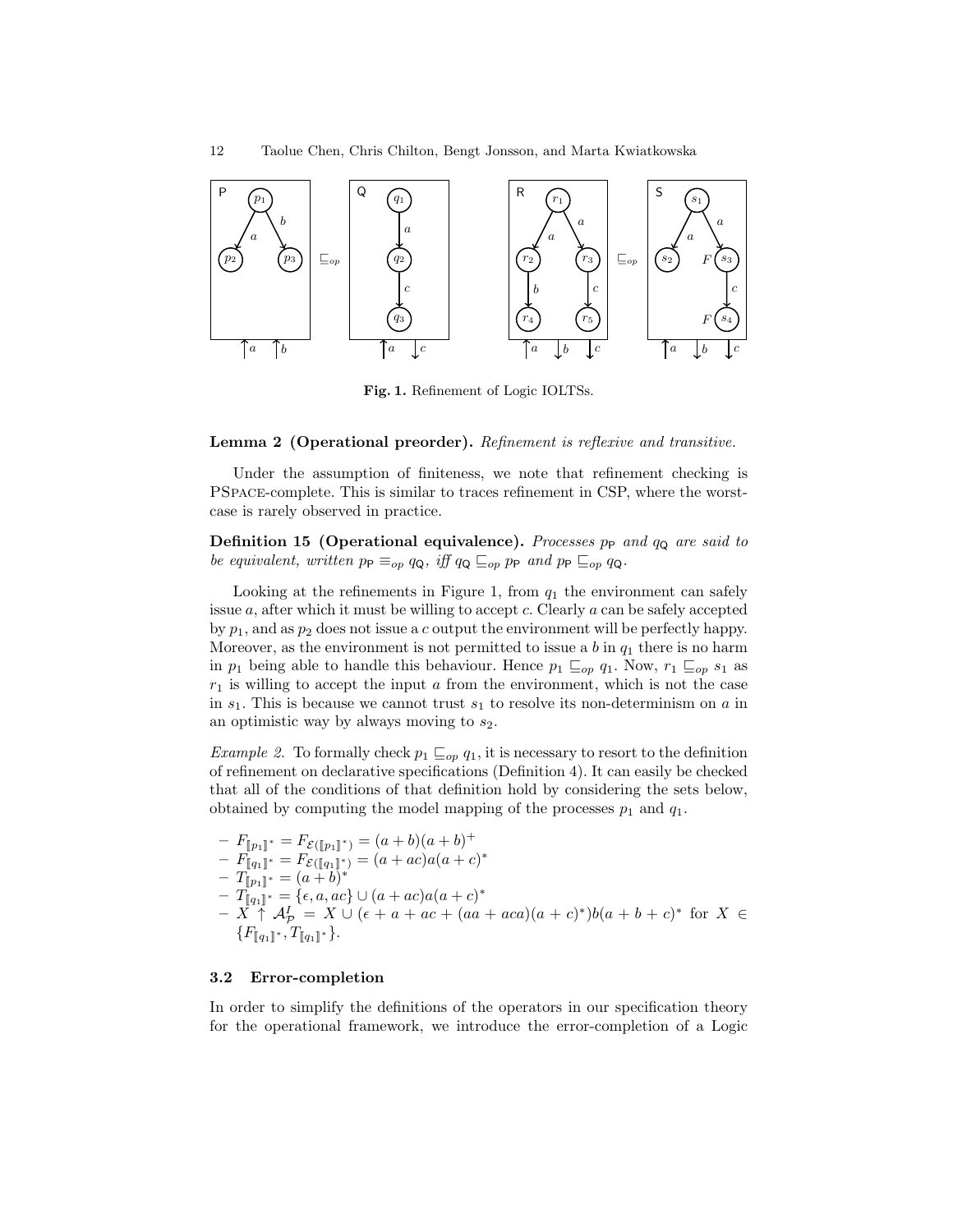**Fig. 1.** Refinement of Logic IOLTSs.

**Lemma 2 (Operational preorder).** *Refinement is reflexive and transitive.*

Under the assumption of finiteness, we note that refinement checking is PSPACE-complete. This is similar to traces refinement in CSP, where the worst-case is rarely observed in practice.

**Definition 15 (Operational equivalence).** *Processes $p_{\mathsf{P}}$ and $q_{\mathsf{Q}}$ are said to be equivalent, written $p_{\mathsf{P}} \equiv_{op} q_{\mathsf{Q}}$, iff $q_{\mathsf{Q}} \sqsubseteq_{op} p_{\mathsf{P}}$ and $p_{\mathsf{P}} \sqsubseteq_{op} q_{\mathsf{Q}}$.*

Looking at the refinements in Figure 1, from $q_1$ the environment can safely issue $a$, after which it must be willing to accept $c$. Clearly $a$ can be safely accepted by $p_1$, and as $p_2$ does not issue a $c$ output the environment will be perfectly happy. Moreover, as the environment is not permitted to issue a $b$ in $q_1$ there is no harm in $p_1$ being able to handle this behaviour. Hence $p_1 \sqsubseteq_{op} q_1$. Now, $r_1 \sqsubseteq_{op} s_1$ as $r_1$ is willing to accept the input $a$ from the environment, which is not the case in $s_1$. This is because we cannot trust $s_1$ to resolve its non-determinism on $a$ in an optimistic way by always moving to $s_2$.

*Example 2.* To formally check $p_1 \sqsubseteq_{op} q_1$, it is necessary to resort to the definition of refinement on declarative specifications (Definition 4). It can easily be checked that all of the conditions of that definition hold by considering the sets below, obtained by computing the model mapping of the processes $p_1$ and $q_1$.

- $F_{[\![p_1]\!]^*} = F_{\mathcal{E}([\![p_1]\!]^*)} = (a+b)(a+b)^+$
- $F_{[\![q_1]\!]^*} = F_{\mathcal{E}([\![q_1]\!]^*)} = (a+ac)a(a+c)^*$
- $T_{[\![p_1]\!]^*} = (a+b)^*$
- $T_{[\![q_1]\!]^*} = \{\epsilon, a, ac\} \cup (a+ac)a(a+c)^*$
- $X \uparrow \mathcal{A}^I_{\mathcal{P}} = X \cup (\epsilon + a + ac + (aa + aca)(a+c)^*)b(a+b+c)^*$ for $X \in \{F_{[\![q_1]\!]^*}, T_{[\![q_1]\!]^*}\}$.

### 3.2 Error-completion

In order to simplify the definitions of the operators in our specification theory for the operational framework, we introduce the error-completion of a Logic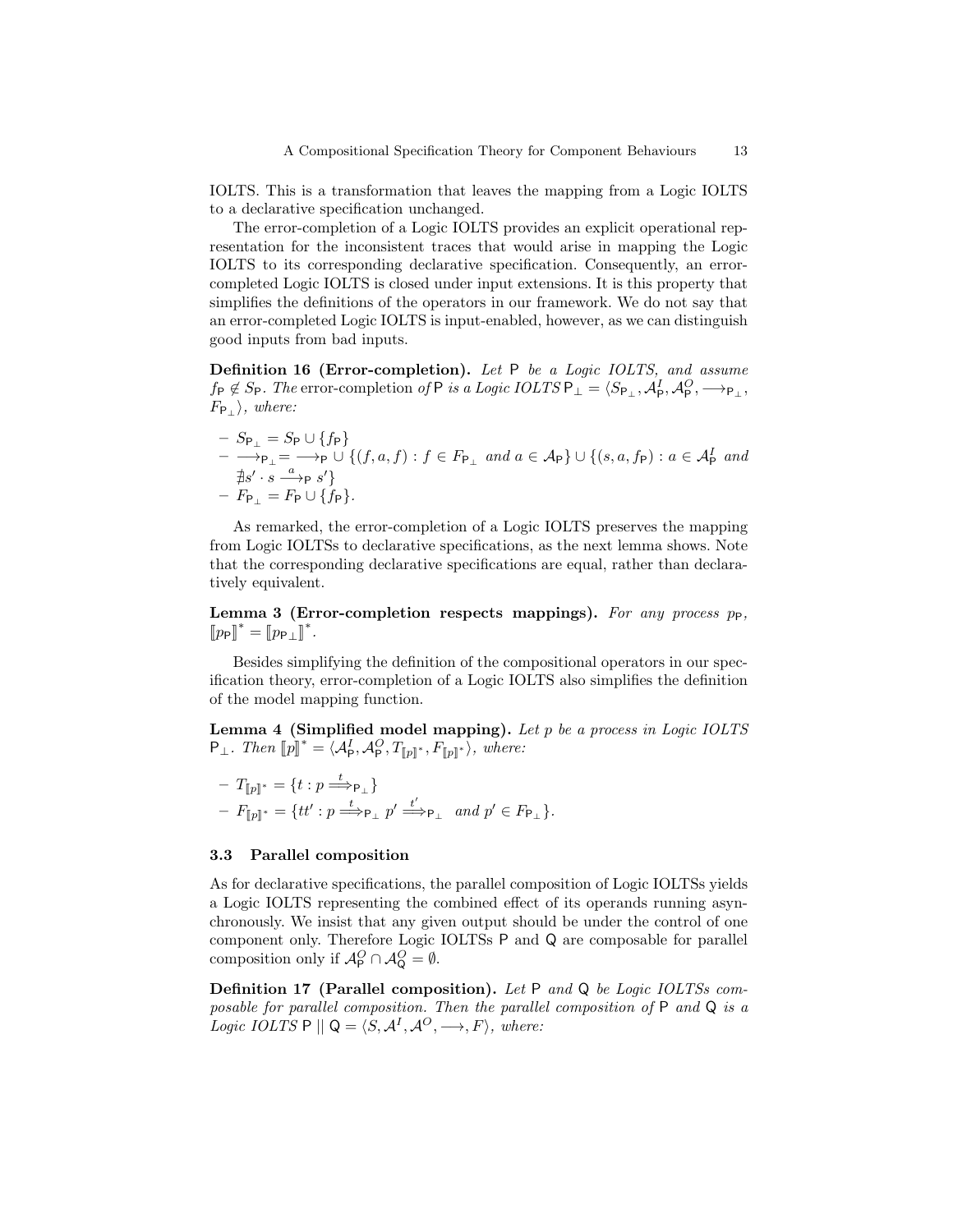IOLTS. This is a transformation that leaves the mapping from a Logic IOLTS to a declarative specification unchanged.

The error-completion of a Logic IOLTS provides an explicit operational representation for the inconsistent traces that would arise in mapping the Logic IOLTS to its corresponding declarative specification. Consequently, an error-completed Logic IOLTS is closed under input extensions. It is this property that simplifies the definitions of the operators in our framework. We do not say that an error-completed Logic IOLTS is input-enabled, however, as we can distinguish good inputs from bad inputs.

**Definition 16 (Error-completion).** *Let* $\mathsf{P}$ *be a Logic IOLTS, and assume* $f_{\mathsf{P}} \notin S_{\mathsf{P}}$. *The* error-completion *of* $\mathsf{P}$ *is a Logic IOLTS* $\mathsf{P}_\perp = \langle S_{\mathsf{P}_\perp}, \mathcal{A}^I_{\mathsf{P}}, \mathcal{A}^O_{\mathsf{P}}, \longrightarrow_{\mathsf{P}_\perp}, F_{\mathsf{P}_\perp}\rangle$, *where:*

- $S_{\mathsf{P}_\perp} = S_{\mathsf{P}} \cup \{f_{\mathsf{P}}\}$
- $\longrightarrow_{\mathsf{P}_\perp} = \longrightarrow_{\mathsf{P}} \cup \{(f, a, f) : f \in F_{\mathsf{P}_\perp}$ *and* $a \in \mathcal{A}_{\mathsf{P}}\} \cup \{(s, a, f_{\mathsf{P}}) : a \in \mathcal{A}^I_{\mathsf{P}}$ *and* $\nexists s' \cdot s \xrightarrow{a}_{\mathsf{P}} s'\}$
- $F_{\mathsf{P}_\perp} = F_{\mathsf{P}} \cup \{f_{\mathsf{P}}\}$.

As remarked, the error-completion of a Logic IOLTS preserves the mapping from Logic IOLTSs to declarative specifications, as the next lemma shows. Note that the corresponding declarative specifications are equal, rather than declaratively equivalent.

**Lemma 3 (Error-completion respects mappings).** *For any process* $p_{\mathsf{P}}$, $[\![p_{\mathsf{P}}]\!]^* = [\![p_{\mathsf{P}_\perp}]\!]^*$.

Besides simplifying the definition of the compositional operators in our specification theory, error-completion of a Logic IOLTS also simplifies the definition of the model mapping function.

**Lemma 4 (Simplified model mapping).** *Let* $p$ *be a process in Logic IOLTS* $\mathsf{P}_\perp$. *Then* $[\![p]\!]^* = \langle \mathcal{A}^I_{\mathsf{P}}, \mathcal{A}^O_{\mathsf{P}}, T_{[\![p]\!]^*}, F_{[\![p]\!]^*}\rangle$, *where:*

- $T_{[\![p]\!]^*} = \{t : p \stackrel{t}{\Longrightarrow}_{\mathsf{P}_\perp}\}$
- $F_{[\![p]\!]^*} = \{tt' : p \stackrel{t}{\Longrightarrow}_{\mathsf{P}_\perp} p' \stackrel{t'}{\Longrightarrow}_{\mathsf{P}_\perp}$ *and* $p' \in F_{\mathsf{P}_\perp}\}$.

### 3.3 Parallel composition

As for declarative specifications, the parallel composition of Logic IOLTSs yields a Logic IOLTS representing the combined effect of its operands running asynchronously. We insist that any given output should be under the control of one component only. Therefore Logic IOLTSs $\mathsf{P}$ and $\mathsf{Q}$ are composable for parallel composition only if $\mathcal{A}^O_{\mathsf{P}} \cap \mathcal{A}^O_{\mathsf{Q}} = \emptyset$.

**Definition 17 (Parallel composition).** *Let* $\mathsf{P}$ *and* $\mathsf{Q}$ *be Logic IOLTSs composable for parallel composition. Then the parallel composition of* $\mathsf{P}$ *and* $\mathsf{Q}$ *is a Logic IOLTS* $\mathsf{P} \mid\mid \mathsf{Q} = \langle S, \mathcal{A}^I, \mathcal{A}^O, \longrightarrow, F\rangle$, *where:*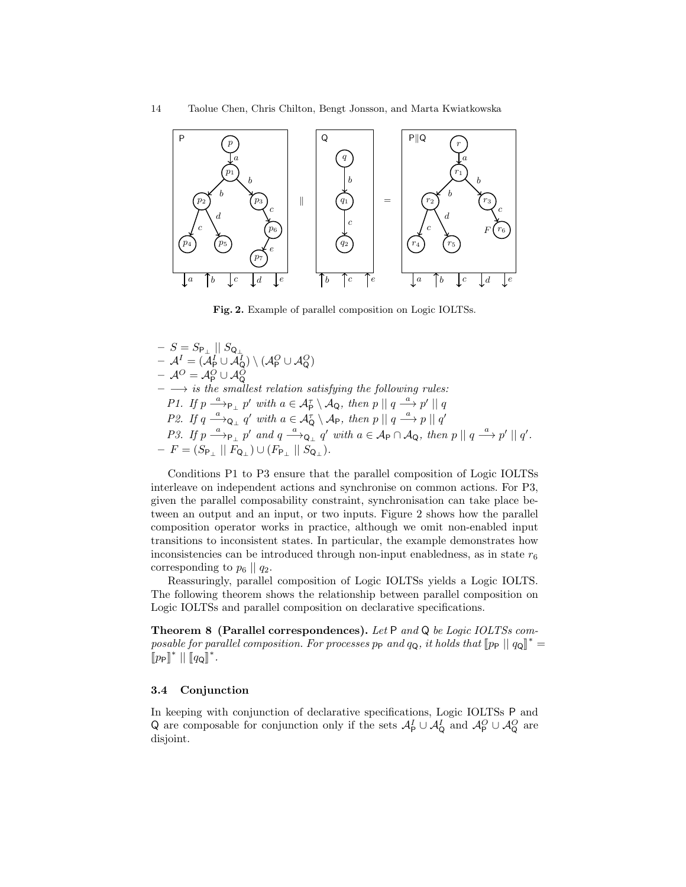**Fig. 2.** Example of parallel composition on Logic IOLTSs.

- $S = S_{\mathsf{P}_\perp} \mid\mid S_{\mathsf{Q}_\perp}$
- $\mathcal{A}^I = (\mathcal{A}^I_{\mathsf{P}} \cup \mathcal{A}^I_{\mathsf{Q}}) \setminus (\mathcal{A}^O_{\mathsf{P}} \cup \mathcal{A}^O_{\mathsf{Q}})$
- $\mathcal{A}^O = \mathcal{A}^O_{\mathsf{P}} \cup \mathcal{A}^O_{\mathsf{Q}}$
- $\longrightarrow$ *is the smallest relation satisfying the following rules:*
  *P1. If* $p \xrightarrow{a}_{\mathsf{P}_\perp} p'$ *with* $a \in \mathcal{A}^\tau_{\mathsf{P}} \setminus \mathcal{A}_{\mathsf{Q}}$*, then* $p \mid\mid q \xrightarrow{a} p' \mid\mid q$
  *P2. If* $q \xrightarrow{a}_{\mathsf{Q}_\perp} q'$ *with* $a \in \mathcal{A}^\tau_{\mathsf{Q}} \setminus \mathcal{A}_{\mathsf{P}}$*, then* $p \mid\mid q \xrightarrow{a} p \mid\mid q'$
  *P3. If* $p \xrightarrow{a}_{\mathsf{P}_\perp} p'$ *and* $q \xrightarrow{a}_{\mathsf{Q}_\perp} q'$ *with* $a \in \mathcal{A}_{\mathsf{P}} \cap \mathcal{A}_{\mathsf{Q}}$*, then* $p \mid\mid q \xrightarrow{a} p' \mid\mid q'$.
- $F = (S_{\mathsf{P}_\perp} \mid\mid F_{\mathsf{Q}_\perp}) \cup (F_{\mathsf{P}_\perp} \mid\mid S_{\mathsf{Q}_\perp})$.

Conditions P1 to P3 ensure that the parallel composition of Logic IOLTSs interleave on independent actions and synchronise on common actions. For P3, given the parallel composability constraint, synchronisation can take place between an output and an input, or two inputs. Figure 2 shows how the parallel composition operator works in practice, although we omit non-enabled input transitions to inconsistent states. In particular, the example demonstrates how inconsistencies can be introduced through non-input enabledness, as in state $r_6$ corresponding to $p_6 \mid\mid q_2$.

Reassuringly, parallel composition of Logic IOLTSs yields a Logic IOLTS. The following theorem shows the relationship between parallel composition on Logic IOLTSs and parallel composition on declarative specifications.

**Theorem 8 (Parallel correspondences).** *Let* $\mathsf{P}$ *and* $\mathsf{Q}$ *be Logic IOLTSs composable for parallel composition. For processes* $p_{\mathsf{P}}$ *and* $q_{\mathsf{Q}}$*, it holds that* $[\![p_{\mathsf{P}} \mid\mid q_{\mathsf{Q}}]\!]^* = [\![p_{\mathsf{P}}]\!]^* \mid\mid [\![q_{\mathsf{Q}}]\!]^*$.

### 3.4 Conjunction

In keeping with conjunction of declarative specifications, Logic IOLTSs $\mathsf{P}$ and $\mathsf{Q}$ are composable for conjunction only if the sets $\mathcal{A}^I_{\mathsf{P}} \cup \mathcal{A}^I_{\mathsf{Q}}$ and $\mathcal{A}^O_{\mathsf{P}} \cup \mathcal{A}^O_{\mathsf{Q}}$ are disjoint.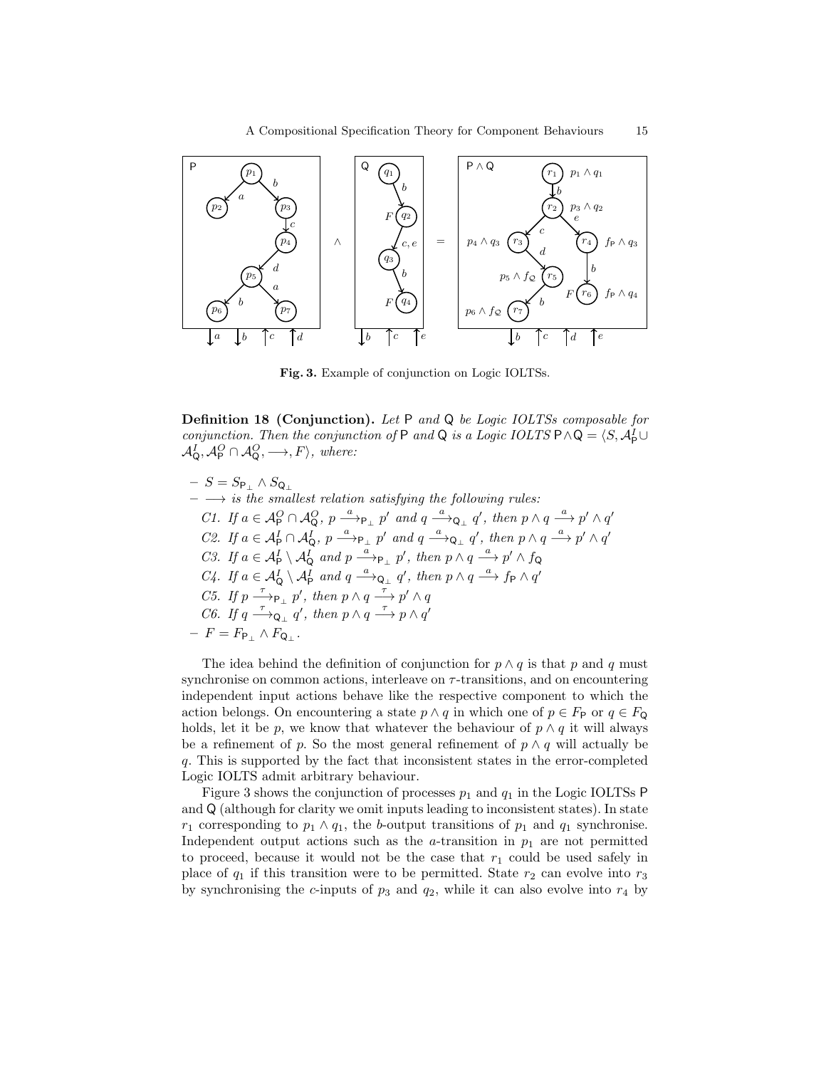**Fig. 3.** Example of conjunction on Logic IOLTSs.

**Definition 18 (Conjunction).** *Let* $\mathsf{P}$ *and* $\mathsf{Q}$ *be Logic IOLTSs composable for conjunction. Then the conjunction of* $\mathsf{P}$ *and* $\mathsf{Q}$ *is a Logic IOLTS* $\mathsf{P} \wedge \mathsf{Q} = \langle S, \mathcal{A}^I_{\mathsf{P}} \cup \mathcal{A}^I_{\mathsf{Q}}, \mathcal{A}^O_{\mathsf{P}} \cap \mathcal{A}^O_{\mathsf{Q}}, \longrightarrow, F \rangle$*, where:*

- $S = S_{\mathsf{P}_\perp} \wedge S_{\mathsf{Q}_\perp}$
- $\longrightarrow$ *is the smallest relation satisfying the following rules:*
  *C1. If* $a \in \mathcal{A}^O_{\mathsf{P}} \cap \mathcal{A}^O_{\mathsf{Q}}$, $p \xrightarrow{a}_{\mathsf{P}_\perp} p'$ *and* $q \xrightarrow{a}_{\mathsf{Q}_\perp} q'$*, then* $p \wedge q \xrightarrow{a} p' \wedge q'$
  *C2. If* $a \in \mathcal{A}^I_{\mathsf{P}} \cap \mathcal{A}^I_{\mathsf{Q}}$, $p \xrightarrow{a}_{\mathsf{P}_\perp} p'$ *and* $q \xrightarrow{a}_{\mathsf{Q}_\perp} q'$*, then* $p \wedge q \xrightarrow{a} p' \wedge q'$
  *C3. If* $a \in \mathcal{A}^I_{\mathsf{P}} \setminus \mathcal{A}^I_{\mathsf{Q}}$ *and* $p \xrightarrow{a}_{\mathsf{P}_\perp} p'$*, then* $p \wedge q \xrightarrow{a} p' \wedge f_{\mathsf{Q}}$
  *C4. If* $a \in \mathcal{A}^I_{\mathsf{Q}} \setminus \mathcal{A}^I_{\mathsf{P}}$ *and* $q \xrightarrow{a}_{\mathsf{Q}_\perp} q'$*, then* $p \wedge q \xrightarrow{a} f_{\mathsf{P}} \wedge q'$
  *C5. If* $p \xrightarrow{\tau}_{\mathsf{P}_\perp} p'$*, then* $p \wedge q \xrightarrow{\tau} p' \wedge q$
  *C6. If* $q \xrightarrow{\tau}_{\mathsf{Q}_\perp} q'$*, then* $p \wedge q \xrightarrow{\tau} p \wedge q'$
- $F = F_{\mathsf{P}_\perp} \wedge F_{\mathsf{Q}_\perp}$.

The idea behind the definition of conjunction for $p \wedge q$ is that $p$ and $q$ must synchronise on common actions, interleave on $\tau$-transitions, and on encountering independent input actions behave like the respective component to which the action belongs. On encountering a state $p \wedge q$ in which one of $p \in F_{\mathsf{P}}$ or $q \in F_{\mathsf{Q}}$ holds, let it be $p$, we know that whatever the behaviour of $p \wedge q$ it will always be a refinement of $p$. So the most general refinement of $p \wedge q$ will actually be $q$. This is supported by the fact that inconsistent states in the error-completed Logic IOLTS admit arbitrary behaviour.

Figure 3 shows the conjunction of processes $p_1$ and $q_1$ in the Logic IOLTSs $\mathsf{P}$ and $\mathsf{Q}$ (although for clarity we omit inputs leading to inconsistent states). In state $r_1$ corresponding to $p_1 \wedge q_1$, the $b$-output transitions of $p_1$ and $q_1$ synchronise. Independent output actions such as the $a$-transition in $p_1$ are not permitted to proceed, because it would not be the case that $r_1$ could be used safely in place of $q_1$ if this transition were to be permitted. State $r_2$ can evolve into $r_3$ by synchronising the $c$-inputs of $p_3$ and $q_2$, while it can also evolve into $r_4$ by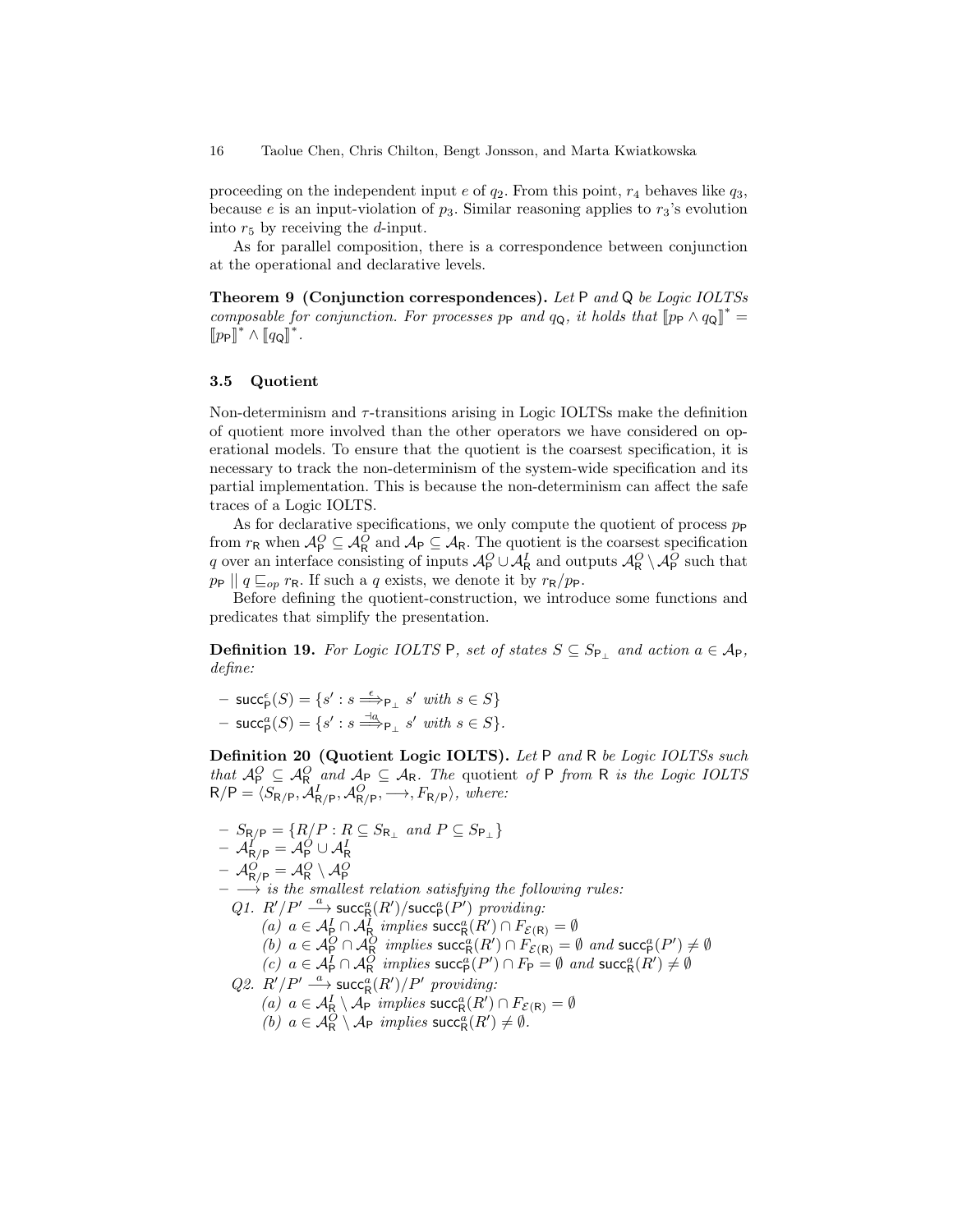proceeding on the independent input $e$ of $q_2$. From this point, $r_4$ behaves like $q_3$, because $e$ is an input-violation of $p_3$. Similar reasoning applies to $r_3$'s evolution into $r_5$ by receiving the $d$-input.

As for parallel composition, there is a correspondence between conjunction at the operational and declarative levels.

**Theorem 9 (Conjunction correspondences).** *Let* P *and* Q *be Logic IOLTSs composable for conjunction. For processes* $p_\mathsf{P}$ *and* $q_\mathsf{Q}$*, it holds that* $[\![p_\mathsf{P} \wedge q_\mathsf{Q}]\!]^* = [\![p_\mathsf{P}]\!]^* \wedge [\![q_\mathsf{Q}]\!]^*$.

### 3.5 Quotient

Non-determinism and $\tau$-transitions arising in Logic IOLTSs make the definition of quotient more involved than the other operators we have considered on operational models. To ensure that the quotient is the coarsest specification, it is necessary to track the non-determinism of the system-wide specification and its partial implementation. This is because the non-determinism can affect the safe traces of a Logic IOLTS.

As for declarative specifications, we only compute the quotient of process $p_\mathsf{P}$ from $r_\mathsf{R}$ when $\mathcal{A}^O_\mathsf{P} \subseteq \mathcal{A}^O_\mathsf{R}$ and $\mathcal{A}_\mathsf{P} \subseteq \mathcal{A}_\mathsf{R}$. The quotient is the coarsest specification $q$ over an interface consisting of inputs $\mathcal{A}^O_\mathsf{P} \cup \mathcal{A}^I_\mathsf{R}$ and outputs $\mathcal{A}^O_\mathsf{R} \setminus \mathcal{A}^O_\mathsf{P}$ such that $p_\mathsf{P} \parallel q \sqsubseteq_{op} r_\mathsf{R}$. If such a $q$ exists, we denote it by $r_\mathsf{R}/p_\mathsf{P}$.

Before defining the quotient-construction, we introduce some functions and predicates that simplify the presentation.

**Definition 19.** *For Logic IOLTS* P*, set of states* $S \subseteq S_{\mathsf{P}_\bot}$ *and action* $a \in \mathcal{A}_\mathsf{P}$*, define:*

- $\mathsf{succ}^\epsilon_\mathsf{P}(S) = \{s' : s \stackrel{\epsilon}{\Longrightarrow}_{\mathsf{P}_\bot} s' \text{ with } s \in S\}$
- $\mathsf{succ}^a_\mathsf{P}(S) = \{s' : s \stackrel{\neg a}{\Longrightarrow}_{\mathsf{P}_\bot} s' \text{ with } s \in S\}$.

**Definition 20 (Quotient Logic IOLTS).** *Let* P *and* R *be Logic IOLTSs such that* $\mathcal{A}^O_\mathsf{P} \subseteq \mathcal{A}^O_\mathsf{R}$ *and* $\mathcal{A}_\mathsf{P} \subseteq \mathcal{A}_\mathsf{R}$*. The* quotient *of* P *from* R *is the Logic IOLTS* $\mathsf{R}/\mathsf{P} = \langle S_{\mathsf{R}/\mathsf{P}}, \mathcal{A}^I_{\mathsf{R}/\mathsf{P}}, \mathcal{A}^O_{\mathsf{R}/\mathsf{P}}, \longrightarrow, F_{\mathsf{R}/\mathsf{P}}\rangle$*, where:*

- $S_{\mathsf{R}/\mathsf{P}} = \{R/P : R \subseteq S_{\mathsf{R}_\bot} \text{ and } P \subseteq S_{\mathsf{P}_\bot}\}$
- $\mathcal{A}^I_{\mathsf{R}/\mathsf{P}} = \mathcal{A}^O_\mathsf{P} \cup \mathcal{A}^I_\mathsf{R}$
- $\mathcal{A}^O_{\mathsf{R}/\mathsf{P}} = \mathcal{A}^O_\mathsf{R} \setminus \mathcal{A}^O_\mathsf{P}$
- $\longrightarrow$ *is the smallest relation satisfying the following rules:*
  - *Q1.* $R'/P' \stackrel{a}{\longrightarrow} \mathsf{succ}^a_\mathsf{R}(R')/\mathsf{succ}^a_\mathsf{P}(P')$ *providing:*
    - *(a)* $a \in \mathcal{A}^I_\mathsf{P} \cap \mathcal{A}^I_\mathsf{R}$ *implies* $\mathsf{succ}^a_\mathsf{R}(R') \cap F_{\mathcal{E}(\mathsf{R})} = \emptyset$
    - *(b)* $a \in \mathcal{A}^O_\mathsf{P} \cap \mathcal{A}^O_\mathsf{R}$ *implies* $\mathsf{succ}^a_\mathsf{R}(R') \cap F_{\mathcal{E}(\mathsf{R})} = \emptyset$ *and* $\mathsf{succ}^a_\mathsf{P}(P') \neq \emptyset$
    - *(c)* $a \in \mathcal{A}^I_\mathsf{P} \cap \mathcal{A}^O_\mathsf{R}$ *implies* $\mathsf{succ}^a_\mathsf{P}(P') \cap F_\mathsf{P} = \emptyset$ *and* $\mathsf{succ}^a_\mathsf{R}(R') \neq \emptyset$
  - *Q2.* $R'/P' \stackrel{a}{\longrightarrow} \mathsf{succ}^a_\mathsf{R}(R')/P'$ *providing:*
    - *(a)* $a \in \mathcal{A}^I_\mathsf{R} \setminus \mathcal{A}_\mathsf{P}$ *implies* $\mathsf{succ}^a_\mathsf{R}(R') \cap F_{\mathcal{E}(\mathsf{R})} = \emptyset$
    - *(b)* $a \in \mathcal{A}^O_\mathsf{R} \setminus \mathcal{A}_\mathsf{P}$ *implies* $\mathsf{succ}^a_\mathsf{R}(R') \neq \emptyset$.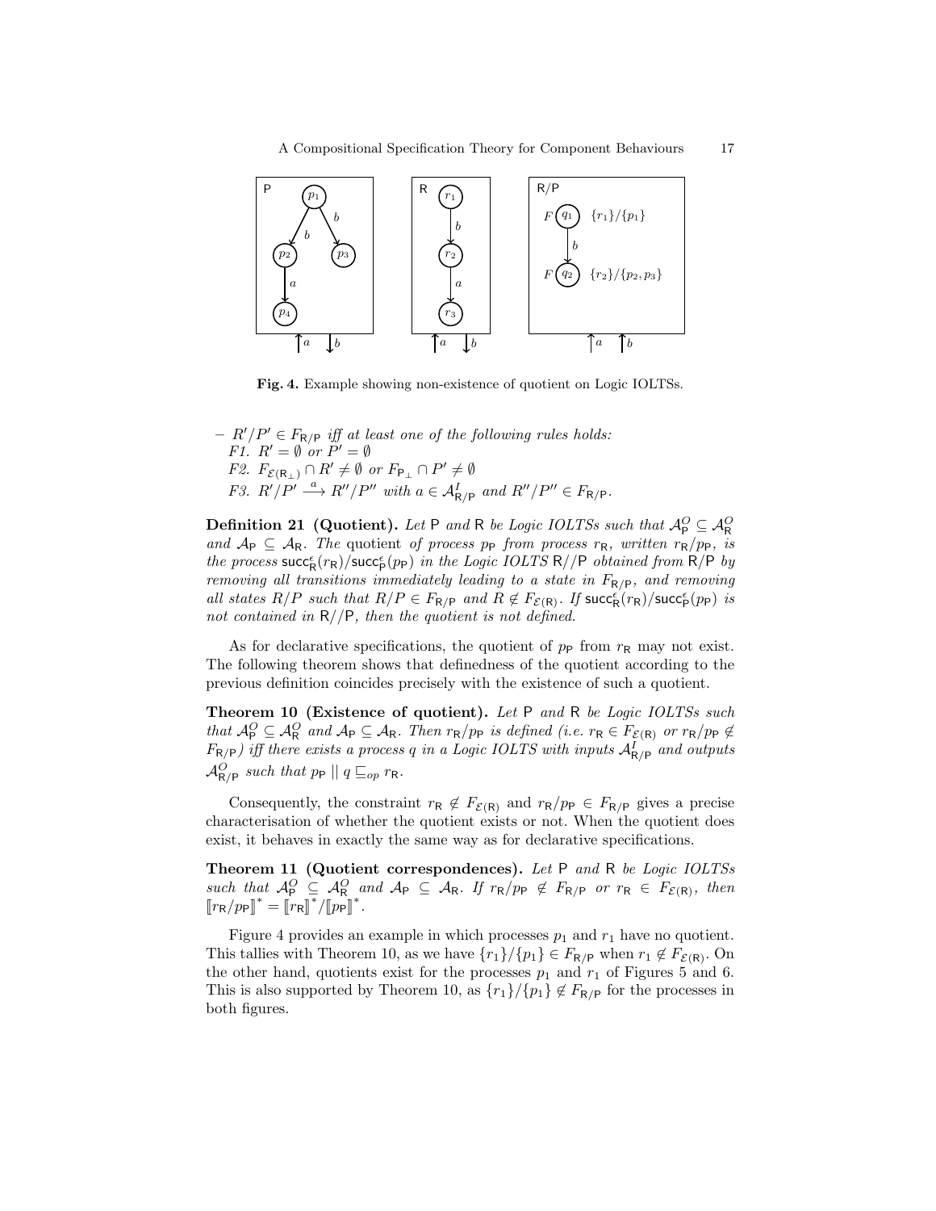Fig. 4. Example showing non-existence of quotient on Logic IOLTSs.

- $R'/P' \in F_{\mathsf{R}/\mathsf{P}}$ *iff at least one of the following rules holds:*
  *F1.* $R' = \emptyset$ *or* $P' = \emptyset$
  *F2.* $F_{\mathcal{E}(\mathsf{R}_\perp)} \cap R' \neq \emptyset$ *or* $F_{\mathsf{P}_\perp} \cap P' \neq \emptyset$
  *F3.* $R'/P' \xrightarrow{a} R''/P''$ *with* $a \in \mathcal{A}^I_{\mathsf{R}/\mathsf{P}}$ *and* $R''/P'' \in F_{\mathsf{R}/\mathsf{P}}$.

**Definition 21 (Quotient).** *Let* $\mathsf{P}$ *and* $\mathsf{R}$ *be Logic IOLTSs such that* $\mathcal{A}^O_{\mathsf{P}} \subseteq \mathcal{A}^O_{\mathsf{R}}$ *and* $\mathcal{A}_{\mathsf{P}} \subseteq \mathcal{A}_{\mathsf{R}}$. *The* quotient *of process* $p_{\mathsf{P}}$ *from process* $r_{\mathsf{R}}$*, written* $r_{\mathsf{R}}/p_{\mathsf{P}}$*, is the process* $\mathsf{succ}^\epsilon_{\mathsf{R}}(r_{\mathsf{R}})/\mathsf{succ}^\epsilon_{\mathsf{P}}(p_{\mathsf{P}})$ *in the Logic IOLTS* $\mathsf{R}//\mathsf{P}$ *obtained from* $\mathsf{R}/\mathsf{P}$ *by removing all transitions immediately leading to a state in* $F_{\mathsf{R}/\mathsf{P}}$*, and removing all states* $R/P$ *such that* $R/P \in F_{\mathsf{R}/\mathsf{P}}$ *and* $R \notin F_{\mathcal{E}(\mathsf{R})}$. *If* $\mathsf{succ}^\epsilon_{\mathsf{R}}(r_{\mathsf{R}})/\mathsf{succ}^\epsilon_{\mathsf{P}}(p_{\mathsf{P}})$ *is not contained in* $\mathsf{R}//\mathsf{P}$*, then the quotient is not defined.*

As for declarative specifications, the quotient of $p_{\mathsf{P}}$ from $r_{\mathsf{R}}$ may not exist. The following theorem shows that definedness of the quotient according to the previous definition coincides precisely with the existence of such a quotient.

**Theorem 10 (Existence of quotient).** *Let* $\mathsf{P}$ *and* $\mathsf{R}$ *be Logic IOLTSs such that* $\mathcal{A}^O_{\mathsf{P}} \subseteq \mathcal{A}^O_{\mathsf{R}}$ *and* $\mathcal{A}_{\mathsf{P}} \subseteq \mathcal{A}_{\mathsf{R}}$. *Then* $r_{\mathsf{R}}/p_{\mathsf{P}}$ *is defined (i.e.* $r_{\mathsf{R}} \in F_{\mathcal{E}(\mathsf{R})}$ *or* $r_{\mathsf{R}}/p_{\mathsf{P}} \notin F_{\mathsf{R}/\mathsf{P}}$*) iff there exists a process* $q$ *in a Logic IOLTS with inputs* $\mathcal{A}^I_{\mathsf{R}/\mathsf{P}}$ *and outputs* $\mathcal{A}^O_{\mathsf{R}/\mathsf{P}}$ *such that* $p_{\mathsf{P}} \mid\mid q \sqsubseteq_{op} r_{\mathsf{R}}$.

Consequently, the constraint $r_{\mathsf{R}} \notin F_{\mathcal{E}(\mathsf{R})}$ and $r_{\mathsf{R}}/p_{\mathsf{P}} \in F_{\mathsf{R}/\mathsf{P}}$ gives a precise characterisation of whether the quotient exists or not. When the quotient does exist, it behaves in exactly the same way as for declarative specifications.

**Theorem 11 (Quotient correspondences).** *Let* $\mathsf{P}$ *and* $\mathsf{R}$ *be Logic IOLTSs such that* $\mathcal{A}^O_{\mathsf{P}} \subseteq \mathcal{A}^O_{\mathsf{R}}$ *and* $\mathcal{A}_{\mathsf{P}} \subseteq \mathcal{A}_{\mathsf{R}}$. *If* $r_{\mathsf{R}}/p_{\mathsf{P}} \notin F_{\mathsf{R}/\mathsf{P}}$ *or* $r_{\mathsf{R}} \in F_{\mathcal{E}(\mathsf{R})}$*, then* $[\![r_{\mathsf{R}}/p_{\mathsf{P}}]\!]^* = [\![r_{\mathsf{R}}]\!]^*/[\![p_{\mathsf{P}}]\!]^*$.

Figure 4 provides an example in which processes $p_1$ and $r_1$ have no quotient. This tallies with Theorem 10, as we have $\{r_1\}/\{p_1\} \in F_{\mathsf{R}/\mathsf{P}}$ when $r_1 \notin F_{\mathcal{E}(\mathsf{R})}$. On the other hand, quotients exist for the processes $p_1$ and $r_1$ of Figures 5 and 6. This is also supported by Theorem 10, as $\{r_1\}/\{p_1\} \notin F_{\mathsf{R}/\mathsf{P}}$ for the processes in both figures.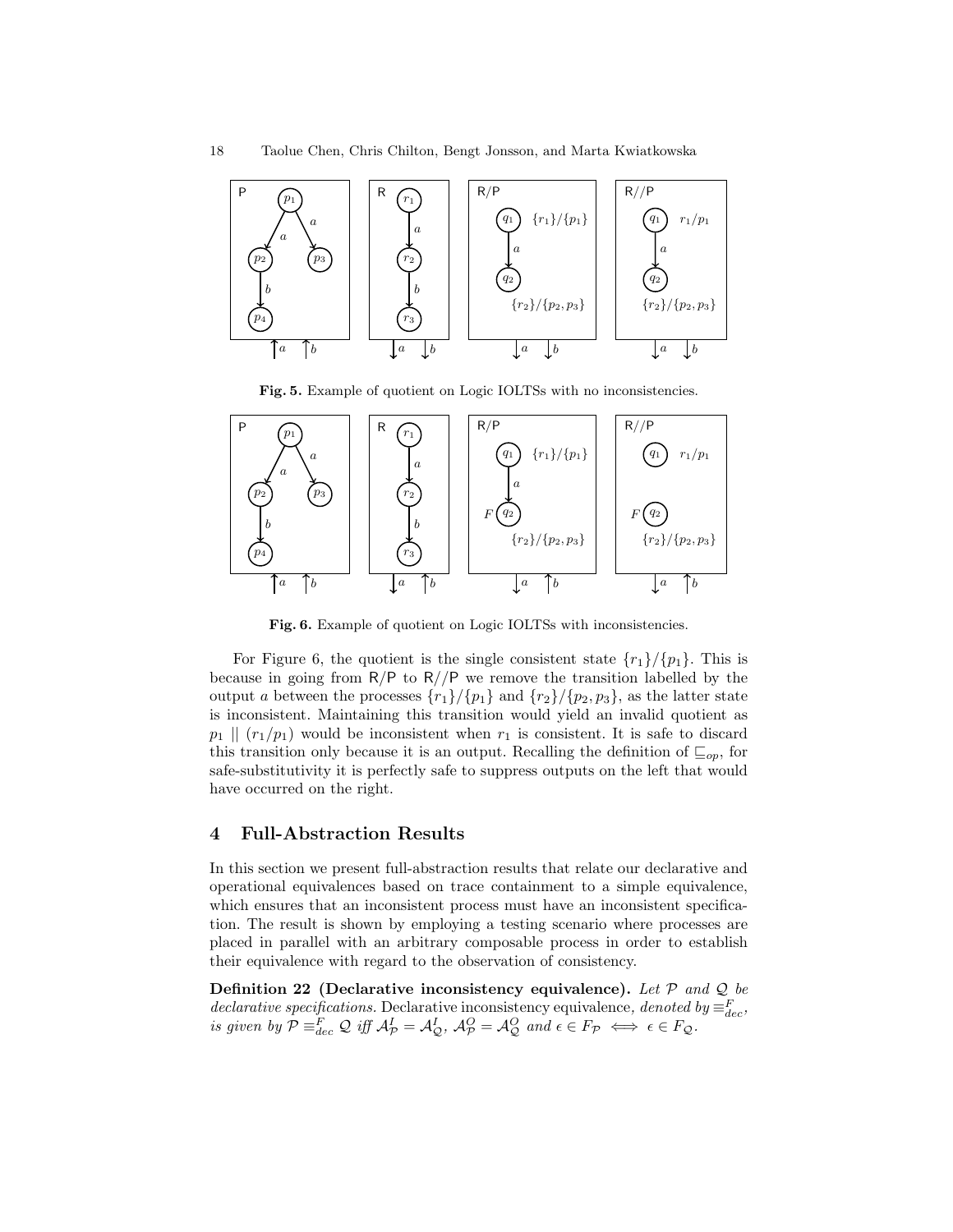**Fig. 5.** Example of quotient on Logic IOLTSs with no inconsistencies.

**Fig. 6.** Example of quotient on Logic IOLTSs with inconsistencies.

For Figure 6, the quotient is the single consistent state $\{r_1\}/\{p_1\}$. This is because in going from R/P to R//P we remove the transition labelled by the output $a$ between the processes $\{r_1\}/\{p_1\}$ and $\{r_2\}/\{p_2, p_3\}$, as the latter state is inconsistent. Maintaining this transition would yield an invalid quotient as $p_1 \parallel (r_1/p_1)$ would be inconsistent when $r_1$ is consistent. It is safe to discard this transition only because it is an output. Recalling the definition of $\sqsubseteq_{op}$, for safe-substitutivity it is perfectly safe to suppress outputs on the left that would have occurred on the right.

## 4 Full-Abstraction Results

In this section we present full-abstraction results that relate our declarative and operational equivalences based on trace containment to a simple equivalence, which ensures that an inconsistent process must have an inconsistent specification. The result is shown by employing a testing scenario where processes are placed in parallel with an arbitrary composable process in order to establish their equivalence with regard to the observation of consistency.

**Definition 22 (Declarative inconsistency equivalence).** *Let $\mathcal{P}$ and $\mathcal{Q}$ be declarative specifications.* Declarative inconsistency equivalence, *denoted by $\equiv^F_{dec}$, is given by $\mathcal{P} \equiv^F_{dec} \mathcal{Q}$ iff $\mathcal{A}^I_{\mathcal{P}} = \mathcal{A}^I_{\mathcal{Q}}$, $\mathcal{A}^O_{\mathcal{P}} = \mathcal{A}^O_{\mathcal{Q}}$ and $\epsilon \in F_{\mathcal{P}} \iff \epsilon \in F_{\mathcal{Q}}$.*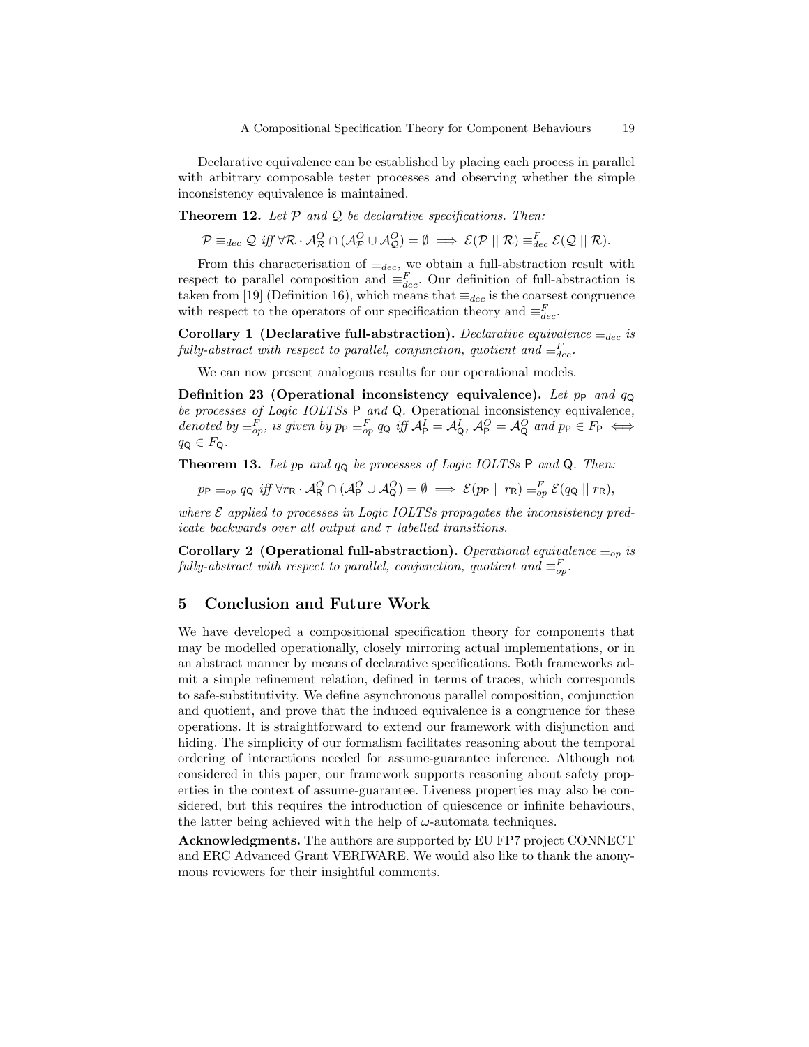Declarative equivalence can be established by placing each process in parallel with arbitrary composable tester processes and observing whether the simple inconsistency equivalence is maintained.

**Theorem 12.** *Let $\mathcal{P}$ and $\mathcal{Q}$ be declarative specifications. Then:*

$$\mathcal{P} \equiv_{dec} \mathcal{Q} \text{ iff } \forall \mathcal{R} \cdot \mathcal{A}^O_{\mathcal{R}} \cap (\mathcal{A}^O_{\mathcal{P}} \cup \mathcal{A}^O_{\mathcal{Q}}) = \emptyset \implies \mathcal{E}(\mathcal{P} \mid\mid \mathcal{R}) \equiv^F_{dec} \mathcal{E}(\mathcal{Q} \mid\mid \mathcal{R}).$$

From this characterisation of $\equiv_{dec}$, we obtain a full-abstraction result with respect to parallel composition and $\equiv^F_{dec}$. Our definition of full-abstraction is taken from [19] (Definition 16), which means that $\equiv_{dec}$ is the coarsest congruence with respect to the operators of our specification theory and $\equiv^F_{dec}$.

**Corollary 1 (Declarative full-abstraction).** *Declarative equivalence $\equiv_{dec}$ is fully-abstract with respect to parallel, conjunction, quotient and $\equiv^F_{dec}$.*

We can now present analogous results for our operational models.

**Definition 23 (Operational inconsistency equivalence).** *Let $p_{\mathsf{P}}$ and $q_{\mathsf{Q}}$ be processes of Logic IOLTSs $\mathsf{P}$ and $\mathsf{Q}$. Operational inconsistency equivalence, denoted by $\equiv^F_{op}$, is given by $p_{\mathsf{P}} \equiv^F_{op} q_{\mathsf{Q}}$ iff $\mathcal{A}^I_{\mathsf{P}} = \mathcal{A}^I_{\mathsf{Q}}$, $\mathcal{A}^O_{\mathsf{P}} = \mathcal{A}^O_{\mathsf{Q}}$ and $p_{\mathsf{P}} \in F_{\mathsf{P}} \iff q_{\mathsf{Q}} \in F_{\mathsf{Q}}$.*

**Theorem 13.** *Let $p_{\mathsf{P}}$ and $q_{\mathsf{Q}}$ be processes of Logic IOLTSs $\mathsf{P}$ and $\mathsf{Q}$. Then:*

$$p_{\mathsf{P}} \equiv_{op} q_{\mathsf{Q}} \text{ iff } \forall r_{\mathsf{R}} \cdot \mathcal{A}^O_{\mathsf{R}} \cap (\mathcal{A}^O_{\mathsf{P}} \cup \mathcal{A}^O_{\mathsf{Q}}) = \emptyset \implies \mathcal{E}(p_{\mathsf{P}} \mid\mid r_{\mathsf{R}}) \equiv^F_{op} \mathcal{E}(q_{\mathsf{Q}} \mid\mid r_{\mathsf{R}}),$$

*where $\mathcal{E}$ applied to processes in Logic IOLTSs propagates the inconsistency predicate backwards over all output and $\tau$ labelled transitions.*

**Corollary 2 (Operational full-abstraction).** *Operational equivalence $\equiv_{op}$ is fully-abstract with respect to parallel, conjunction, quotient and $\equiv^F_{op}$.*

## 5 Conclusion and Future Work

We have developed a compositional specification theory for components that may be modelled operationally, closely mirroring actual implementations, or in an abstract manner by means of declarative specifications. Both frameworks admit a simple refinement relation, defined in terms of traces, which corresponds to safe-substitutivity. We define asynchronous parallel composition, conjunction and quotient, and prove that the induced equivalence is a congruence for these operations. It is straightforward to extend our framework with disjunction and hiding. The simplicity of our formalism facilitates reasoning about the temporal ordering of interactions needed for assume-guarantee inference. Although not considered in this paper, our framework supports reasoning about safety properties in the context of assume-guarantee. Liveness properties may also be considered, but this requires the introduction of quiescence or infinite behaviours, the latter being achieved with the help of $\omega$-automata techniques.

**Acknowledgments.** The authors are supported by EU FP7 project CONNECT and ERC Advanced Grant VERIWARE. We would also like to thank the anonymous reviewers for their insightful comments.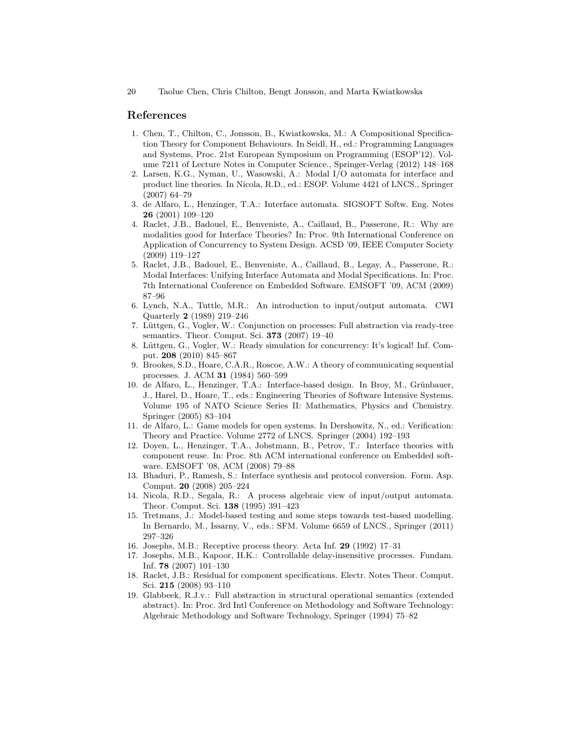## References

1. Chen, T., Chilton, C., Jonsson, B., Kwiatkowska, M.: A Compositional Specification Theory for Component Behaviours. In Seidl, H., ed.: Programming Languages and Systems, Proc. 21st European Symposium on Programming (ESOP'12). Volume 7211 of Lecture Notes in Computer Science., Springer-Verlag (2012) 148–168
2. Larsen, K.G., Nyman, U., Wasowski, A.: Modal I/O automata for interface and product line theories. In Nicola, R.D., ed.: ESOP. Volume 4421 of LNCS., Springer (2007) 64–79
3. de Alfaro, L., Henzinger, T.A.: Interface automata. SIGSOFT Softw. Eng. Notes **26** (2001) 109–120
4. Raclet, J.B., Badouel, E., Benveniste, A., Caillaud, B., Passerone, R.: Why are modalities good for Interface Theories? In: Proc. 9th International Conference on Application of Concurrency to System Design. ACSD '09, IEEE Computer Society (2009) 119–127
5. Raclet, J.B., Badouel, E., Benveniste, A., Caillaud, B., Legay, A., Passerone, R.: Modal Interfaces: Unifying Interface Automata and Modal Specifications. In: Proc. 7th International Conference on Embedded Software. EMSOFT '09, ACM (2009) 87–96
6. Lynch, N.A., Tuttle, M.R.: An introduction to input/output automata. CWI Quarterly **2** (1989) 219–246
7. Lüttgen, G., Vogler, W.: Conjunction on processes: Full abstraction via ready-tree semantics. Theor. Comput. Sci. **373** (2007) 19–40
8. Lüttgen, G., Vogler, W.: Ready simulation for concurrency: It's logical! Inf. Comput. **208** (2010) 845–867
9. Brookes, S.D., Hoare, C.A.R., Roscoe, A.W.: A theory of communicating sequential processes. J. ACM **31** (1984) 560–599
10. de Alfaro, L., Henzinger, T.A.: Interface-based design. In Broy, M., Grünbauer, J., Harel, D., Hoare, T., eds.: Engineering Theories of Software Intensive Systems. Volume 195 of NATO Science Series II: Mathematics, Physics and Chemistry. Springer (2005) 83–104
11. de Alfaro, L.: Game models for open systems. In Dershowitz, N., ed.: Verification: Theory and Practice. Volume 2772 of LNCS. Springer (2004) 192–193
12. Doyen, L., Henzinger, T.A., Jobstmann, B., Petrov, T.: Interface theories with component reuse. In: Proc. 8th ACM international conference on Embedded software. EMSOFT '08, ACM (2008) 79–88
13. Bhaduri, P., Ramesh, S.: Interface synthesis and protocol conversion. Form. Asp. Comput. **20** (2008) 205–224
14. Nicola, R.D., Segala, R.: A process algebraic view of input/output automata. Theor. Comput. Sci. **138** (1995) 391–423
15. Tretmans, J.: Model-based testing and some steps towards test-based modelling. In Bernardo, M., Issarny, V., eds.: SFM. Volume 6659 of LNCS., Springer (2011) 297–326
16. Josephs, M.B.: Receptive process theory. Acta Inf. **29** (1992) 17–31
17. Josephs, M.B., Kapoor, H.K.: Controllable delay-insensitive processes. Fundam. Inf. **78** (2007) 101–130
18. Raclet, J.B.: Residual for component specifications. Electr. Notes Theor. Comput. Sci. **215** (2008) 93–110
19. Glabbeek, R.J.v.: Full abstraction in structural operational semantics (extended abstract). In: Proc. 3rd Intl Conference on Methodology and Software Technology: Algebraic Methodology and Software Technology, Springer (1994) 75–82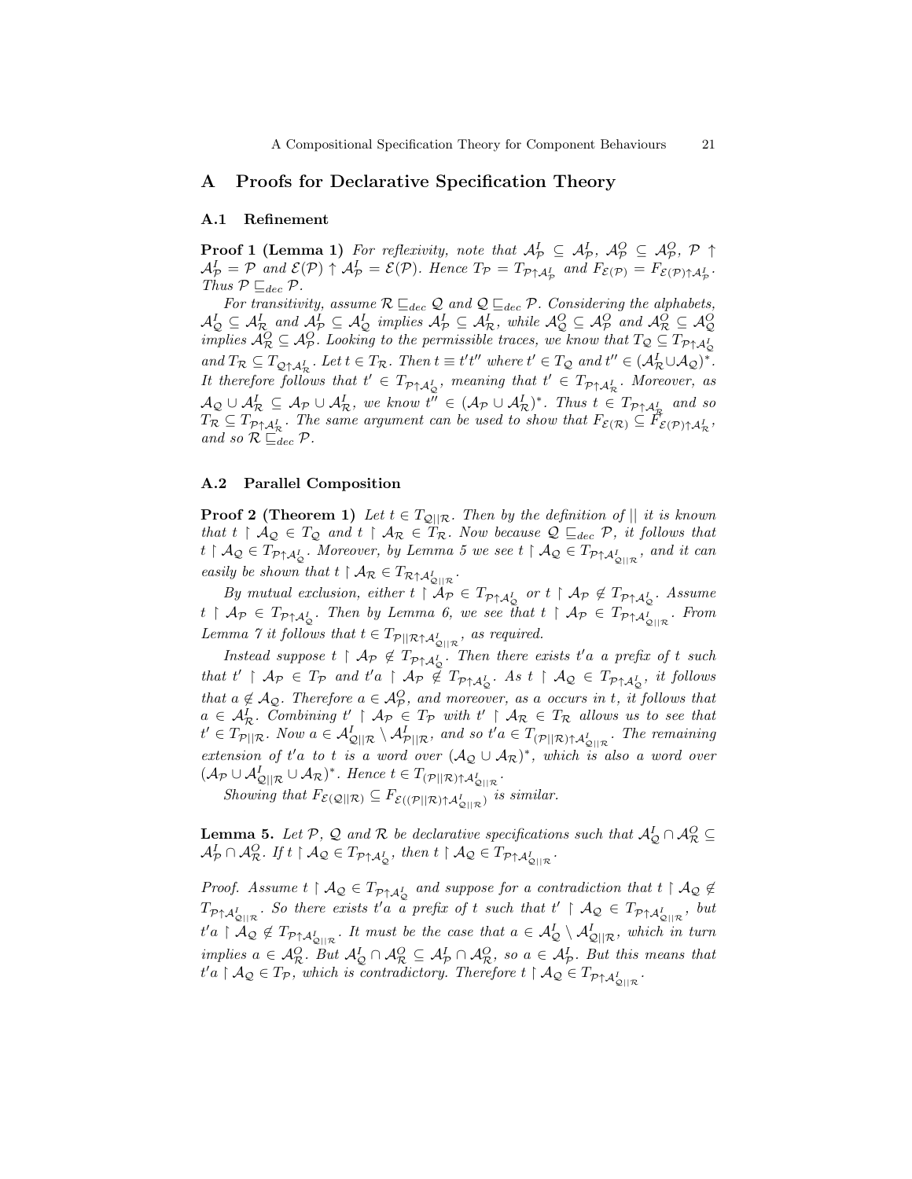## A Proofs for Declarative Specification Theory

### A.1 Refinement

**Proof 1 (Lemma 1)** *For reflexivity, note that $\mathcal{A}^I_\mathcal{P} \subseteq \mathcal{A}^I_\mathcal{P}$, $\mathcal{A}^O_\mathcal{P} \subseteq \mathcal{A}^O_\mathcal{P}$, $\mathcal{P} \uparrow \mathcal{A}^I_\mathcal{P} = \mathcal{P}$ and $\mathcal{E}(\mathcal{P}) \uparrow \mathcal{A}^I_\mathcal{P} = \mathcal{E}(\mathcal{P})$. Hence $T_\mathcal{P} = T_{\mathcal{P}\uparrow\mathcal{A}^I_\mathcal{P}}$ and $F_{\mathcal{E}(\mathcal{P})} = F_{\mathcal{E}(\mathcal{P})\uparrow\mathcal{A}^I_\mathcal{P}}$. Thus $\mathcal{P} \sqsubseteq_{dec} \mathcal{P}$.*

*For transitivity, assume $\mathcal{R} \sqsubseteq_{dec} \mathcal{Q}$ and $\mathcal{Q} \sqsubseteq_{dec} \mathcal{P}$. Considering the alphabets, $\mathcal{A}^I_\mathcal{Q} \subseteq \mathcal{A}^I_\mathcal{R}$ and $\mathcal{A}^I_\mathcal{P} \subseteq \mathcal{A}^I_\mathcal{Q}$ implies $\mathcal{A}^I_\mathcal{P} \subseteq \mathcal{A}^I_\mathcal{R}$, while $\mathcal{A}^O_\mathcal{Q} \subseteq \mathcal{A}^O_\mathcal{P}$ and $\mathcal{A}^O_\mathcal{R} \subseteq \mathcal{A}^O_\mathcal{Q}$ implies $\mathcal{A}^O_\mathcal{R} \subseteq \mathcal{A}^O_\mathcal{P}$. Looking to the permissible traces, we know that $T_\mathcal{Q} \subseteq T_{\mathcal{P}\uparrow\mathcal{A}^I_\mathcal{Q}}$ and $T_\mathcal{R} \subseteq T_{\mathcal{Q}\uparrow\mathcal{A}^I_\mathcal{R}}$. Let $t \in T_\mathcal{R}$. Then $t \equiv t't''$ where $t' \in T_\mathcal{Q}$ and $t'' \in (\mathcal{A}^I_\mathcal{R} \cup \mathcal{A}_\mathcal{Q})^*$. It therefore follows that $t' \in T_{\mathcal{P}\uparrow\mathcal{A}^I_\mathcal{Q}}$, meaning that $t' \in T_{\mathcal{P}\uparrow\mathcal{A}^I_\mathcal{R}}$. Moreover, as $\mathcal{A}_\mathcal{Q} \cup \mathcal{A}^I_\mathcal{R} \subseteq \mathcal{A}_\mathcal{P} \cup \mathcal{A}^I_\mathcal{R}$, we know $t'' \in (\mathcal{A}_\mathcal{P} \cup \mathcal{A}^I_\mathcal{R})^*$. Thus $t \in T_{\mathcal{P}\uparrow\mathcal{A}^I_\mathcal{R}}$ and so $T_\mathcal{R} \subseteq T_{\mathcal{P}\uparrow\mathcal{A}^I_\mathcal{R}}$. The same argument can be used to show that $F_{\mathcal{E}(\mathcal{R})} \subseteq F_{\mathcal{E}(\mathcal{P})\uparrow\mathcal{A}^I_\mathcal{R}}$, and so $\mathcal{R} \sqsubseteq_{dec} \mathcal{P}$.*

### A.2 Parallel Composition

**Proof 2 (Theorem 1)** *Let $t \in T_{\mathcal{Q}||\mathcal{R}}$. Then by the definition of $||$ it is known that $t \upharpoonright \mathcal{A}_\mathcal{Q} \in T_\mathcal{Q}$ and $t \upharpoonright \mathcal{A}_\mathcal{R} \in T_\mathcal{R}$. Now because $\mathcal{Q} \sqsubseteq_{dec} \mathcal{P}$, it follows that $t \upharpoonright \mathcal{A}_\mathcal{Q} \in T_{\mathcal{P}\uparrow\mathcal{A}^I_\mathcal{Q}}$. Moreover, by Lemma 5 we see $t \upharpoonright \mathcal{A}_\mathcal{Q} \in T_{\mathcal{P}\uparrow\mathcal{A}^I_{\mathcal{Q}||\mathcal{R}}}$, and it can easily be shown that $t \upharpoonright \mathcal{A}_\mathcal{R} \in T_{\mathcal{R}\uparrow\mathcal{A}^I_{\mathcal{Q}||\mathcal{R}}}$.*

*By mutual exclusion, either $t \upharpoonright \mathcal{A}_\mathcal{P} \in T_{\mathcal{P}\uparrow\mathcal{A}^I_\mathcal{Q}}$ or $t \upharpoonright \mathcal{A}_\mathcal{P} \notin T_{\mathcal{P}\uparrow\mathcal{A}^I_\mathcal{Q}}$. Assume $t \upharpoonright \mathcal{A}_\mathcal{P} \in T_{\mathcal{P}\uparrow\mathcal{A}^I_\mathcal{Q}}$. Then by Lemma 6, we see that $t \upharpoonright \mathcal{A}_\mathcal{P} \in T_{\mathcal{P}\uparrow\mathcal{A}^I_{\mathcal{Q}||\mathcal{R}}}$. From Lemma 7 it follows that $t \in T_{\mathcal{P}||\mathcal{R}\uparrow\mathcal{A}^I_{\mathcal{Q}||\mathcal{R}}}$, as required.*

*Instead suppose $t \upharpoonright \mathcal{A}_\mathcal{P} \notin T_{\mathcal{P}\uparrow\mathcal{A}^I_\mathcal{Q}}$. Then there exists $t'a$ a prefix of $t$ such that $t' \upharpoonright \mathcal{A}_\mathcal{P} \in T_\mathcal{P}$ and $t'a \upharpoonright \mathcal{A}_\mathcal{P} \notin T_{\mathcal{P}\uparrow\mathcal{A}^I_\mathcal{Q}}$. As $t \upharpoonright \mathcal{A}_\mathcal{Q} \in T_{\mathcal{P}\uparrow\mathcal{A}^I_\mathcal{Q}}$, it follows that $a \notin \mathcal{A}_\mathcal{Q}$. Therefore $a \in \mathcal{A}^O_\mathcal{P}$, and moreover, as $a$ occurs in $t$, it follows that $a \in \mathcal{A}^I_\mathcal{R}$. Combining $t' \upharpoonright \mathcal{A}_\mathcal{P} \in T_\mathcal{P}$ with $t' \upharpoonright \mathcal{A}_\mathcal{R} \in T_\mathcal{R}$ allows us to see that $t' \in T_{\mathcal{P}||\mathcal{R}}$. Now $a \in \mathcal{A}^I_{\mathcal{Q}||\mathcal{R}} \setminus \mathcal{A}^I_{\mathcal{P}||\mathcal{R}}$, and so $t'a \in T_{(\mathcal{P}||\mathcal{R})\uparrow\mathcal{A}^I_{\mathcal{Q}||\mathcal{R}}}$. The remaining extension of $t'a$ to $t$ is a word over $(\mathcal{A}_\mathcal{Q} \cup \mathcal{A}_\mathcal{R})^*$, which is also a word over $(\mathcal{A}_\mathcal{P} \cup \mathcal{A}^I_{\mathcal{Q}||\mathcal{R}} \cup \mathcal{A}_\mathcal{R})^*$. Hence $t \in T_{(\mathcal{P}||\mathcal{R})\uparrow\mathcal{A}^I_{\mathcal{Q}||\mathcal{R}}}$.*

*Showing that $F_{\mathcal{E}(\mathcal{Q}||\mathcal{R})} \subseteq F_{\mathcal{E}((\mathcal{P}||\mathcal{R})\uparrow\mathcal{A}^I_{\mathcal{Q}||\mathcal{R}})}$ is similar.*

**Lemma 5.** *Let $\mathcal{P}$, $\mathcal{Q}$ and $\mathcal{R}$ be declarative specifications such that $\mathcal{A}^I_\mathcal{Q} \cap \mathcal{A}^O_\mathcal{R} \subseteq \mathcal{A}^I_\mathcal{P} \cap \mathcal{A}^O_\mathcal{R}$. If $t \upharpoonright \mathcal{A}_\mathcal{Q} \in T_{\mathcal{P}\uparrow\mathcal{A}^I_\mathcal{Q}}$, then $t \upharpoonright \mathcal{A}_\mathcal{Q} \in T_{\mathcal{P}\uparrow\mathcal{A}^I_{\mathcal{Q}||\mathcal{R}}}$.*

*Proof.* Assume $t \upharpoonright \mathcal{A}_\mathcal{Q} \in T_{\mathcal{P}\uparrow\mathcal{A}^I_\mathcal{Q}}$ and suppose for a contradiction that $t \upharpoonright \mathcal{A}_\mathcal{Q} \notin T_{\mathcal{P}\uparrow\mathcal{A}^I_{\mathcal{Q}||\mathcal{R}}}$. So there exists $t'a$ a prefix of $t$ such that $t' \upharpoonright \mathcal{A}_\mathcal{Q} \in T_{\mathcal{P}\uparrow\mathcal{A}^I_{\mathcal{Q}||\mathcal{R}}}$, but $t'a \upharpoonright \mathcal{A}_\mathcal{Q} \notin T_{\mathcal{P}\uparrow\mathcal{A}^I_{\mathcal{Q}||\mathcal{R}}}$. It must be the case that $a \in \mathcal{A}^I_\mathcal{Q} \setminus \mathcal{A}^I_{\mathcal{Q}||\mathcal{R}}$, which in turn implies $a \in \mathcal{A}^O_\mathcal{R}$. But $\mathcal{A}^I_\mathcal{Q} \cap \mathcal{A}^O_\mathcal{R} \subseteq \mathcal{A}^I_\mathcal{P} \cap \mathcal{A}^O_\mathcal{R}$, so $a \in \mathcal{A}^I_\mathcal{P}$. But this means that $t'a \upharpoonright \mathcal{A}_\mathcal{Q} \in T_\mathcal{P}$, which is contradictory. Therefore $t \upharpoonright \mathcal{A}_\mathcal{Q} \in T_{\mathcal{P}\uparrow\mathcal{A}^I_{\mathcal{Q}||\mathcal{R}}}$.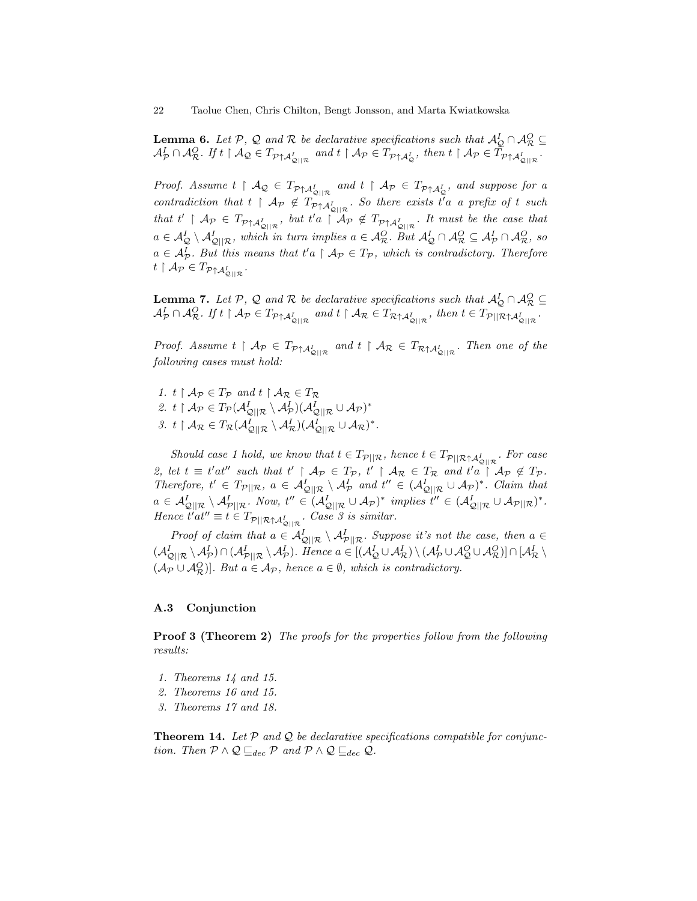**Lemma 6.** *Let $\mathcal{P}$, $\mathcal{Q}$ and $\mathcal{R}$ be declarative specifications such that $\mathcal{A}^I_\mathcal{Q} \cap \mathcal{A}^O_\mathcal{R} \subseteq \mathcal{A}^I_\mathcal{P} \cap \mathcal{A}^O_\mathcal{R}$. If $t \restriction \mathcal{A}_\mathcal{Q} \in T_{\mathcal{P}\uparrow\mathcal{A}^I_{\mathcal{Q}||\mathcal{R}}}$ and $t \restriction \mathcal{A}_\mathcal{P} \in T_{\mathcal{P}\uparrow\mathcal{A}^I_\mathcal{Q}}$, then $t \restriction \mathcal{A}_\mathcal{P} \in T_{\mathcal{P}\uparrow\mathcal{A}^I_{\mathcal{Q}||\mathcal{R}}}$.*

*Proof.* Assume $t \restriction \mathcal{A}_\mathcal{Q} \in T_{\mathcal{P}\uparrow\mathcal{A}^I_{\mathcal{Q}||\mathcal{R}}}$ and $t \restriction \mathcal{A}_\mathcal{P} \in T_{\mathcal{P}\uparrow\mathcal{A}^I_\mathcal{Q}}$, and suppose for a contradiction that $t \restriction \mathcal{A}_\mathcal{P} \notin T_{\mathcal{P}\uparrow\mathcal{A}^I_{\mathcal{Q}||\mathcal{R}}}$. So there exists $t'a$ a prefix of $t$ such that $t' \restriction \mathcal{A}_\mathcal{P} \in T_{\mathcal{P}\uparrow\mathcal{A}^I_{\mathcal{Q}||\mathcal{R}}}$, but $t'a \restriction \mathcal{A}_\mathcal{P} \notin T_{\mathcal{P}\uparrow\mathcal{A}^I_{\mathcal{Q}||\mathcal{R}}}$. It must be the case that $a \in \mathcal{A}^I_\mathcal{Q} \setminus \mathcal{A}^I_{\mathcal{Q}||\mathcal{R}}$, which in turn implies $a \in \mathcal{A}^O_\mathcal{R}$. But $\mathcal{A}^I_\mathcal{Q} \cap \mathcal{A}^O_\mathcal{R} \subseteq \mathcal{A}^I_\mathcal{P} \cap \mathcal{A}^O_\mathcal{R}$, so $a \in \mathcal{A}^I_\mathcal{P}$. But this means that $t'a \restriction \mathcal{A}_\mathcal{P} \in T_\mathcal{P}$, which is contradictory. Therefore $t \restriction \mathcal{A}_\mathcal{P} \in T_{\mathcal{P}\uparrow\mathcal{A}^I_{\mathcal{Q}||\mathcal{R}}}$.

**Lemma 7.** *Let $\mathcal{P}$, $\mathcal{Q}$ and $\mathcal{R}$ be declarative specifications such that $\mathcal{A}^I_\mathcal{Q} \cap \mathcal{A}^O_\mathcal{R} \subseteq \mathcal{A}^I_\mathcal{P} \cap \mathcal{A}^O_\mathcal{R}$. If $t \restriction \mathcal{A}_\mathcal{P} \in T_{\mathcal{P}\uparrow\mathcal{A}^I_{\mathcal{Q}||\mathcal{R}}}$ and $t \restriction \mathcal{A}_\mathcal{R} \in T_{\mathcal{R}\uparrow\mathcal{A}^I_{\mathcal{Q}||\mathcal{R}}}$, then $t \in T_{\mathcal{P}||\mathcal{R}\uparrow\mathcal{A}^I_{\mathcal{Q}||\mathcal{R}}}$.*

*Proof.* Assume $t \restriction \mathcal{A}_\mathcal{P} \in T_{\mathcal{P}\uparrow\mathcal{A}^I_{\mathcal{Q}||\mathcal{R}}}$ and $t \restriction \mathcal{A}_\mathcal{R} \in T_{\mathcal{R}\uparrow\mathcal{A}^I_{\mathcal{Q}||\mathcal{R}}}$. Then one of the following cases must hold:

1. $t \restriction \mathcal{A}_\mathcal{P} \in T_\mathcal{P}$ and $t \restriction \mathcal{A}_\mathcal{R} \in T_\mathcal{R}$
2. $t \restriction \mathcal{A}_\mathcal{P} \in T_\mathcal{P}(\mathcal{A}^I_{\mathcal{Q}||\mathcal{R}} \setminus \mathcal{A}^I_\mathcal{P})(\mathcal{A}^I_{\mathcal{Q}||\mathcal{R}} \cup \mathcal{A}_\mathcal{P})^*$
3. $t \restriction \mathcal{A}_\mathcal{R} \in T_\mathcal{R}(\mathcal{A}^I_{\mathcal{Q}||\mathcal{R}} \setminus \mathcal{A}^I_\mathcal{R})(\mathcal{A}^I_{\mathcal{Q}||\mathcal{R}} \cup \mathcal{A}_\mathcal{R})^*$.

Should case 1 hold, we know that $t \in T_{\mathcal{P}||\mathcal{R}}$, hence $t \in T_{\mathcal{P}||\mathcal{R}\uparrow\mathcal{A}^I_{\mathcal{Q}||\mathcal{R}}}$. For case 2, let $t \equiv t'at''$ such that $t' \restriction \mathcal{A}_\mathcal{P} \in T_\mathcal{P}$, $t' \restriction \mathcal{A}_\mathcal{R} \in T_\mathcal{R}$ and $t'a \restriction \mathcal{A}_\mathcal{P} \notin T_\mathcal{P}$. Therefore, $t' \in T_{\mathcal{P}||\mathcal{R}}$, $a \in \mathcal{A}^I_{\mathcal{Q}||\mathcal{R}} \setminus \mathcal{A}^I_\mathcal{P}$ and $t'' \in (\mathcal{A}^I_{\mathcal{Q}||\mathcal{R}} \cup \mathcal{A}_\mathcal{P})^*$. Claim that $a \in \mathcal{A}^I_{\mathcal{Q}||\mathcal{R}} \setminus \mathcal{A}^I_{\mathcal{P}||\mathcal{R}}$. Now, $t'' \in (\mathcal{A}^I_{\mathcal{Q}||\mathcal{R}} \cup \mathcal{A}_\mathcal{P})^*$ implies $t'' \in (\mathcal{A}^I_{\mathcal{Q}||\mathcal{R}} \cup \mathcal{A}_{\mathcal{P}||\mathcal{R}})^*$. Hence $t'at'' \equiv t \in T_{\mathcal{P}||\mathcal{R}\uparrow\mathcal{A}^I_{\mathcal{Q}||\mathcal{R}}}$. Case 3 is similar.

*Proof of claim that $a \in \mathcal{A}^I_{\mathcal{Q}||\mathcal{R}} \setminus \mathcal{A}^I_{\mathcal{P}||\mathcal{R}}$. Suppose it's not the case, then $a \in (\mathcal{A}^I_{\mathcal{Q}||\mathcal{R}} \setminus \mathcal{A}^I_\mathcal{P}) \cap (\mathcal{A}^I_{\mathcal{P}||\mathcal{R}} \setminus \mathcal{A}^I_\mathcal{P})$. Hence $a \in [(\mathcal{A}^I_\mathcal{Q} \cup \mathcal{A}^I_\mathcal{R}) \setminus (\mathcal{A}^I_\mathcal{P} \cup \mathcal{A}^O_\mathcal{Q} \cup \mathcal{A}^O_\mathcal{R})] \cap [\mathcal{A}^I_\mathcal{R} \setminus (\mathcal{A}_\mathcal{P} \cup \mathcal{A}^O_\mathcal{R})]$. But $a \in \mathcal{A}_\mathcal{P}$, hence $a \in \emptyset$, which is contradictory.*

### A.3 Conjunction

**Proof 3 (Theorem 2)** *The proofs for the properties follow from the following results:*

1. *Theorems 14 and 15.*
2. *Theorems 16 and 15.*
3. *Theorems 17 and 18.*

**Theorem 14.** *Let $\mathcal{P}$ and $\mathcal{Q}$ be declarative specifications compatible for conjunction. Then $\mathcal{P} \wedge \mathcal{Q} \sqsubseteq_{dec} \mathcal{P}$ and $\mathcal{P} \wedge \mathcal{Q} \sqsubseteq_{dec} \mathcal{Q}$.*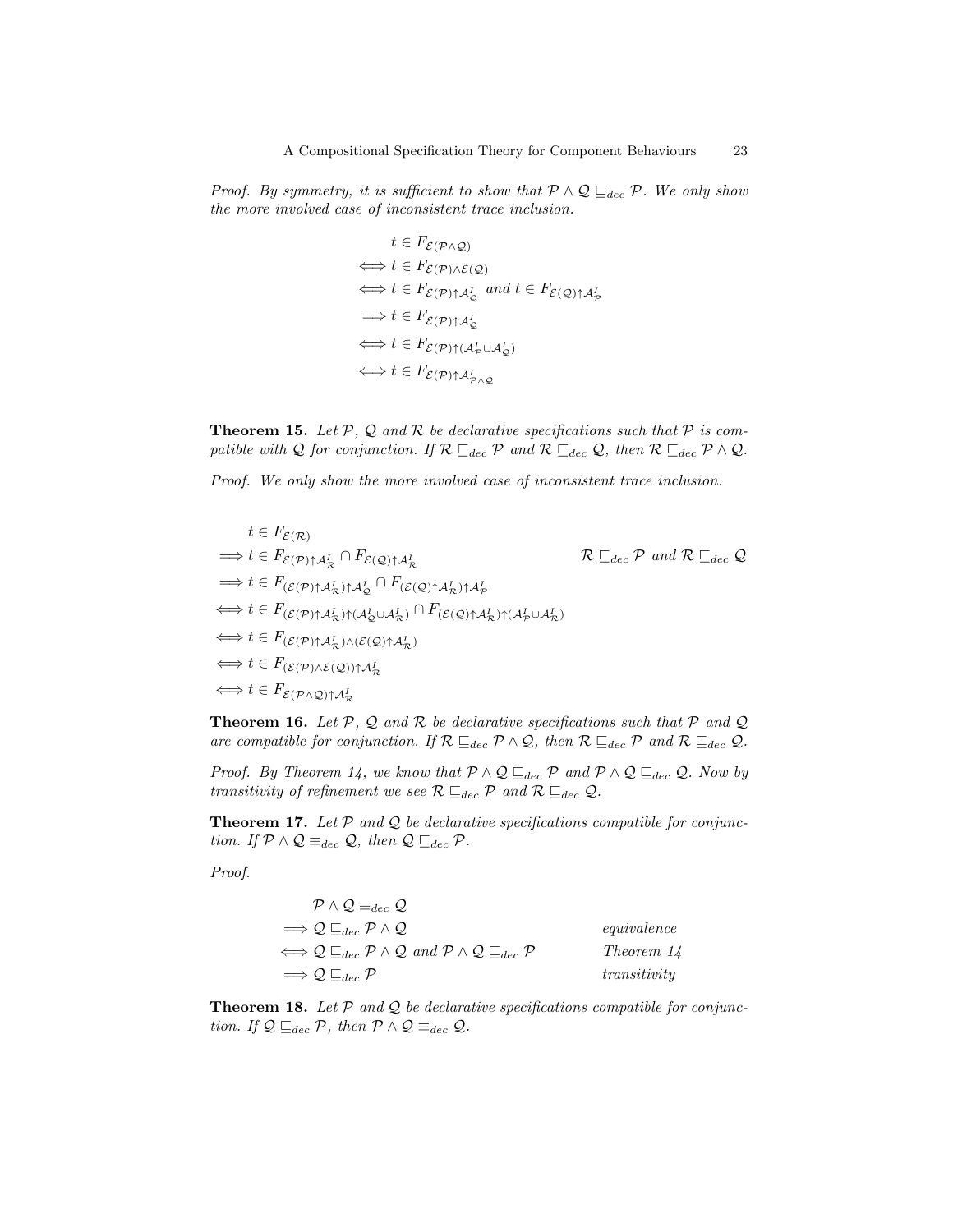*Proof.* By symmetry, it is sufficient to show that $\mathcal{P} \wedge \mathcal{Q} \sqsubseteq_{dec} \mathcal{P}$. We only show the more involved case of inconsistent trace inclusion.

$$
\begin{aligned}
& t \in F_{\mathcal{E}(\mathcal{P} \wedge \mathcal{Q})} \\
\iff & t \in F_{\mathcal{E}(\mathcal{P}) \wedge \mathcal{E}(\mathcal{Q})} \\
\iff & t \in F_{\mathcal{E}(\mathcal{P}) \uparrow \mathcal{A}^I_{\mathcal{Q}}} \text{ and } t \in F_{\mathcal{E}(\mathcal{Q}) \uparrow \mathcal{A}^I_{\mathcal{P}}} \\
\implies & t \in F_{\mathcal{E}(\mathcal{P}) \uparrow \mathcal{A}^I_{\mathcal{Q}}} \\
\iff & t \in F_{\mathcal{E}(\mathcal{P}) \uparrow (\mathcal{A}^I_{\mathcal{P}} \cup \mathcal{A}^I_{\mathcal{Q}})} \\
\iff & t \in F_{\mathcal{E}(\mathcal{P}) \uparrow \mathcal{A}^I_{\mathcal{P} \wedge \mathcal{Q}}}
\end{aligned}
$$

**Theorem 15.** *Let $\mathcal{P}$, $\mathcal{Q}$ and $\mathcal{R}$ be declarative specifications such that $\mathcal{P}$ is compatible with $\mathcal{Q}$ for conjunction. If $\mathcal{R} \sqsubseteq_{dec} \mathcal{P}$ and $\mathcal{R} \sqsubseteq_{dec} \mathcal{Q}$, then $\mathcal{R} \sqsubseteq_{dec} \mathcal{P} \wedge \mathcal{Q}$.*

*Proof.* We only show the more involved case of inconsistent trace inclusion.

$$
\begin{aligned}
& t \in F_{\mathcal{E}(\mathcal{R})} \\
\implies & t \in F_{\mathcal{E}(\mathcal{P}) \uparrow \mathcal{A}^I_{\mathcal{R}}} \cap F_{\mathcal{E}(\mathcal{Q}) \uparrow \mathcal{A}^I_{\mathcal{R}}} && \mathcal{R} \sqsubseteq_{dec} \mathcal{P} \text{ and } \mathcal{R} \sqsubseteq_{dec} \mathcal{Q} \\
\implies & t \in F_{(\mathcal{E}(\mathcal{P}) \uparrow \mathcal{A}^I_{\mathcal{R}}) \uparrow \mathcal{A}^I_{\mathcal{Q}}} \cap F_{(\mathcal{E}(\mathcal{Q}) \uparrow \mathcal{A}^I_{\mathcal{R}}) \uparrow \mathcal{A}^I_{\mathcal{P}}} \\
\iff & t \in F_{(\mathcal{E}(\mathcal{P}) \uparrow \mathcal{A}^I_{\mathcal{R}}) \uparrow (\mathcal{A}^I_{\mathcal{Q}} \cup \mathcal{A}^I_{\mathcal{R}})} \cap F_{(\mathcal{E}(\mathcal{Q}) \uparrow \mathcal{A}^I_{\mathcal{R}}) \uparrow (\mathcal{A}^I_{\mathcal{P}} \cup \mathcal{A}^I_{\mathcal{R}})} \\
\iff & t \in F_{(\mathcal{E}(\mathcal{P}) \uparrow \mathcal{A}^I_{\mathcal{R}}) \wedge (\mathcal{E}(\mathcal{Q}) \uparrow \mathcal{A}^I_{\mathcal{R}})} \\
\iff & t \in F_{(\mathcal{E}(\mathcal{P}) \wedge \mathcal{E}(\mathcal{Q})) \uparrow \mathcal{A}^I_{\mathcal{R}}} \\
\iff & t \in F_{\mathcal{E}(\mathcal{P} \wedge \mathcal{Q}) \uparrow \mathcal{A}^I_{\mathcal{R}}}
\end{aligned}
$$

**Theorem 16.** *Let $\mathcal{P}$, $\mathcal{Q}$ and $\mathcal{R}$ be declarative specifications such that $\mathcal{P}$ and $\mathcal{Q}$ are compatible for conjunction. If $\mathcal{R} \sqsubseteq_{dec} \mathcal{P} \wedge \mathcal{Q}$, then $\mathcal{R} \sqsubseteq_{dec} \mathcal{P}$ and $\mathcal{R} \sqsubseteq_{dec} \mathcal{Q}$.*

*Proof.* By Theorem 14, we know that $\mathcal{P} \wedge \mathcal{Q} \sqsubseteq_{dec} \mathcal{P}$ and $\mathcal{P} \wedge \mathcal{Q} \sqsubseteq_{dec} \mathcal{Q}$. Now by transitivity of refinement we see $\mathcal{R} \sqsubseteq_{dec} \mathcal{P}$ and $\mathcal{R} \sqsubseteq_{dec} \mathcal{Q}$.

**Theorem 17.** *Let $\mathcal{P}$ and $\mathcal{Q}$ be declarative specifications compatible for conjunction. If $\mathcal{P} \wedge \mathcal{Q} \equiv_{dec} \mathcal{Q}$, then $\mathcal{Q} \sqsubseteq_{dec} \mathcal{P}$.*

*Proof.*

$$
\begin{aligned}
& \mathcal{P} \wedge \mathcal{Q} \equiv_{dec} \mathcal{Q} \\
\implies & \mathcal{Q} \sqsubseteq_{dec} \mathcal{P} \wedge \mathcal{Q} && \text{equivalence} \\
\iff & \mathcal{Q} \sqsubseteq_{dec} \mathcal{P} \wedge \mathcal{Q} \text{ and } \mathcal{P} \wedge \mathcal{Q} \sqsubseteq_{dec} \mathcal{P} && \text{Theorem 14} \\
\implies & \mathcal{Q} \sqsubseteq_{dec} \mathcal{P} && \text{transitivity}
\end{aligned}
$$

**Theorem 18.** *Let $\mathcal{P}$ and $\mathcal{Q}$ be declarative specifications compatible for conjunction. If $\mathcal{Q} \sqsubseteq_{dec} \mathcal{P}$, then $\mathcal{P} \wedge \mathcal{Q} \equiv_{dec} \mathcal{Q}$.*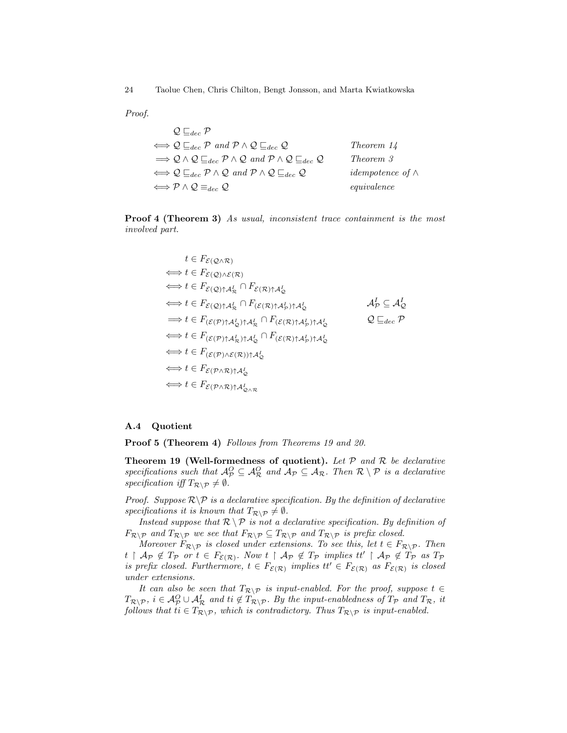*Proof.*

$$
\begin{array}{lll}
& \mathcal{Q} \sqsubseteq_{dec} \mathcal{P} & \\
\Longleftrightarrow & \mathcal{Q} \sqsubseteq_{dec} \mathcal{P} \text{ and } \mathcal{P} \wedge \mathcal{Q} \sqsubseteq_{dec} \mathcal{Q} & \textit{Theorem 14} \\
\Longrightarrow & \mathcal{Q} \wedge \mathcal{Q} \sqsubseteq_{dec} \mathcal{P} \wedge \mathcal{Q} \text{ and } \mathcal{P} \wedge \mathcal{Q} \sqsubseteq_{dec} \mathcal{Q} & \textit{Theorem 3} \\
\Longleftrightarrow & \mathcal{Q} \sqsubseteq_{dec} \mathcal{P} \wedge \mathcal{Q} \text{ and } \mathcal{P} \wedge \mathcal{Q} \sqsubseteq_{dec} \mathcal{Q} & \textit{idempotence of } \wedge \\
\Longleftrightarrow & \mathcal{P} \wedge \mathcal{Q} \equiv_{dec} \mathcal{Q} & \textit{equivalence}
\end{array}
$$

**Proof 4 (Theorem 3)** *As usual, inconsistent trace containment is the most involved part.*

$$
\begin{array}{lll}
& t \in F_{\mathcal{E}(\mathcal{Q} \wedge \mathcal{R})} & \\
\Longleftrightarrow & t \in F_{\mathcal{E}(\mathcal{Q}) \wedge \mathcal{E}(\mathcal{R})} & \\
\Longleftrightarrow & t \in F_{\mathcal{E}(\mathcal{Q}) \uparrow \mathcal{A}^I_\mathcal{R}} \cap F_{\mathcal{E}(\mathcal{R}) \uparrow \mathcal{A}^I_\mathcal{Q}} & \\
\Longleftrightarrow & t \in F_{\mathcal{E}(\mathcal{Q}) \uparrow \mathcal{A}^I_\mathcal{R}} \cap F_{(\mathcal{E}(\mathcal{R}) \uparrow \mathcal{A}^I_\mathcal{P}) \uparrow \mathcal{A}^I_\mathcal{Q}} & \mathcal{A}^I_\mathcal{P} \subseteq \mathcal{A}^I_\mathcal{Q} \\
\Longrightarrow & t \in F_{(\mathcal{E}(\mathcal{P}) \uparrow \mathcal{A}^I_\mathcal{Q}) \uparrow \mathcal{A}^I_\mathcal{R}} \cap F_{(\mathcal{E}(\mathcal{R}) \uparrow \mathcal{A}^I_\mathcal{P}) \uparrow \mathcal{A}^I_\mathcal{Q}} & \mathcal{Q} \sqsubseteq_{dec} \mathcal{P} \\
\Longleftrightarrow & t \in F_{(\mathcal{E}(\mathcal{P}) \uparrow \mathcal{A}^I_\mathcal{R}) \uparrow \mathcal{A}^I_\mathcal{Q}} \cap F_{(\mathcal{E}(\mathcal{R}) \uparrow \mathcal{A}^I_\mathcal{P}) \uparrow \mathcal{A}^I_\mathcal{Q}} & \\
\Longleftrightarrow & t \in F_{(\mathcal{E}(\mathcal{P}) \wedge \mathcal{E}(\mathcal{R})) \uparrow \mathcal{A}^I_\mathcal{Q}} & \\
\Longleftrightarrow & t \in F_{\mathcal{E}(\mathcal{P} \wedge \mathcal{R}) \uparrow \mathcal{A}^I_\mathcal{Q}} & \\
\Longleftrightarrow & t \in F_{\mathcal{E}(\mathcal{P} \wedge \mathcal{R}) \uparrow \mathcal{A}^I_{\mathcal{Q} \wedge \mathcal{R}}} &
\end{array}
$$

### A.4 Quotient

**Proof 5 (Theorem 4)** *Follows from Theorems 19 and 20.*

**Theorem 19 (Well-formedness of quotient).** *Let $\mathcal{P}$ and $\mathcal{R}$ be declarative specifications such that $\mathcal{A}^O_\mathcal{P} \subseteq \mathcal{A}^O_\mathcal{R}$ and $\mathcal{A}_\mathcal{P} \subseteq \mathcal{A}_\mathcal{R}$. Then $\mathcal{R} \setminus \mathcal{P}$ is a declarative specification iff $T_{\mathcal{R} \setminus \mathcal{P}} \neq \emptyset$.*

*Proof.* Suppose $\mathcal{R} \setminus \mathcal{P}$ is a declarative specification. By the definition of declarative specifications it is known that $T_{\mathcal{R} \setminus \mathcal{P}} \neq \emptyset$.

Instead suppose that $\mathcal{R} \setminus \mathcal{P}$ is not a declarative specification. By definition of $F_{\mathcal{R} \setminus \mathcal{P}}$ and $T_{\mathcal{R} \setminus \mathcal{P}}$ we see that $F_{\mathcal{R} \setminus \mathcal{P}} \subseteq T_{\mathcal{R} \setminus \mathcal{P}}$ and $T_{\mathcal{R} \setminus \mathcal{P}}$ is prefix closed.

Moreover $F_{\mathcal{R} \setminus \mathcal{P}}$ is closed under extensions. To see this, let $t \in F_{\mathcal{R} \setminus \mathcal{P}}$. Then $t \upharpoonright \mathcal{A}_\mathcal{P} \notin T_\mathcal{P}$ or $t \in F_{\mathcal{E}(\mathcal{R})}$. Now $t \upharpoonright \mathcal{A}_\mathcal{P} \notin T_\mathcal{P}$ implies $tt' \upharpoonright \mathcal{A}_\mathcal{P} \notin T_\mathcal{P}$ as $T_\mathcal{P}$ is prefix closed. Furthermore, $t \in F_{\mathcal{E}(\mathcal{R})}$ implies $tt' \in F_{\mathcal{E}(\mathcal{R})}$ as $F_{\mathcal{E}(\mathcal{R})}$ is closed under extensions.

It can also be seen that $T_{\mathcal{R} \setminus \mathcal{P}}$ is input-enabled. For the proof, suppose $t \in T_{\mathcal{R} \setminus \mathcal{P}}$, $i \in \mathcal{A}^O_\mathcal{P} \cup \mathcal{A}^I_\mathcal{R}$ and $ti \notin T_{\mathcal{R} \setminus \mathcal{P}}$. By the input-enabledness of $T_\mathcal{P}$ and $T_\mathcal{R}$, it follows that $ti \in T_{\mathcal{R} \setminus \mathcal{P}}$, which is contradictory. Thus $T_{\mathcal{R} \setminus \mathcal{P}}$ is input-enabled.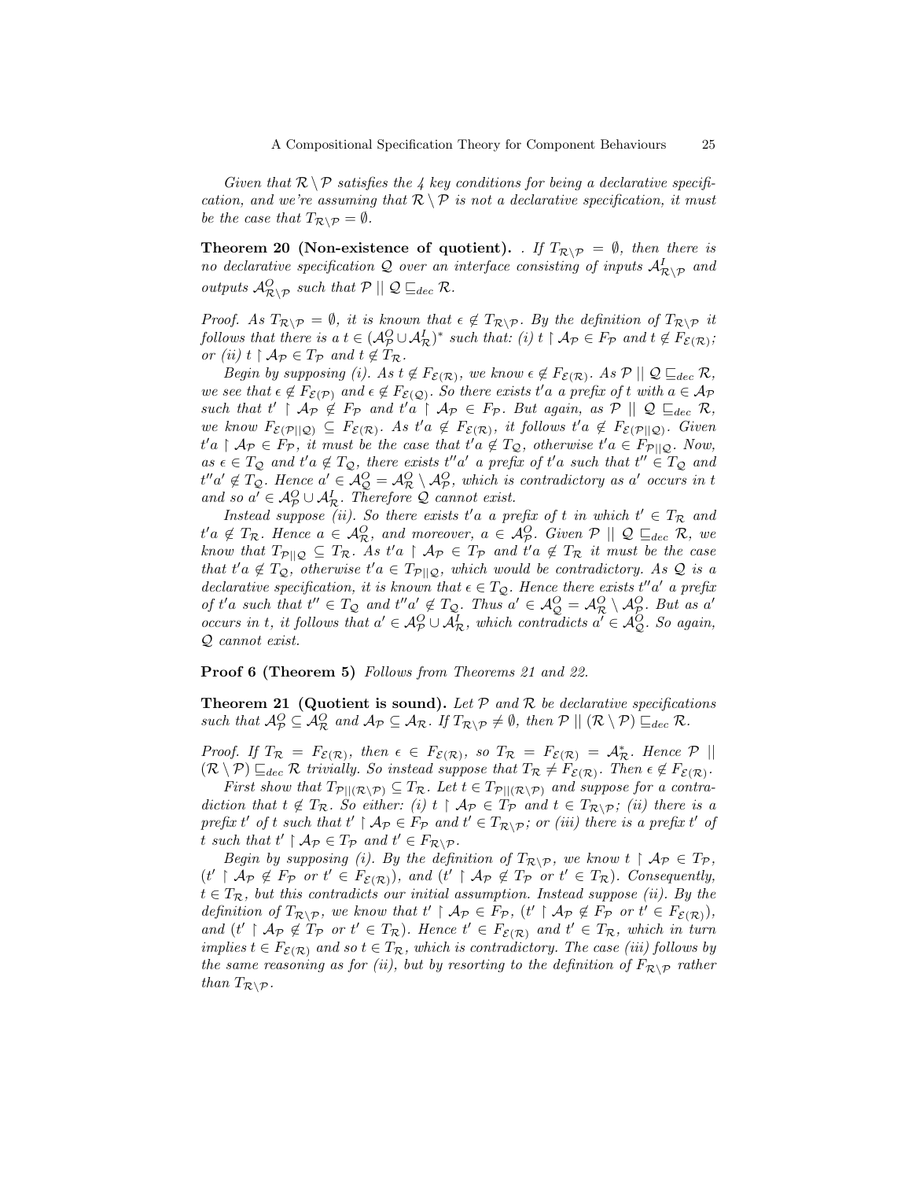*Given that $\mathcal{R} \setminus \mathcal{P}$ satisfies the 4 key conditions for being a declarative specification, and we're assuming that $\mathcal{R} \setminus \mathcal{P}$ is not a declarative specification, it must be the case that $T_{\mathcal{R} \setminus \mathcal{P}} = \emptyset$.*

**Theorem 20 (Non-existence of quotient).** *. If $T_{\mathcal{R} \setminus \mathcal{P}} = \emptyset$, then there is no declarative specification $\mathcal{Q}$ over an interface consisting of inputs $\mathcal{A}^I_{\mathcal{R} \setminus \mathcal{P}}$ and outputs $\mathcal{A}^O_{\mathcal{R} \setminus \mathcal{P}}$ such that $\mathcal{P} \parallel \mathcal{Q} \sqsubseteq_{dec} \mathcal{R}$.*

*Proof.* As $T_{\mathcal{R} \setminus \mathcal{P}} = \emptyset$, it is known that $\epsilon \notin T_{\mathcal{R} \setminus \mathcal{P}}$. By the definition of $T_{\mathcal{R} \setminus \mathcal{P}}$ it follows that there is a $t \in (\mathcal{A}^O_{\mathcal{P}} \cup \mathcal{A}^I_{\mathcal{R}})^*$ such that: (i) $t \upharpoonright \mathcal{A}_{\mathcal{P}} \in F_{\mathcal{P}}$ and $t \notin F_{\mathcal{E}(\mathcal{R})}$; or (ii) $t \upharpoonright \mathcal{A}_{\mathcal{P}} \in T_{\mathcal{P}}$ and $t \notin T_{\mathcal{R}}$.

Begin by supposing (i). As $t \notin F_{\mathcal{E}(\mathcal{R})}$, we know $\epsilon \notin F_{\mathcal{E}(\mathcal{R})}$. As $\mathcal{P} \parallel \mathcal{Q} \sqsubseteq_{dec} \mathcal{R}$, we see that $\epsilon \notin F_{\mathcal{E}(\mathcal{P})}$ and $\epsilon \notin F_{\mathcal{E}(\mathcal{Q})}$. So there exists $t'a$ a prefix of $t$ with $a \in \mathcal{A}_{\mathcal{P}}$ such that $t' \upharpoonright \mathcal{A}_{\mathcal{P}} \notin F_{\mathcal{P}}$ and $t'a \upharpoonright \mathcal{A}_{\mathcal{P}} \in F_{\mathcal{P}}$. But again, as $\mathcal{P} \parallel \mathcal{Q} \sqsubseteq_{dec} \mathcal{R}$, we know $F_{\mathcal{E}(\mathcal{P} \parallel \mathcal{Q})} \subseteq F_{\mathcal{E}(\mathcal{R})}$. As $t'a \notin F_{\mathcal{E}(\mathcal{R})}$, it follows $t'a \notin F_{\mathcal{E}(\mathcal{P} \parallel \mathcal{Q})}$. Given $t'a \upharpoonright \mathcal{A}_{\mathcal{P}} \in F_{\mathcal{P}}$, it must be the case that $t'a \notin T_{\mathcal{Q}}$, otherwise $t'a \in F_{\mathcal{P} \parallel \mathcal{Q}}$. Now, as $\epsilon \in T_{\mathcal{Q}}$ and $t'a \notin T_{\mathcal{Q}}$, there exists $t''a'$ a prefix of $t'a$ such that $t'' \in T_{\mathcal{Q}}$ and $t''a' \notin T_{\mathcal{Q}}$. Hence $a' \in \mathcal{A}^O_{\mathcal{Q}} = \mathcal{A}^O_{\mathcal{R}} \setminus \mathcal{A}^O_{\mathcal{P}}$, which is contradictory as $a'$ occurs in $t$ and so $a' \in \mathcal{A}^O_{\mathcal{P}} \cup \mathcal{A}^I_{\mathcal{R}}$. Therefore $\mathcal{Q}$ cannot exist.

Instead suppose (ii). So there exists $t'a$ a prefix of $t$ in which $t' \in T_{\mathcal{R}}$ and $t'a \notin T_{\mathcal{R}}$. Hence $a \in \mathcal{A}^O_{\mathcal{R}}$, and moreover, $a \in \mathcal{A}^O_{\mathcal{P}}$. Given $\mathcal{P} \parallel \mathcal{Q} \sqsubseteq_{dec} \mathcal{R}$, we know that $T_{\mathcal{P} \parallel \mathcal{Q}} \subseteq T_{\mathcal{R}}$. As $t'a \upharpoonright \mathcal{A}_{\mathcal{P}} \in T_{\mathcal{P}}$ and $t'a \notin T_{\mathcal{R}}$ it must be the case that $t'a \notin T_{\mathcal{Q}}$, otherwise $t'a \in T_{\mathcal{P} \parallel \mathcal{Q}}$, which would be contradictory. As $\mathcal{Q}$ is a declarative specification, it is known that $\epsilon \in T_{\mathcal{Q}}$. Hence there exists $t''a'$ a prefix of $t'a$ such that $t'' \in T_{\mathcal{Q}}$ and $t''a' \notin T_{\mathcal{Q}}$. Thus $a' \in \mathcal{A}^O_{\mathcal{Q}} = \mathcal{A}^O_{\mathcal{R}} \setminus \mathcal{A}^O_{\mathcal{P}}$. But as $a'$ occurs in $t$, it follows that $a' \in \mathcal{A}^O_{\mathcal{P}} \cup \mathcal{A}^I_{\mathcal{R}}$, which contradicts $a' \in \mathcal{A}^O_{\mathcal{Q}}$. So again, $\mathcal{Q}$ cannot exist.

**Proof 6 (Theorem 5)** *Follows from Theorems 21 and 22.*

**Theorem 21 (Quotient is sound).** *Let $\mathcal{P}$ and $\mathcal{R}$ be declarative specifications such that $\mathcal{A}^O_{\mathcal{P}} \subseteq \mathcal{A}^O_{\mathcal{R}}$ and $\mathcal{A}_{\mathcal{P}} \subseteq \mathcal{A}_{\mathcal{R}}$. If $T_{\mathcal{R} \setminus \mathcal{P}} \neq \emptyset$, then $\mathcal{P} \parallel (\mathcal{R} \setminus \mathcal{P}) \sqsubseteq_{dec} \mathcal{R}$.*

*Proof.* If $T_{\mathcal{R}} = F_{\mathcal{E}(\mathcal{R})}$, then $\epsilon \in F_{\mathcal{E}(\mathcal{R})}$, so $T_{\mathcal{R}} = F_{\mathcal{E}(\mathcal{R})} = \mathcal{A}^*_{\mathcal{R}}$. Hence $\mathcal{P} \parallel (\mathcal{R} \setminus \mathcal{P}) \sqsubseteq_{dec} \mathcal{R}$ trivially. So instead suppose that $T_{\mathcal{R}} \neq F_{\mathcal{E}(\mathcal{R})}$. Then $\epsilon \notin F_{\mathcal{E}(\mathcal{R})}$.

First show that $T_{\mathcal{P} \parallel (\mathcal{R} \setminus \mathcal{P})} \subseteq T_{\mathcal{R}}$. Let $t \in T_{\mathcal{P} \parallel (\mathcal{R} \setminus \mathcal{P})}$ and suppose for a contradiction that $t \notin T_{\mathcal{R}}$. So either: (i) $t \upharpoonright \mathcal{A}_{\mathcal{P}} \in T_{\mathcal{P}}$ and $t \in T_{\mathcal{R} \setminus \mathcal{P}}$; (ii) there is a prefix $t'$ of $t$ such that $t' \upharpoonright \mathcal{A}_{\mathcal{P}} \in F_{\mathcal{P}}$ and $t' \in T_{\mathcal{R} \setminus \mathcal{P}}$; or (iii) there is a prefix $t'$ of $t$ such that $t' \upharpoonright \mathcal{A}_{\mathcal{P}} \in T_{\mathcal{P}}$ and $t' \in F_{\mathcal{R} \setminus \mathcal{P}}$.

Begin by supposing (i). By the definition of $T_{\mathcal{R} \setminus \mathcal{P}}$, we know $t \upharpoonright \mathcal{A}_{\mathcal{P}} \in T_{\mathcal{P}}$, ($t' \upharpoonright \mathcal{A}_{\mathcal{P}} \notin F_{\mathcal{P}}$ or $t' \in F_{\mathcal{E}(\mathcal{R})}$), and ($t' \upharpoonright \mathcal{A}_{\mathcal{P}} \notin T_{\mathcal{P}}$ or $t' \in T_{\mathcal{R}}$). Consequently, $t \in T_{\mathcal{R}}$, but this contradicts our initial assumption. Instead suppose (ii). By the definition of $T_{\mathcal{R} \setminus \mathcal{P}}$, we know that $t' \upharpoonright \mathcal{A}_{\mathcal{P}} \in F_{\mathcal{P}}$, ($t' \upharpoonright \mathcal{A}_{\mathcal{P}} \notin F_{\mathcal{P}}$ or $t' \in F_{\mathcal{E}(\mathcal{R})}$), and ($t' \upharpoonright \mathcal{A}_{\mathcal{P}} \notin T_{\mathcal{P}}$ or $t' \in T_{\mathcal{R}}$). Hence $t' \in F_{\mathcal{E}(\mathcal{R})}$ and $t' \in T_{\mathcal{R}}$, which in turn implies $t \in F_{\mathcal{E}(\mathcal{R})}$ and so $t \in T_{\mathcal{R}}$, which is contradictory. The case (iii) follows by the same reasoning as for (ii), but by resorting to the definition of $F_{\mathcal{R} \setminus \mathcal{P}}$ rather than $T_{\mathcal{R} \setminus \mathcal{P}}$.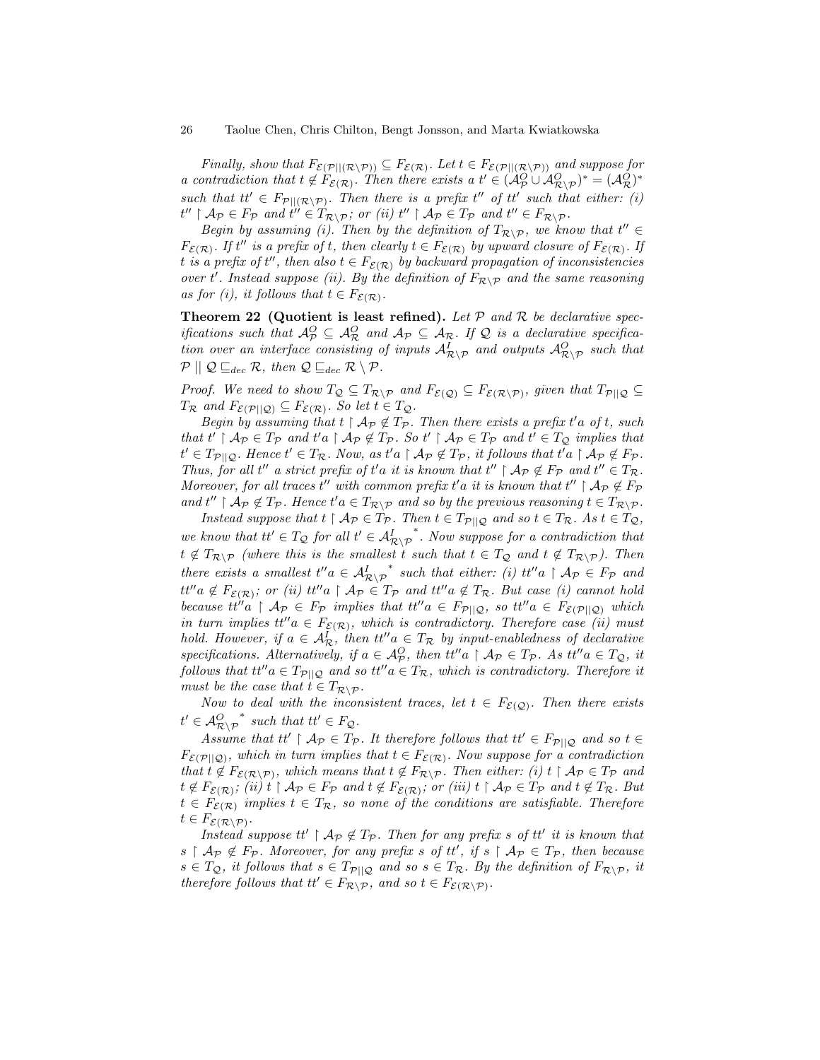*Finally, show that $F_{\mathcal{E}(\mathcal{P}||(\mathcal{R}\setminus\mathcal{P}))} \subseteq F_{\mathcal{E}(\mathcal{R})}$. Let $t \in F_{\mathcal{E}(\mathcal{P}||(\mathcal{R}\setminus\mathcal{P}))}$ and suppose for a contradiction that $t \notin F_{\mathcal{E}(\mathcal{R})}$. Then there exists a $t' \in (\mathcal{A}^O_{\mathcal{P}} \cup \mathcal{A}^O_{\mathcal{R}\setminus\mathcal{P}})^* = (\mathcal{A}^O_{\mathcal{R}})^*$ such that $tt' \in F_{\mathcal{P}||(\mathcal{R}\setminus\mathcal{P})}$. Then there is a prefix $t''$ of $tt'$ such that either: (i) $t'' \upharpoonright \mathcal{A}_{\mathcal{P}} \in F_{\mathcal{P}}$ and $t'' \in T_{\mathcal{R}\setminus\mathcal{P}}$; or (ii) $t'' \upharpoonright \mathcal{A}_{\mathcal{P}} \in T_{\mathcal{P}}$ and $t'' \in F_{\mathcal{R}\setminus\mathcal{P}}$.*

*Begin by assuming (i). Then by the definition of $T_{\mathcal{R}\setminus\mathcal{P}}$, we know that $t'' \in F_{\mathcal{E}(\mathcal{R})}$. If $t''$ is a prefix of $t$, then clearly $t \in F_{\mathcal{E}(\mathcal{R})}$ by upward closure of $F_{\mathcal{E}(\mathcal{R})}$. If $t$ is a prefix of $t''$, then also $t \in F_{\mathcal{E}(\mathcal{R})}$ by backward propagation of inconsistencies over $t'$. Instead suppose (ii). By the definition of $F_{\mathcal{R}\setminus\mathcal{P}}$ and the same reasoning as for (i), it follows that $t \in F_{\mathcal{E}(\mathcal{R})}$.*

**Theorem 22 (Quotient is least refined).** *Let $\mathcal{P}$ and $\mathcal{R}$ be declarative specifications such that $\mathcal{A}^O_{\mathcal{P}} \subseteq \mathcal{A}^O_{\mathcal{R}}$ and $\mathcal{A}_{\mathcal{P}} \subseteq \mathcal{A}_{\mathcal{R}}$. If $\mathcal{Q}$ is a declarative specification over an interface consisting of inputs $\mathcal{A}^I_{\mathcal{R}\setminus\mathcal{P}}$ and outputs $\mathcal{A}^O_{\mathcal{R}\setminus\mathcal{P}}$ such that $\mathcal{P} \mid\mid \mathcal{Q} \sqsubseteq_{dec} \mathcal{R}$, then $\mathcal{Q} \sqsubseteq_{dec} \mathcal{R} \setminus \mathcal{P}$.*

*Proof.* We need to show $T_{\mathcal{Q}} \subseteq T_{\mathcal{R}\setminus\mathcal{P}}$ and $F_{\mathcal{E}(\mathcal{Q})} \subseteq F_{\mathcal{E}(\mathcal{R}\setminus\mathcal{P})}$, given that $T_{\mathcal{P}||\mathcal{Q}} \subseteq T_{\mathcal{R}}$ and $F_{\mathcal{E}(\mathcal{P}||\mathcal{Q})} \subseteq F_{\mathcal{E}(\mathcal{R})}$. So let $t \in T_{\mathcal{Q}}$.

Begin by assuming that $t \upharpoonright \mathcal{A}_{\mathcal{P}} \notin T_{\mathcal{P}}$. Then there exists a prefix $t'a$ of $t$, such that $t' \upharpoonright \mathcal{A}_{\mathcal{P}} \in T_{\mathcal{P}}$ and $t'a \upharpoonright \mathcal{A}_{\mathcal{P}} \notin T_{\mathcal{P}}$. So $t' \upharpoonright \mathcal{A}_{\mathcal{P}} \in T_{\mathcal{P}}$ and $t' \in T_{\mathcal{Q}}$ implies that $t' \in T_{\mathcal{P}||\mathcal{Q}}$. Hence $t' \in T_{\mathcal{R}}$. Now, as $t'a \upharpoonright \mathcal{A}_{\mathcal{P}} \notin T_{\mathcal{P}}$, it follows that $t'a \upharpoonright \mathcal{A}_{\mathcal{P}} \notin F_{\mathcal{P}}$. Thus, for all $t''$ a strict prefix of $t'a$ it is known that $t'' \upharpoonright \mathcal{A}_{\mathcal{P}} \notin F_{\mathcal{P}}$ and $t'' \in T_{\mathcal{R}}$. Moreover, for all traces $t''$ with common prefix $t'a$ it is known that $t'' \upharpoonright \mathcal{A}_{\mathcal{P}} \notin F_{\mathcal{P}}$ and $t'' \upharpoonright \mathcal{A}_{\mathcal{P}} \notin T_{\mathcal{P}}$. Hence $t'a \in T_{\mathcal{R}\setminus\mathcal{P}}$ and so by the previous reasoning $t \in T_{\mathcal{R}\setminus\mathcal{P}}$.

Instead suppose that $t \upharpoonright \mathcal{A}_{\mathcal{P}} \in T_{\mathcal{P}}$. Then $t \in T_{\mathcal{P}||\mathcal{Q}}$ and so $t \in T_{\mathcal{R}}$. As $t \in T_{\mathcal{Q}}$, we know that $tt' \in T_{\mathcal{Q}}$ for all $t' \in {\mathcal{A}^I_{\mathcal{R}\setminus\mathcal{P}}}^*$. Now suppose for a contradiction that $t \notin T_{\mathcal{R}\setminus\mathcal{P}}$ (where this is the smallest $t$ such that $t \in T_{\mathcal{Q}}$ and $t \notin T_{\mathcal{R}\setminus\mathcal{P}}$). Then there exists a smallest $t''a \in {\mathcal{A}^I_{\mathcal{R}\setminus\mathcal{P}}}^*$ such that either: (i) $tt''a \upharpoonright \mathcal{A}_{\mathcal{P}} \in F_{\mathcal{P}}$ and $tt''a \notin F_{\mathcal{E}(\mathcal{R})}$; or (ii) $tt''a \upharpoonright \mathcal{A}_{\mathcal{P}} \in T_{\mathcal{P}}$ and $tt''a \notin T_{\mathcal{R}}$. But case (i) cannot hold because $tt''a \upharpoonright \mathcal{A}_{\mathcal{P}} \in F_{\mathcal{P}}$ implies that $tt''a \in F_{\mathcal{P}||\mathcal{Q}}$, so $tt''a \in F_{\mathcal{E}(\mathcal{P}||\mathcal{Q})}$ which in turn implies $tt''a \in F_{\mathcal{E}(\mathcal{R})}$, which is contradictory. Therefore case (ii) must hold. However, if $a \in \mathcal{A}^I_{\mathcal{R}}$, then $tt''a \in T_{\mathcal{R}}$ by input-enabledness of declarative specifications. Alternatively, if $a \in \mathcal{A}^O_{\mathcal{P}}$, then $tt''a \upharpoonright \mathcal{A}_{\mathcal{P}} \in T_{\mathcal{P}}$. As $tt''a \in T_{\mathcal{Q}}$, it follows that $tt''a \in T_{\mathcal{P}||\mathcal{Q}}$ and so $tt''a \in T_{\mathcal{R}}$, which is contradictory. Therefore it must be the case that $t \in T_{\mathcal{R}\setminus\mathcal{P}}$.

Now to deal with the inconsistent traces, let $t \in F_{\mathcal{E}(\mathcal{Q})}$. Then there exists $t' \in {\mathcal{A}^O_{\mathcal{R}\setminus\mathcal{P}}}^*$ such that $tt' \in F_{\mathcal{Q}}$.

Assume that $tt' \upharpoonright \mathcal{A}_{\mathcal{P}} \in T_{\mathcal{P}}$. It therefore follows that $tt' \in F_{\mathcal{P}||\mathcal{Q}}$ and so $t \in F_{\mathcal{E}(\mathcal{P}||\mathcal{Q})}$, which in turn implies that $t \in F_{\mathcal{E}(\mathcal{R})}$. Now suppose for a contradiction that $t \notin F_{\mathcal{E}(\mathcal{R}\setminus\mathcal{P})}$, which means that $t \notin F_{\mathcal{R}\setminus\mathcal{P}}$. Then either: (i) $t \upharpoonright \mathcal{A}_{\mathcal{P}} \in T_{\mathcal{P}}$ and $t \notin F_{\mathcal{E}(\mathcal{R})}$; (ii) $t \upharpoonright \mathcal{A}_{\mathcal{P}} \in F_{\mathcal{P}}$ and $t \notin F_{\mathcal{E}(\mathcal{R})}$; or (iii) $t \upharpoonright \mathcal{A}_{\mathcal{P}} \in T_{\mathcal{P}}$ and $t \notin T_{\mathcal{R}}$. But $t \in F_{\mathcal{E}(\mathcal{R})}$ implies $t \in T_{\mathcal{R}}$, so none of the conditions are satisfiable. Therefore $t \in F_{\mathcal{E}(\mathcal{R}\setminus\mathcal{P})}$.

Instead suppose $tt' \upharpoonright \mathcal{A}_{\mathcal{P}} \notin T_{\mathcal{P}}$. Then for any prefix $s$ of $tt'$ it is known that $s \upharpoonright \mathcal{A}_{\mathcal{P}} \notin F_{\mathcal{P}}$. Moreover, for any prefix $s$ of $tt'$, if $s \upharpoonright \mathcal{A}_{\mathcal{P}} \in T_{\mathcal{P}}$, then because $s \in T_{\mathcal{Q}}$, it follows that $s \in T_{\mathcal{P}||\mathcal{Q}}$ and so $s \in T_{\mathcal{R}}$. By the definition of $F_{\mathcal{R}\setminus\mathcal{P}}$, it therefore follows that $tt' \in F_{\mathcal{R}\setminus\mathcal{P}}$, and so $t \in F_{\mathcal{E}(\mathcal{R}\setminus\mathcal{P})}$.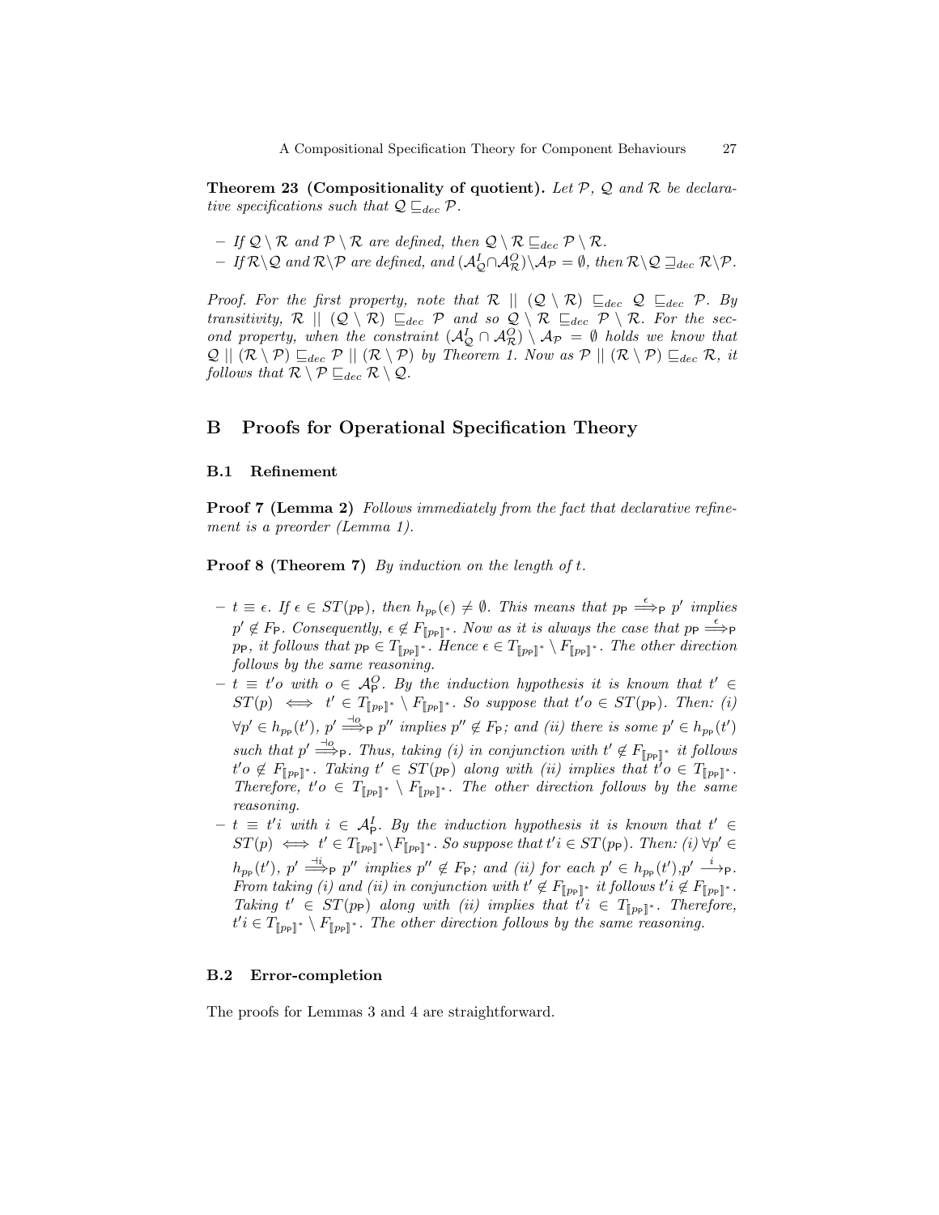**Theorem 23 (Compositionality of quotient).** *Let $\mathcal{P}$, $\mathcal{Q}$ and $\mathcal{R}$ be declarative specifications such that $\mathcal{Q} \sqsubseteq_{dec} \mathcal{P}$.*

- *If $\mathcal{Q} \setminus \mathcal{R}$ and $\mathcal{P} \setminus \mathcal{R}$ are defined, then $\mathcal{Q} \setminus \mathcal{R} \sqsubseteq_{dec} \mathcal{P} \setminus \mathcal{R}$.*
- *If $\mathcal{R} \setminus \mathcal{Q}$ and $\mathcal{R} \setminus \mathcal{P}$ are defined, and $(\mathcal{A}^I_{\mathcal{Q}} \cap \mathcal{A}^O_{\mathcal{R}}) \setminus \mathcal{A}_{\mathcal{P}} = \emptyset$, then $\mathcal{R} \setminus \mathcal{Q} \sqsupseteq_{dec} \mathcal{R} \setminus \mathcal{P}$.*

*Proof.* For the first property, note that $\mathcal{R} \mid\mid (\mathcal{Q} \setminus \mathcal{R}) \sqsubseteq_{dec} \mathcal{Q} \sqsubseteq_{dec} \mathcal{P}$. By transitivity, $\mathcal{R} \mid\mid (\mathcal{Q} \setminus \mathcal{R}) \sqsubseteq_{dec} \mathcal{P}$ and so $\mathcal{Q} \setminus \mathcal{R} \sqsubseteq_{dec} \mathcal{P} \setminus \mathcal{R}$. For the second property, when the constraint $(\mathcal{A}^I_{\mathcal{Q}} \cap \mathcal{A}^O_{\mathcal{R}}) \setminus \mathcal{A}_{\mathcal{P}} = \emptyset$ holds we know that $\mathcal{Q} \mid\mid (\mathcal{R} \setminus \mathcal{P}) \sqsubseteq_{dec} \mathcal{P} \mid\mid (\mathcal{R} \setminus \mathcal{P})$ by Theorem 1. Now as $\mathcal{P} \mid\mid (\mathcal{R} \setminus \mathcal{P}) \sqsubseteq_{dec} \mathcal{R}$, it follows that $\mathcal{R} \setminus \mathcal{P} \sqsubseteq_{dec} \mathcal{R} \setminus \mathcal{Q}$.

## B Proofs for Operational Specification Theory

### B.1 Refinement

**Proof 7 (Lemma 2)** *Follows immediately from the fact that declarative refinement is a preorder (Lemma 1).*

**Proof 8 (Theorem 7)** *By induction on the length of $t$.*

- *$t \equiv \epsilon$. If $\epsilon \in ST(p_{\mathsf{P}})$, then $h_{p_{\mathsf{P}}}(\epsilon) \neq \emptyset$. This means that $p_{\mathsf{P}} \stackrel{\epsilon}{\Longrightarrow}_{\mathsf{P}} p'$ implies $p' \notin F_{\mathsf{P}}$. Consequently, $\epsilon \notin F_{[\![p_{\mathsf{P}}]\!]^*}$. Now as it is always the case that $p_{\mathsf{P}} \stackrel{\epsilon}{\Longrightarrow}_{\mathsf{P}} p_{\mathsf{P}}$, it follows that $p_{\mathsf{P}} \in T_{[\![p_{\mathsf{P}}]\!]^*}$. Hence $\epsilon \in T_{[\![p_{\mathsf{P}}]\!]^*} \setminus F_{[\![p_{\mathsf{P}}]\!]^*}$. The other direction follows by the same reasoning.*
- *$t \equiv t'o$ with $o \in \mathcal{A}^O_{\mathsf{P}}$. By the induction hypothesis it is known that $t' \in ST(p) \iff t' \in T_{[\![p_{\mathsf{P}}]\!]^*} \setminus F_{[\![p_{\mathsf{P}}]\!]^*}$. So suppose that $t'o \in ST(p_{\mathsf{P}})$. Then: (i) $\forall p' \in h_{p_{\mathsf{P}}}(t')$, $p' \stackrel{\dashv o}{\Longrightarrow}_{\mathsf{P}} p''$ implies $p'' \notin F_{\mathsf{P}}$; and (ii) there is some $p' \in h_{p_{\mathsf{P}}}(t')$ such that $p' \stackrel{\dashv o}{\Longrightarrow}_{\mathsf{P}}$. Thus, taking (i) in conjunction with $t' \notin F_{[\![p_{\mathsf{P}}]\!]^*}$ it follows $t'o \notin F_{[\![p_{\mathsf{P}}]\!]^*}$. Taking $t' \in ST(p_{\mathsf{P}})$ along with (ii) implies that $t'o \in T_{[\![p_{\mathsf{P}}]\!]^*}$. Therefore, $t'o \in T_{[\![p_{\mathsf{P}}]\!]^*} \setminus F_{[\![p_{\mathsf{P}}]\!]^*}$. The other direction follows by the same reasoning.*
- *$t \equiv t'i$ with $i \in \mathcal{A}^I_{\mathsf{P}}$. By the induction hypothesis it is known that $t' \in ST(p) \iff t' \in T_{[\![p_{\mathsf{P}}]\!]^*} \setminus F_{[\![p_{\mathsf{P}}]\!]^*}$. So suppose that $t'i \in ST(p_{\mathsf{P}})$. Then: (i) $\forall p' \in h_{p_{\mathsf{P}}}(t')$, $p' \stackrel{\dashv i}{\Longrightarrow}_{\mathsf{P}} p''$ implies $p'' \notin F_{\mathsf{P}}$; and (ii) for each $p' \in h_{p_{\mathsf{P}}}(t')$,$p' \stackrel{i}{\longrightarrow}_{\mathsf{P}}$. From taking (i) and (ii) in conjunction with $t' \notin F_{[\![p_{\mathsf{P}}]\!]^*}$ it follows $t'i \notin F_{[\![p_{\mathsf{P}}]\!]^*}$. Taking $t' \in ST(p_{\mathsf{P}})$ along with (ii) implies that $t'i \in T_{[\![p_{\mathsf{P}}]\!]^*}$. Therefore, $t'i \in T_{[\![p_{\mathsf{P}}]\!]^*} \setminus F_{[\![p_{\mathsf{P}}]\!]^*}$. The other direction follows by the same reasoning.*

### B.2 Error-completion

The proofs for Lemmas 3 and 4 are straightforward.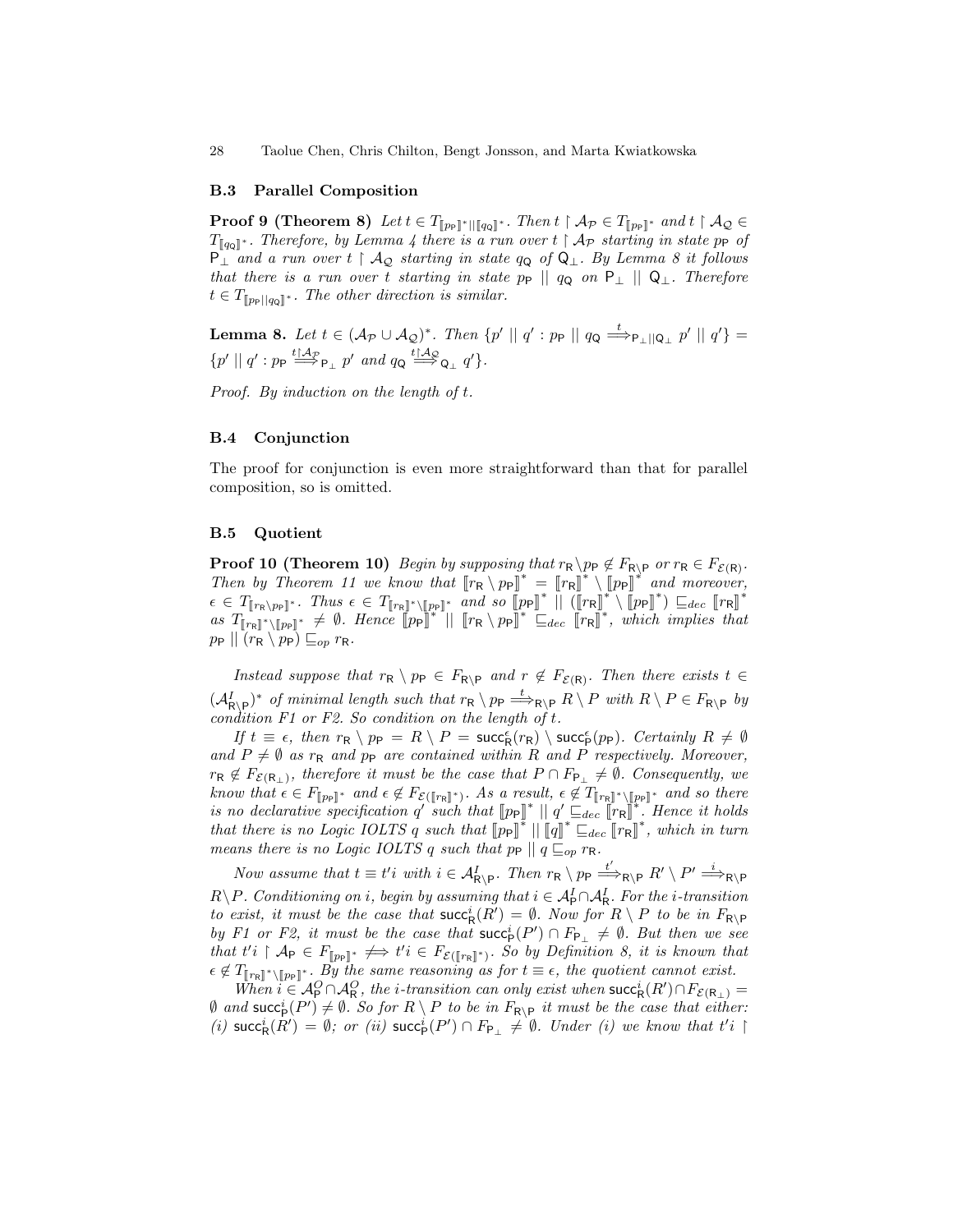### B.3 Parallel Composition

**Proof 9 (Theorem 8)** *Let $t \in T_{[\![p_\mathsf{P}]\!]^* || [\![q_\mathsf{Q}]\!]^*}$. Then $t \upharpoonright \mathcal{A}_\mathcal{P} \in T_{[\![p_\mathsf{P}]\!]^*}$ and $t \upharpoonright \mathcal{A}_\mathcal{Q} \in T_{[\![q_\mathsf{Q}]\!]^*}$. Therefore, by Lemma 4 there is a run over $t \upharpoonright \mathcal{A}_\mathcal{P}$ starting in state $p_\mathsf{P}$ of $\mathsf{P}_\perp$ and a run over $t \upharpoonright \mathcal{A}_\mathcal{Q}$ starting in state $q_\mathsf{Q}$ of $\mathsf{Q}_\perp$. By Lemma 8 it follows that there is a run over $t$ starting in state $p_\mathsf{P} \parallel q_\mathsf{Q}$ on $\mathsf{P}_\perp \parallel \mathsf{Q}_\perp$. Therefore $t \in T_{[\![p_\mathsf{P} || q_\mathsf{Q}]\!]^*}$. The other direction is similar.*

**Lemma 8.** *Let $t \in (\mathcal{A}_\mathcal{P} \cup \mathcal{A}_\mathcal{Q})^*$. Then $\{p' \parallel q' : p_\mathsf{P} \parallel q_\mathsf{Q} \overset{t}{\Longrightarrow}_{\mathsf{P}_\perp || \mathsf{Q}_\perp} p' \parallel q'\} = \{p' \parallel q' : p_\mathsf{P} \overset{t \upharpoonright \mathcal{A}_\mathcal{P}}{\Longrightarrow}_{\mathsf{P}_\perp} p' \text{ and } q_\mathsf{Q} \overset{t \upharpoonright \mathcal{A}_\mathcal{Q}}{\Longrightarrow}_{\mathsf{Q}_\perp} q'\}$.*

*Proof.* By induction on the length of $t$.

### B.4 Conjunction

The proof for conjunction is even more straightforward than that for parallel composition, so is omitted.

### B.5 Quotient

**Proof 10 (Theorem 10)** *Begin by supposing that $r_\mathsf{R} \backslash p_\mathsf{P} \notin F_{\mathsf{R}\backslash\mathsf{P}}$ or $r_\mathsf{R} \in F_{\mathcal{E}(\mathsf{R})}$. Then by Theorem 11 we know that $[\![r_\mathsf{R} \setminus p_\mathsf{P}]\!]^* = [\![r_\mathsf{R}]\!]^* \setminus [\![p_\mathsf{P}]\!]^*$ and moreover, $\epsilon \in T_{[\![r_\mathsf{R} \setminus p_\mathsf{P}]\!]^*}$. Thus $\epsilon \in T_{[\![r_\mathsf{R}]\!]^* \setminus [\![p_\mathsf{P}]\!]^*}$ and so $[\![p_\mathsf{P}]\!]^* \parallel ([\![r_\mathsf{R}]\!]^* \setminus [\![p_\mathsf{P}]\!]^*) \sqsubseteq_{dec} [\![r_\mathsf{R}]\!]^*$ as $T_{[\![r_\mathsf{R}]\!]^* \setminus [\![p_\mathsf{P}]\!]^*} \neq \emptyset$. Hence $[\![p_\mathsf{P}]\!]^* \parallel [\![r_\mathsf{R} \setminus p_\mathsf{P}]\!]^* \sqsubseteq_{dec} [\![r_\mathsf{R}]\!]^*$, which implies that $p_\mathsf{P} \parallel (r_\mathsf{R} \setminus p_\mathsf{P}) \sqsubseteq_{op} r_\mathsf{R}$.*

*Instead suppose that $r_\mathsf{R} \setminus p_\mathsf{P} \in F_{\mathsf{R}\backslash\mathsf{P}}$ and $r \notin F_{\mathcal{E}(\mathsf{R})}$. Then there exists $t \in (\mathcal{A}^I_{\mathsf{R}\backslash\mathsf{P}})^*$ of minimal length such that $r_\mathsf{R} \setminus p_\mathsf{P} \overset{t}{\Longrightarrow}_{\mathsf{R}\backslash\mathsf{P}} R \setminus P$ with $R \setminus P \in F_{\mathsf{R}\backslash\mathsf{P}}$ by condition F1 or F2. So condition on the length of $t$.*

*If $t \equiv \epsilon$, then $r_\mathsf{R} \setminus p_\mathsf{P} = R \setminus P = \mathsf{succ}^\epsilon_\mathsf{R}(r_\mathsf{R}) \setminus \mathsf{succ}^\epsilon_\mathsf{P}(p_\mathsf{P})$. Certainly $R \neq \emptyset$ and $P \neq \emptyset$ as $r_\mathsf{R}$ and $p_\mathsf{P}$ are contained within $R$ and $P$ respectively. Moreover, $r_\mathsf{R} \notin F_{\mathcal{E}(\mathsf{R}_\perp)}$, therefore it must be the case that $P \cap F_{\mathsf{P}_\perp} \neq \emptyset$. Consequently, we know that $\epsilon \in F_{[\![p_\mathsf{P}]\!]^*}$ and $\epsilon \notin F_{\mathcal{E}([\![r_\mathsf{R}]\!]^*)}$. As a result, $\epsilon \notin T_{[\![r_\mathsf{R}]\!]^* \setminus [\![p_\mathsf{P}]\!]^*}$ and so there is no declarative specification $q'$ such that $[\![p_\mathsf{P}]\!]^* \parallel q' \sqsubseteq_{dec} [\![r_\mathsf{R}]\!]^*$. Hence it holds that there is no Logic IOLTS $q$ such that $[\![p_\mathsf{P}]\!]^* \parallel [\![q]\!]^* \sqsubseteq_{dec} [\![r_\mathsf{R}]\!]^*$, which in turn means there is no Logic IOLTS $q$ such that $p_\mathsf{P} \parallel q \sqsubseteq_{op} r_\mathsf{R}$.*

*Now assume that $t \equiv t'i$ with $i \in \mathcal{A}^I_{\mathsf{R}\backslash\mathsf{P}}$. Then $r_\mathsf{R} \setminus p_\mathsf{P} \overset{t'}{\Longrightarrow}_{\mathsf{R}\backslash\mathsf{P}} R' \setminus P' \overset{i}{\Longrightarrow}_{\mathsf{R}\backslash\mathsf{P}} R \setminus P$. Conditioning on $i$, begin by assuming that $i \in \mathcal{A}^I_\mathsf{P} \cap \mathcal{A}^I_\mathsf{R}$. For the $i$-transition to exist, it must be the case that $\mathsf{succ}^i_\mathsf{R}(R') = \emptyset$. Now for $R \setminus P$ to be in $F_{\mathsf{R}\backslash\mathsf{P}}$ by F1 or F2, it must be the case that $\mathsf{succ}^i_\mathsf{P}(P') \cap F_{\mathsf{P}_\perp} \neq \emptyset$. But then we see that $t'i \upharpoonright \mathcal{A}_\mathsf{P} \in F_{[\![p_\mathsf{P}]\!]^*} \not\Longleftarrow t'i \in F_{\mathcal{E}([\![r_\mathsf{R}]\!]^*)}$. So by Definition 8, it is known that $\epsilon \notin T_{[\![r_\mathsf{R}]\!]^* \setminus [\![p_\mathsf{P}]\!]^*}$. By the same reasoning as for $t \equiv \epsilon$, the quotient cannot exist.*

*When $i \in \mathcal{A}^O_\mathsf{P} \cap \mathcal{A}^O_\mathsf{R}$, the $i$-transition can only exist when $\mathsf{succ}^i_\mathsf{R}(R') \cap F_{\mathcal{E}(\mathsf{R}_\perp)} = \emptyset$ and $\mathsf{succ}^i_\mathsf{P}(P') \neq \emptyset$. So for $R \setminus P$ to be in $F_{\mathsf{R}\backslash\mathsf{P}}$ it must be the case that either: (i) $\mathsf{succ}^i_\mathsf{R}(R') = \emptyset$; or (ii) $\mathsf{succ}^i_\mathsf{P}(P') \cap F_{\mathsf{P}_\perp} \neq \emptyset$. Under (i) we know that $t'i \upharpoonright$*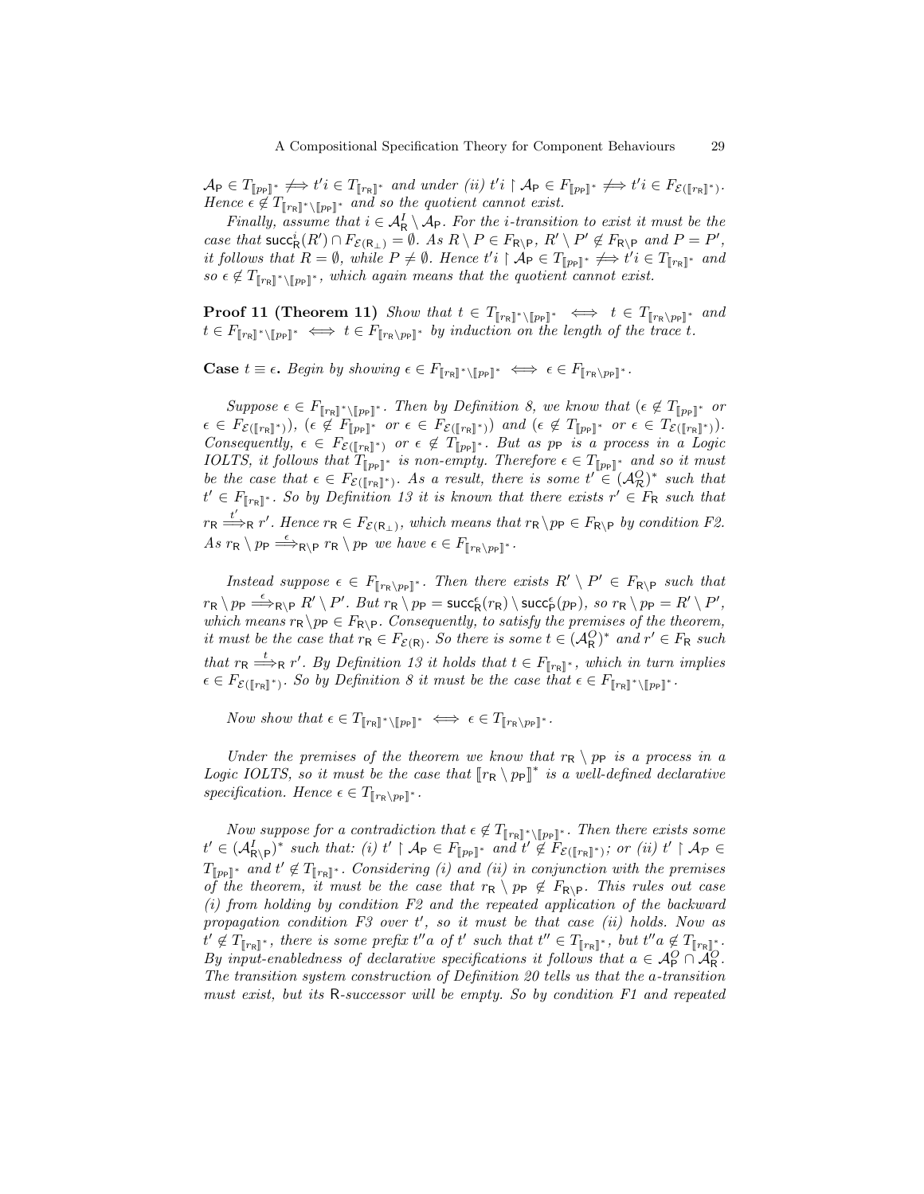$\mathcal{A}_\mathsf{P} \in T_{[\![p_\mathsf{P}]\!]^*} \not\Longrightarrow t'i \in T_{[\![r_\mathsf{R}]\!]^*}$ *and under (ii)* $t'i \upharpoonright \mathcal{A}_\mathsf{P} \in F_{[\![p_\mathsf{P}]\!]^*} \not\Longrightarrow t'i \in F_{\mathcal{E}([\![r_\mathsf{R}]\!]^*)}$. *Hence* $\epsilon \notin T_{[\![r_\mathsf{R}]\!]^* \setminus [\![p_\mathsf{P}]\!]^*}$ *and so the quotient cannot exist.*

*Finally, assume that* $i \in \mathcal{A}^I_\mathsf{R} \setminus \mathcal{A}_\mathsf{P}$. *For the i-transition to exist it must be the case that* $\mathsf{succ}^i_\mathsf{R}(R') \cap F_{\mathcal{E}(\mathsf{R}_\perp)} = \emptyset$. *As* $R \setminus P \in F_{\mathsf{R} \setminus \mathsf{P}}$, $R' \setminus P' \notin F_{\mathsf{R} \setminus \mathsf{P}}$ *and* $P = P'$, *it follows that* $R = \emptyset$, *while* $P \neq \emptyset$. *Hence* $t'i \upharpoonright \mathcal{A}_\mathsf{P} \in T_{[\![p_\mathsf{P}]\!]^*} \not\Longrightarrow t'i \in T_{[\![r_\mathsf{R}]\!]^*}$ *and so* $\epsilon \notin T_{[\![r_\mathsf{R}]\!]^* \setminus [\![p_\mathsf{P}]\!]^*}$, *which again means that the quotient cannot exist.*

**Proof 11 (Theorem 11)** *Show that* $t \in T_{[\![r_\mathsf{R}]\!]^* \setminus [\![p_\mathsf{P}]\!]^*} \iff t \in T_{[\![r_\mathsf{R} \setminus p_\mathsf{P}]\!]^*}$ *and* $t \in F_{[\![r_\mathsf{R}]\!]^* \setminus [\![p_\mathsf{P}]\!]^*} \iff t \in F_{[\![r_\mathsf{R} \setminus p_\mathsf{P}]\!]^*}$ *by induction on the length of the trace t.*

**Case** $t \equiv \epsilon$**.** *Begin by showing* $\epsilon \in F_{[\![r_\mathsf{R}]\!]^* \setminus [\![p_\mathsf{P}]\!]^*} \iff \epsilon \in F_{[\![r_\mathsf{R} \setminus p_\mathsf{P}]\!]^*}$.

*Suppose* $\epsilon \in F_{[\![r_\mathsf{R}]\!]^* \setminus [\![p_\mathsf{P}]\!]^*}$. *Then by Definition 8, we know that* ($\epsilon \notin T_{[\![p_\mathsf{P}]\!]^*}$ *or* $\epsilon \in F_{\mathcal{E}([\![r_\mathsf{R}]\!]^*)}$), ($\epsilon \notin F_{[\![p_\mathsf{P}]\!]^*}$ *or* $\epsilon \in F_{\mathcal{E}([\![r_\mathsf{R}]\!]^*)}$) *and* ($\epsilon \notin T_{[\![p_\mathsf{P}]\!]^*}$ *or* $\epsilon \in T_{\mathcal{E}([\![r_\mathsf{R}]\!]^*)}$). *Consequently,* $\epsilon \in F_{\mathcal{E}([\![r_\mathsf{R}]\!]^*)}$ *or* $\epsilon \notin T_{[\![p_\mathsf{P}]\!]^*}$. *But as* $p_\mathsf{P}$ *is a process in a Logic IOLTS, it follows that* $T_{[\![p_\mathsf{P}]\!]^*}$ *is non-empty. Therefore* $\epsilon \in T_{[\![p_\mathsf{P}]\!]^*}$ *and so it must be the case that* $\epsilon \in F_{\mathcal{E}([\![r_\mathsf{R}]\!]^*)}$. *As a result, there is some* $t' \in (\mathcal{A}^O_\mathcal{R})^*$ *such that* $t' \in F_{[\![r_\mathsf{R}]\!]^*}$. *So by Definition 13 it is known that there exists* $r' \in F_\mathsf{R}$ *such that* $r_\mathsf{R} \stackrel{t'}{\Longrightarrow}_\mathsf{R} r'$. *Hence* $r_\mathsf{R} \in F_{\mathcal{E}(\mathsf{R}_\perp)}$, *which means that* $r_\mathsf{R} \setminus p_\mathsf{P} \in F_{\mathsf{R} \setminus \mathsf{P}}$ *by condition F2. As* $r_\mathsf{R} \setminus p_\mathsf{P} \stackrel{\epsilon}{\Longrightarrow}_{\mathsf{R} \setminus \mathsf{P}} r_\mathsf{R} \setminus p_\mathsf{P}$ *we have* $\epsilon \in F_{[\![r_\mathsf{R} \setminus p_\mathsf{P}]\!]^*}$.

*Instead suppose* $\epsilon \in F_{[\![r_\mathsf{R} \setminus p_\mathsf{P}]\!]^*}$. *Then there exists* $R' \setminus P' \in F_{\mathsf{R} \setminus \mathsf{P}}$ *such that* $r_\mathsf{R} \setminus p_\mathsf{P} \stackrel{\epsilon}{\Longrightarrow}_{\mathsf{R} \setminus \mathsf{P}} R' \setminus P'$. *But* $r_\mathsf{R} \setminus p_\mathsf{P} = \mathsf{succ}^\epsilon_\mathsf{R}(r_\mathsf{R}) \setminus \mathsf{succ}^\epsilon_\mathsf{P}(p_\mathsf{P})$, *so* $r_\mathsf{R} \setminus p_\mathsf{P} = R' \setminus P'$, *which means* $r_\mathsf{R} \setminus p_\mathsf{P} \in F_{\mathsf{R} \setminus \mathsf{P}}$. *Consequently, to satisfy the premises of the theorem, it must be the case that* $r_\mathsf{R} \in F_{\mathcal{E}(\mathsf{R})}$. *So there is some* $t \in (\mathcal{A}^O_\mathsf{R})^*$ *and* $r' \in F_\mathsf{R}$ *such that* $r_\mathsf{R} \stackrel{t}{\Longrightarrow}_\mathsf{R} r'$. *By Definition 13 it holds that* $t \in F_{[\![r_\mathsf{R}]\!]^*}$, *which in turn implies* $\epsilon \in F_{\mathcal{E}([\![r_\mathsf{R}]\!]^*)}$. *So by Definition 8 it must be the case that* $\epsilon \in F_{[\![r_\mathsf{R}]\!]^* \setminus [\![p_\mathsf{P}]\!]^*}$.

*Now show that* $\epsilon \in T_{[\![r_\mathsf{R}]\!]^* \setminus [\![p_\mathsf{P}]\!]^*} \iff \epsilon \in T_{[\![r_\mathsf{R} \setminus p_\mathsf{P}]\!]^*}$.

*Under the premises of the theorem we know that* $r_\mathsf{R} \setminus p_\mathsf{P}$ *is a process in a Logic IOLTS, so it must be the case that* $[\![r_\mathsf{R} \setminus p_\mathsf{P}]\!]^*$ *is a well-defined declarative specification. Hence* $\epsilon \in T_{[\![r_\mathsf{R} \setminus p_\mathsf{P}]\!]^*}$.

*Now suppose for a contradiction that* $\epsilon \notin T_{[\![r_\mathsf{R}]\!]^* \setminus [\![p_\mathsf{P}]\!]^*}$. *Then there exists some* $t' \in (\mathcal{A}^I_{\mathsf{R} \setminus \mathsf{P}})^*$ *such that: (i)* $t' \upharpoonright \mathcal{A}_\mathsf{P} \in F_{[\![p_\mathsf{P}]\!]^*}$ *and* $t' \notin F_{\mathcal{E}([\![r_\mathsf{R}]\!]^*)}$*; or (ii)* $t' \upharpoonright \mathcal{A}_\mathcal{P} \in T_{[\![p_\mathsf{P}]\!]^*}$ *and* $t' \notin T_{[\![r_\mathsf{R}]\!]^*}$. *Considering (i) and (ii) in conjunction with the premises of the theorem, it must be the case that* $r_\mathsf{R} \setminus p_\mathsf{P} \notin F_{\mathsf{R} \setminus \mathsf{P}}$. *This rules out case (i) from holding by condition F2 and the repeated application of the backward propagation condition F3 over* $t'$, *so it must be that case (ii) holds. Now as* $t' \notin T_{[\![r_\mathsf{R}]\!]^*}$, *there is some prefix* $t''a$ *of* $t'$ *such that* $t'' \in T_{[\![r_\mathsf{R}]\!]^*}$, *but* $t''a \notin T_{[\![r_\mathsf{R}]\!]^*}$. *By input-enabledness of declarative specifications it follows that* $a \in \mathcal{A}^O_\mathsf{P} \cap \mathcal{A}^O_\mathsf{R}$. *The transition system construction of Definition 20 tells us that the a-transition must exist, but its* R*-successor will be empty. So by condition F1 and repeated*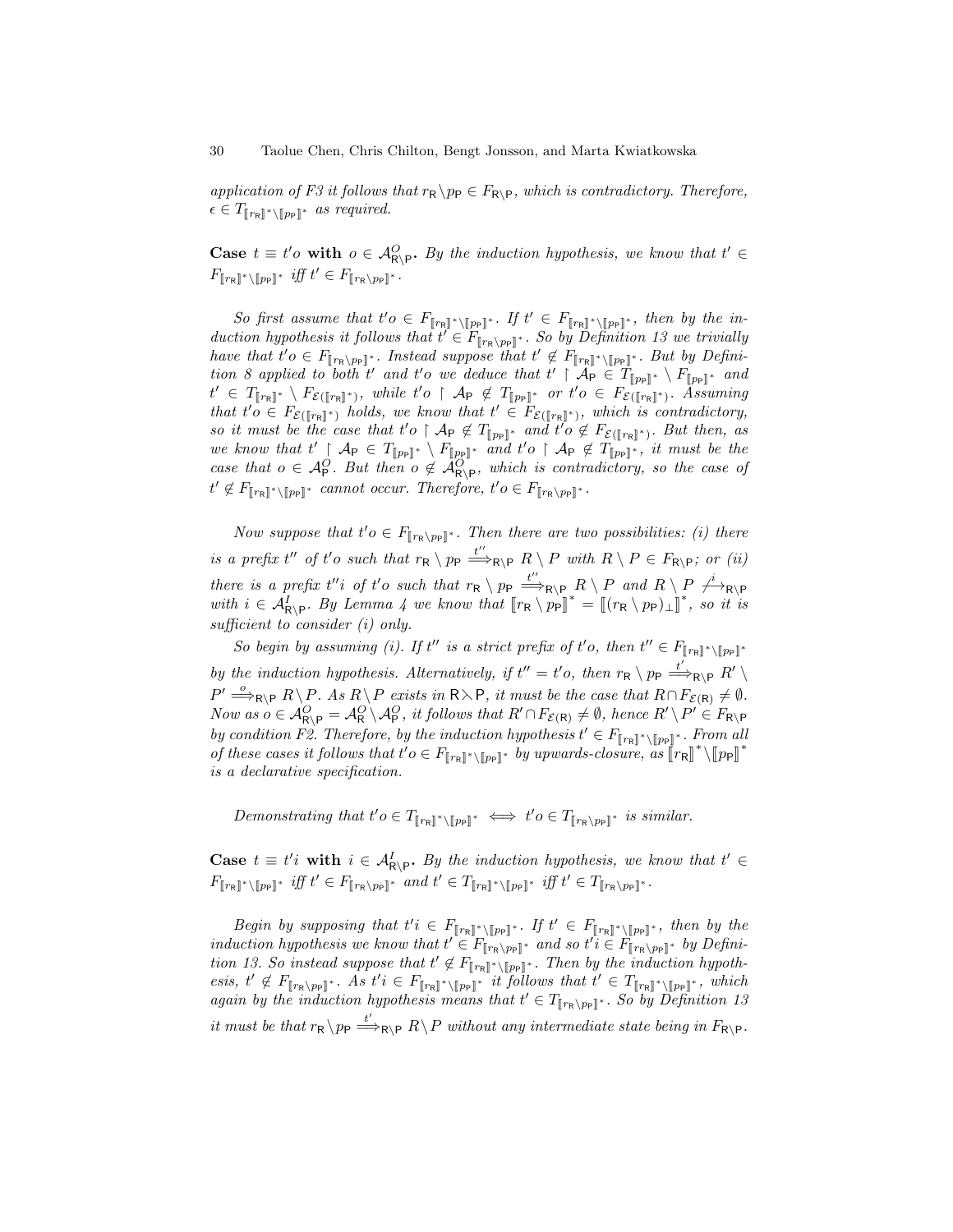*application of F3 it follows that $r_{\mathsf{R}} \backslash p_{\mathsf{P}} \in F_{\mathsf{R}\backslash\mathsf{P}}$, which is contradictory. Therefore, $\epsilon \in T_{[\![r_{\mathsf{R}}]\!]^* \backslash [\![p_{\mathsf{P}}]\!]^*}$ as required.*

**Case $t \equiv t'o$ with $o \in \mathcal{A}^O_{\mathsf{R}\backslash\mathsf{P}}$.** *By the induction hypothesis, we know that $t' \in F_{[\![r_{\mathsf{R}}]\!]^* \backslash [\![p_{\mathsf{P}}]\!]^*}$ iff $t' \in F_{[\![r_{\mathsf{R}} \backslash p_{\mathsf{P}}]\!]^*}$.*

*So first assume that $t'o \in F_{[\![r_{\mathsf{R}}]\!]^* \backslash [\![p_{\mathsf{P}}]\!]^*}$. If $t' \in F_{[\![r_{\mathsf{R}}]\!]^* \backslash [\![p_{\mathsf{P}}]\!]^*}$, then by the induction hypothesis it follows that $t' \in F_{[\![r_{\mathsf{R}} \backslash p_{\mathsf{P}}]\!]^*}$. So by Definition 13 we trivially have that $t'o \in F_{[\![r_{\mathsf{R}} \backslash p_{\mathsf{P}}]\!]^*}$. Instead suppose that $t' \notin F_{[\![r_{\mathsf{R}}]\!]^* \backslash [\![p_{\mathsf{P}}]\!]^*}$. But by Definition 8 applied to both $t'$ and $t'o$ we deduce that $t' \restriction \mathcal{A}_{\mathsf{P}} \in T_{[\![p_{\mathsf{P}}]\!]^*} \setminus F_{[\![p_{\mathsf{P}}]\!]^*}$ and $t' \in T_{[\![r_{\mathsf{R}}]\!]^*} \setminus F_{\mathcal{E}([\![r_{\mathsf{R}}]\!]^*)}$, while $t'o \restriction \mathcal{A}_{\mathsf{P}} \notin T_{[\![p_{\mathsf{P}}]\!]^*}$ or $t'o \in F_{\mathcal{E}([\![r_{\mathsf{R}}]\!]^*)}$. Assuming that $t'o \in F_{\mathcal{E}([\![r_{\mathsf{R}}]\!]^*)}$ holds, we know that $t' \in F_{\mathcal{E}([\![r_{\mathsf{R}}]\!]^*)}$, which is contradictory, so it must be the case that $t'o \restriction \mathcal{A}_{\mathsf{P}} \notin T_{[\![p_{\mathsf{P}}]\!]^*}$ and $t'o \notin F_{\mathcal{E}([\![r_{\mathsf{R}}]\!]^*)}$. But then, as we know that $t' \restriction \mathcal{A}_{\mathsf{P}} \in T_{[\![p_{\mathsf{P}}]\!]^*} \setminus F_{[\![p_{\mathsf{P}}]\!]^*}$ and $t'o \restriction \mathcal{A}_{\mathsf{P}} \notin T_{[\![p_{\mathsf{P}}]\!]^*}$, it must be the case that $o \in \mathcal{A}^O_{\mathsf{P}}$. But then $o \notin \mathcal{A}^O_{\mathsf{R}\backslash\mathsf{P}}$, which is contradictory, so the case of $t' \notin F_{[\![r_{\mathsf{R}}]\!]^* \backslash [\![p_{\mathsf{P}}]\!]^*}$ cannot occur. Therefore, $t'o \in F_{[\![r_{\mathsf{R}} \backslash p_{\mathsf{P}}]\!]^*}$.*

*Now suppose that $t'o \in F_{[\![r_{\mathsf{R}} \backslash p_{\mathsf{P}}]\!]^*}$. Then there are two possibilities: (i) there is a prefix $t''$ of $t'o$ such that $r_{\mathsf{R}} \setminus p_{\mathsf{P}} \stackrel{t''}{\Longrightarrow}_{\mathsf{R}\backslash\mathsf{P}} R \setminus P$ with $R \setminus P \in F_{\mathsf{R}\backslash\mathsf{P}}$; or (ii) there is a prefix $t''i$ of $t'o$ such that $r_{\mathsf{R}} \setminus p_{\mathsf{P}} \stackrel{t''}{\Longrightarrow}_{\mathsf{R}\backslash\mathsf{P}} R \setminus P$ and $R \setminus P \stackrel{i}{\not\longrightarrow}_{\mathsf{R}\backslash\mathsf{P}}$ with $i \in \mathcal{A}^I_{\mathsf{R}\backslash\mathsf{P}}$. By Lemma 4 we know that $[\![r_{\mathsf{R}} \setminus p_{\mathsf{P}}]\!]^* = [\![(r_{\mathsf{R}} \setminus p_{\mathsf{P}})_\perp]\!]^*$, so it is sufficient to consider (i) only.*

*So begin by assuming (i). If $t''$ is a strict prefix of $t'o$, then $t'' \in F_{[\![r_{\mathsf{R}}]\!]^* \backslash [\![p_{\mathsf{P}}]\!]^*}$ by the induction hypothesis. Alternatively, if $t'' = t'o$, then $r_{\mathsf{R}} \setminus p_{\mathsf{P}} \stackrel{t'}{\Longrightarrow}_{\mathsf{R}\backslash\mathsf{P}} R' \setminus P' \stackrel{o}{\Longrightarrow}_{\mathsf{R}\backslash\mathsf{P}} R \backslash P$. As $R \backslash P$ exists in $\mathsf{R} \searrow \mathsf{P}$, it must be the case that $R \cap F_{\mathcal{E}(\mathsf{R})} \neq \emptyset$. Now as $o \in \mathcal{A}^O_{\mathsf{R}\backslash\mathsf{P}} = \mathcal{A}^O_{\mathsf{R}} \backslash \mathcal{A}^O_{\mathsf{P}}$, it follows that $R' \cap F_{\mathcal{E}(\mathsf{R})} \neq \emptyset$, hence $R' \backslash P' \in F_{\mathsf{R}\backslash\mathsf{P}}$ by condition F2. Therefore, by the induction hypothesis $t' \in F_{[\![r_{\mathsf{R}}]\!]^* \backslash [\![p_{\mathsf{P}}]\!]^*}$. From all of these cases it follows that $t'o \in F_{[\![r_{\mathsf{R}}]\!]^* \backslash [\![p_{\mathsf{P}}]\!]^*}$ by upwards-closure, as $[\![r_{\mathsf{R}}]\!]^* \backslash [\![p_{\mathsf{P}}]\!]^*$ is a declarative specification.*

*Demonstrating that $t'o \in T_{[\![r_{\mathsf{R}}]\!]^* \backslash [\![p_{\mathsf{P}}]\!]^*} \iff t'o \in T_{[\![r_{\mathsf{R}} \backslash p_{\mathsf{P}}]\!]^*}$ is similar.*

**Case $t \equiv t'i$ with $i \in \mathcal{A}^I_{\mathsf{R}\backslash\mathsf{P}}$.** *By the induction hypothesis, we know that $t' \in F_{[\![r_{\mathsf{R}}]\!]^* \backslash [\![p_{\mathsf{P}}]\!]^*}$ iff $t' \in F_{[\![r_{\mathsf{R}} \backslash p_{\mathsf{P}}]\!]^*}$ and $t' \in T_{[\![r_{\mathsf{R}}]\!]^* \backslash [\![p_{\mathsf{P}}]\!]^*}$ iff $t' \in T_{[\![r_{\mathsf{R}} \backslash p_{\mathsf{P}}]\!]^*}$.*

*Begin by supposing that $t'i \in F_{[\![r_{\mathsf{R}}]\!]^* \backslash [\![p_{\mathsf{P}}]\!]^*}$. If $t' \in F_{[\![r_{\mathsf{R}}]\!]^* \backslash [\![p_{\mathsf{P}}]\!]^*}$, then by the induction hypothesis we know that $t' \in F_{[\![r_{\mathsf{R}} \backslash p_{\mathsf{P}}]\!]^*}$ and so $t'i \in F_{[\![r_{\mathsf{R}} \backslash p_{\mathsf{P}}]\!]^*}$ by Definition 13. So instead suppose that $t' \notin F_{[\![r_{\mathsf{R}}]\!]^* \backslash [\![p_{\mathsf{P}}]\!]^*}$. Then by the induction hypothesis, $t' \notin F_{[\![r_{\mathsf{R}} \backslash p_{\mathsf{P}}]\!]^*}$. As $t'i \in F_{[\![r_{\mathsf{R}}]\!]^* \backslash [\![p_{\mathsf{P}}]\!]^*}$ it follows that $t' \in T_{[\![r_{\mathsf{R}}]\!]^* \backslash [\![p_{\mathsf{P}}]\!]^*}$, which again by the induction hypothesis means that $t' \in T_{[\![r_{\mathsf{R}} \backslash p_{\mathsf{P}}]\!]^*}$. So by Definition 13 it must be that $r_{\mathsf{R}} \backslash p_{\mathsf{P}} \stackrel{t'}{\Longrightarrow}_{\mathsf{R}\backslash\mathsf{P}} R \backslash P$ without any intermediate state being in $F_{\mathsf{R}\backslash\mathsf{P}}$.*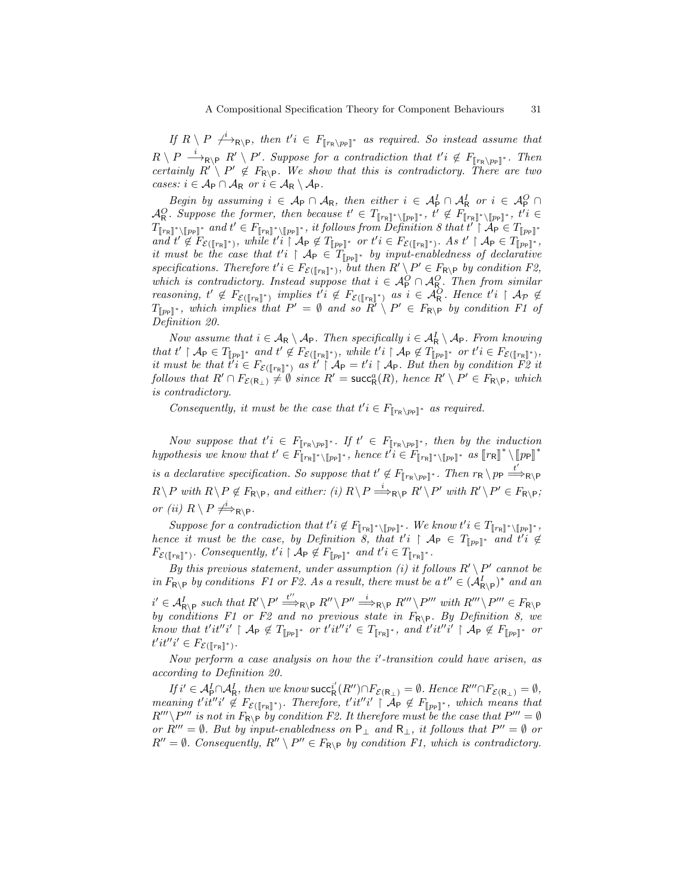*If $R \setminus P \overset{i}{\not\longrightarrow}_{\mathsf{R} \setminus \mathsf{P}}$, then $t'i \in F_{[\![r_\mathsf{R} \setminus p_\mathsf{P}]\!]^*}$ as required. So instead assume that $R \setminus P \overset{i}{\longrightarrow}_{\mathsf{R} \setminus \mathsf{P}} R' \setminus P'$. Suppose for a contradiction that $t'i \notin F_{[\![r_\mathsf{R} \setminus p_\mathsf{P}]\!]^*}$. Then certainly $R' \setminus P' \notin F_{\mathsf{R} \setminus \mathsf{P}}$. We show that this is contradictory. There are two cases: $i \in \mathcal{A}_\mathsf{P} \cap \mathcal{A}_\mathsf{R}$ or $i \in \mathcal{A}_\mathsf{R} \setminus \mathcal{A}_\mathsf{P}$.*

*Begin by assuming $i \in \mathcal{A}_\mathsf{P} \cap \mathcal{A}_\mathsf{R}$, then either $i \in \mathcal{A}^I_\mathsf{P} \cap \mathcal{A}^I_\mathsf{R}$ or $i \in \mathcal{A}^O_\mathsf{P} \cap \mathcal{A}^O_\mathsf{R}$. Suppose the former, then because $t' \in T_{[\![r_\mathsf{R}]\!]^* \setminus [\![p_\mathsf{P}]\!]^*}$, $t' \notin F_{[\![r_\mathsf{R}]\!]^* \setminus [\![p_\mathsf{P}]\!]^*}$, $t'i \in T_{[\![r_\mathsf{R}]\!]^* \setminus [\![p_\mathsf{P}]\!]^*}$ and $t' \in F_{[\![r_\mathsf{R}]\!]^* \setminus [\![p_\mathsf{P}]\!]^*}$, it follows from Definition 8 that $t' \restriction \mathcal{A}_\mathsf{P} \in T_{[\![p_\mathsf{P}]\!]^*}$ and $t' \notin F_{\mathcal{E}([\![r_\mathsf{R}]\!]^*)}$, while $t'i \restriction \mathcal{A}_\mathsf{P} \notin T_{[\![p_\mathsf{P}]\!]^*}$ or $t'i \in F_{\mathcal{E}([\![r_\mathsf{R}]\!]^*)}$. As $t' \restriction \mathcal{A}_\mathsf{P} \in T_{[\![p_\mathsf{P}]\!]^*}$, it must be the case that $t'i \restriction \mathcal{A}_\mathsf{P} \in T_{[\![p_\mathsf{P}]\!]^*}$ by input-enabledness of declarative specifications. Therefore $t'i \in F_{\mathcal{E}([\![r_\mathsf{R}]\!]^*)}$, but then $R' \setminus P' \in F_{\mathsf{R} \setminus \mathsf{P}}$ by condition F2, which is contradictory. Instead suppose that $i \in \mathcal{A}^O_\mathsf{P} \cap \mathcal{A}^O_\mathsf{R}$. Then from similar reasoning, $t' \notin F_{\mathcal{E}([\![r_\mathsf{R}]\!]^*)}$ implies $t'i \notin F_{\mathcal{E}([\![r_\mathsf{R}]\!]^*)}$ as $i \in \mathcal{A}^O_\mathsf{R}$. Hence $t'i \restriction \mathcal{A}_\mathcal{P} \notin T_{[\![p_\mathsf{P}]\!]^*}$, which implies that $P' = \emptyset$ and so $R' \setminus P' \in F_{\mathsf{R} \setminus \mathsf{P}}$ by condition F1 of Definition 20.*

*Now assume that $i \in \mathcal{A}_\mathsf{R} \setminus \mathcal{A}_\mathsf{P}$. Then specifically $i \in \mathcal{A}^I_\mathsf{R} \setminus \mathcal{A}_\mathsf{P}$. From knowing that $t' \restriction \mathcal{A}_\mathsf{P} \in T_{[\![p_\mathsf{P}]\!]^*}$ and $t' \notin F_{\mathcal{E}([\![r_\mathsf{R}]\!]^*)}$, while $t'i \restriction \mathcal{A}_\mathsf{P} \notin T_{[\![p_\mathsf{P}]\!]^*}$ or $t'i \in F_{\mathcal{E}([\![r_\mathsf{R}]\!]^*)}$, it must be that $t'i \in F_{\mathcal{E}([\![r_\mathsf{R}]\!]^*)}$ as $t' \restriction \mathcal{A}_\mathsf{P} = t'i \restriction \mathcal{A}_\mathsf{P}$. But then by condition F2 it follows that $R' \cap F_{\mathcal{E}(\mathsf{R}_\perp)} \neq \emptyset$ since $R' = \mathsf{succ}^a_\mathsf{R}(R)$, hence $R' \setminus P' \in F_{\mathsf{R} \setminus \mathsf{P}}$, which is contradictory.*

*Consequently, it must be the case that $t'i \in F_{[\![r_\mathsf{R} \setminus p_\mathsf{P}]\!]^*}$ as required.*

*Now suppose that $t'i \in F_{[\![r_\mathsf{R} \setminus p_\mathsf{P}]\!]^*}$. If $t' \in F_{[\![r_\mathsf{R} \setminus p_\mathsf{P}]\!]^*}$, then by the induction hypothesis we know that $t' \in F_{[\![r_\mathsf{R}]\!]^* \setminus [\![p_\mathsf{P}]\!]^*}$, hence $t'i \in F_{[\![r_\mathsf{R}]\!]^* \setminus [\![p_\mathsf{P}]\!]^*}$ as $[\![r_\mathsf{R}]\!]^* \setminus [\![p_\mathsf{P}]\!]^*$ is a declarative specification. So suppose that $t' \notin F_{[\![r_\mathsf{R} \setminus p_\mathsf{P}]\!]^*}$. Then $r_\mathsf{R} \setminus p_\mathsf{P} \overset{t'}{\Longrightarrow}_{\mathsf{R} \setminus \mathsf{P}} R \setminus P$ with $R \setminus P \notin F_{\mathsf{R} \setminus \mathsf{P}}$, and either: (i) $R \setminus P \overset{i}{\Longrightarrow}_{\mathsf{R} \setminus \mathsf{P}} R' \setminus P'$ with $R' \setminus P' \in F_{\mathsf{R} \setminus \mathsf{P}}$; or (ii) $R \setminus P \overset{i}{\not\Longrightarrow}_{\mathsf{R} \setminus \mathsf{P}}$.*

*Suppose for a contradiction that $t'i \notin F_{[\![r_\mathsf{R}]\!]^* \setminus [\![p_\mathsf{P}]\!]^*}$. We know $t'i \in T_{[\![r_\mathsf{R}]\!]^* \setminus [\![p_\mathsf{P}]\!]^*}$, hence it must be the case, by Definition 8, that $t'i \restriction \mathcal{A}_\mathsf{P} \in T_{[\![p_\mathsf{P}]\!]^*}$ and $t'i \notin F_{\mathcal{E}([\![r_\mathsf{R}]\!]^*)}$. Consequently, $t'i \restriction \mathcal{A}_\mathsf{P} \notin F_{[\![p_\mathsf{P}]\!]^*}$ and $t'i \in T_{[\![r_\mathsf{R}]\!]^*}$.*

*By this previous statement, under assumption (i) it follows $R' \setminus P'$ cannot be in $F_{\mathsf{R} \setminus \mathsf{P}}$ by conditions F1 or F2. As a result, there must be a $t'' \in (\mathcal{A}^I_{\mathsf{R} \setminus \mathsf{P}})^*$ and an $i' \in \mathcal{A}^I_{\mathsf{R} \setminus \mathsf{P}}$ such that $R' \setminus P' \overset{t''}{\Longrightarrow}_{\mathsf{R} \setminus \mathsf{P}} R'' \setminus P'' \overset{i}{\Longrightarrow}_{\mathsf{R} \setminus \mathsf{P}} R''' \setminus P'''$ with $R''' \setminus P''' \in F_{\mathsf{R} \setminus \mathsf{P}}$ by conditions F1 or F2 and no previous state in $F_{\mathsf{R} \setminus \mathsf{P}}$. By Definition 8, we know that $t'it''i' \restriction \mathcal{A}_\mathsf{P} \notin T_{[\![p_\mathsf{P}]\!]^*}$ or $t'it''i' \in T_{[\![r_\mathsf{R}]\!]^*}$, and $t'it''i' \restriction \mathcal{A}_\mathsf{P} \notin F_{[\![p_\mathsf{P}]\!]^*}$ or $t'it''i' \in F_{\mathcal{E}([\![r_\mathsf{R}]\!]^*)}$.*

*Now perform a case analysis on how the $i'$-transition could have arisen, as according to Definition 20.*

*If $i' \in \mathcal{A}^I_\mathsf{P} \cap \mathcal{A}^I_\mathsf{R}$, then we know $\mathsf{succ}^{i'}_\mathsf{R}(R'') \cap F_{\mathcal{E}(\mathsf{R}_\perp)} = \emptyset$. Hence $R''' \cap F_{\mathcal{E}(\mathsf{R}_\perp)} = \emptyset$, meaning $t'it''i' \notin F_{\mathcal{E}([\![r_\mathsf{R}]\!]^*)}$. Therefore, $t'it''i' \restriction \mathcal{A}_\mathsf{P} \notin F_{[\![p_\mathsf{P}]\!]^*}$, which means that $R''' \setminus P'''$ is not in $F_{\mathsf{R} \setminus \mathsf{P}}$ by condition F2. It therefore must be the case that $P''' = \emptyset$ or $R''' = \emptyset$. But by input-enabledness on $\mathsf{P}_\perp$ and $\mathsf{R}_\perp$, it follows that $P'' = \emptyset$ or $R'' = \emptyset$. Consequently, $R'' \setminus P'' \in F_{\mathsf{R} \setminus \mathsf{P}}$ by condition F1, which is contradictory.*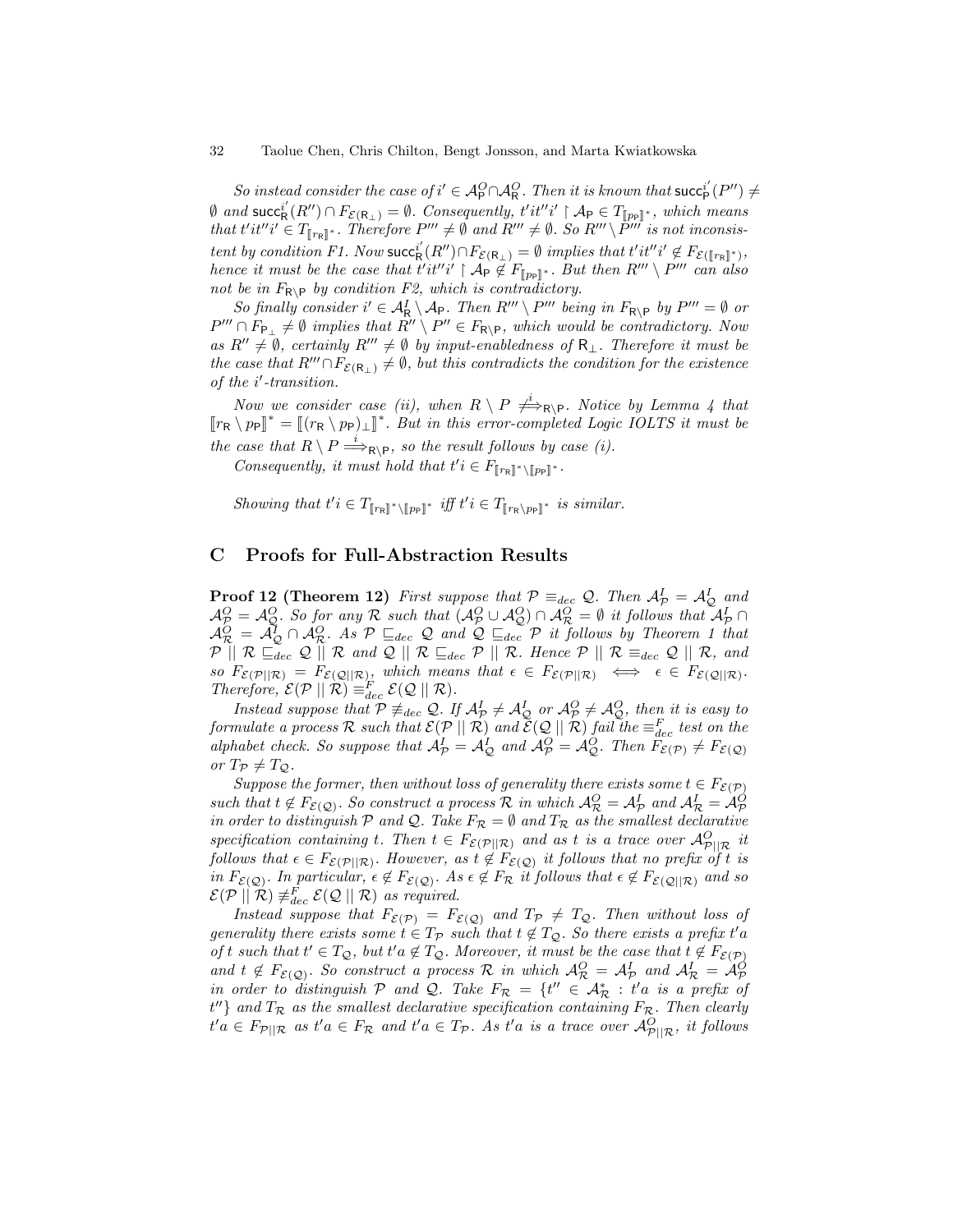*So instead consider the case of* $i' \in \mathcal{A}^O_{\mathsf{P}} \cap \mathcal{A}^O_{\mathsf{R}}$. *Then it is known that* $\mathsf{succ}^{i'}_{\mathsf{P}}(P'') \neq \emptyset$ *and* $\mathsf{succ}^{i'}_{\mathsf{R}}(R'') \cap F_{\mathcal{E}(\mathsf{R}_\perp)} = \emptyset$. *Consequently,* $t'it''i' \restriction \mathcal{A}_{\mathsf{P}} \in T_{[\![p_{\mathsf{P}}]\!]^*}$, *which means that* $t'it''i' \in T_{[\![r_{\mathsf{R}}]\!]^*}$. *Therefore* $P''' \neq \emptyset$ *and* $R''' \neq \emptyset$. *So* $R''' \setminus P'''$ *is not inconsistent by condition F1. Now* $\mathsf{succ}^{i'}_{\mathsf{R}}(R'') \cap F_{\mathcal{E}(\mathsf{R}_\perp)} = \emptyset$ *implies that* $t'it''i' \notin F_{\mathcal{E}([\![r_{\mathsf{R}}]\!]^*)}$, *hence it must be the case that* $t'it''i' \restriction \mathcal{A}_{\mathsf{P}} \notin F_{[\![p_{\mathsf{P}}]\!]^*}$. *But then* $R''' \setminus P'''$ *can also not be in* $F_{\mathsf{R} \setminus \mathsf{P}}$ *by condition F2, which is contradictory.*

*So finally consider* $i' \in \mathcal{A}^I_{\mathsf{R}} \setminus \mathcal{A}_{\mathsf{P}}$. *Then* $R''' \setminus P'''$ *being in* $F_{\mathsf{R} \setminus \mathsf{P}}$ *by* $P''' = \emptyset$ *or* $P''' \cap F_{\mathsf{P}_\perp} \neq \emptyset$ *implies that* $R'' \setminus P'' \in F_{\mathsf{R} \setminus \mathsf{P}}$, *which would be contradictory. Now as* $R'' \neq \emptyset$, *certainly* $R''' \neq \emptyset$ *by input-enabledness of* $\mathsf{R}_\perp$. *Therefore it must be the case that* $R''' \cap F_{\mathcal{E}(\mathsf{R}_\perp)} \neq \emptyset$, *but this contradicts the condition for the existence of the* $i'$*-transition.*

*Now we consider case (ii), when* $R \setminus P \not\overset{i}{\Longrightarrow}_{\mathsf{R} \setminus \mathsf{P}}$. *Notice by Lemma 4 that* $[\![r_{\mathsf{R}} \setminus p_{\mathsf{P}}]\!]^* = [\![(r_{\mathsf{R}} \setminus p_{\mathsf{P}})_\perp]\!]^*$. *But in this error-completed Logic IOLTS it must be the case that* $R \setminus P \overset{i}{\Longrightarrow}_{\mathsf{R} \setminus \mathsf{P}}$, *so the result follows by case (i).*

*Consequently, it must hold that* $t'i \in F_{[\![r_{\mathsf{R}}]\!]^* \setminus [\![p_{\mathsf{P}}]\!]^*}$.

*Showing that* $t'i \in T_{[\![r_{\mathsf{R}}]\!]^* \setminus [\![p_{\mathsf{P}}]\!]^*}$ *iff* $t'i \in T_{[\![r_{\mathsf{R}} \setminus p_{\mathsf{P}}]\!]^*}$ *is similar.*

## C Proofs for Full-Abstraction Results

**Proof 12 (Theorem 12)** *First suppose that* $\mathcal{P} \equiv_{dec} \mathcal{Q}$. *Then* $\mathcal{A}^I_{\mathcal{P}} = \mathcal{A}^I_{\mathcal{Q}}$ *and* $\mathcal{A}^O_{\mathcal{P}} = \mathcal{A}^O_{\mathcal{Q}}$. *So for any* $\mathcal{R}$ *such that* $(\mathcal{A}^O_{\mathcal{P}} \cup \mathcal{A}^O_{\mathcal{Q}}) \cap \mathcal{A}^O_{\mathcal{R}} = \emptyset$ *it follows that* $\mathcal{A}^I_{\mathcal{P}} \cap \mathcal{A}^O_{\mathcal{R}} = \mathcal{A}^I_{\mathcal{Q}} \cap \mathcal{A}^O_{\mathcal{R}}$. *As* $\mathcal{P} \sqsubseteq_{dec} \mathcal{Q}$ *and* $\mathcal{Q} \sqsubseteq_{dec} \mathcal{P}$ *it follows by Theorem 1 that* $\mathcal{P} \parallel \mathcal{R} \sqsubseteq_{dec} \mathcal{Q} \parallel \mathcal{R}$ *and* $\mathcal{Q} \parallel \mathcal{R} \sqsubseteq_{dec} \mathcal{P} \parallel \mathcal{R}$. *Hence* $\mathcal{P} \parallel \mathcal{R} \equiv_{dec} \mathcal{Q} \parallel \mathcal{R}$, *and so* $F_{\mathcal{E}(\mathcal{P}\parallel\mathcal{R})} = F_{\mathcal{E}(\mathcal{Q}\parallel\mathcal{R})}$, *which means that* $\epsilon \in F_{\mathcal{E}(\mathcal{P}\parallel\mathcal{R})} \iff \epsilon \in F_{\mathcal{E}(\mathcal{Q}\parallel\mathcal{R})}$. *Therefore,* $\mathcal{E}(\mathcal{P} \parallel \mathcal{R}) \equiv^F_{dec} \mathcal{E}(\mathcal{Q} \parallel \mathcal{R})$.

*Instead suppose that* $\mathcal{P} \not\equiv_{dec} \mathcal{Q}$. *If* $\mathcal{A}^I_{\mathcal{P}} \neq \mathcal{A}^I_{\mathcal{Q}}$ *or* $\mathcal{A}^O_{\mathcal{P}} \neq \mathcal{A}^O_{\mathcal{Q}}$, *then it is easy to formulate a process* $\mathcal{R}$ *such that* $\mathcal{E}(\mathcal{P} \parallel \mathcal{R})$ *and* $\mathcal{E}(\mathcal{Q} \parallel \mathcal{R})$ *fail the* $\equiv^F_{dec}$ *test on the alphabet check. So suppose that* $\mathcal{A}^I_{\mathcal{P}} = \mathcal{A}^I_{\mathcal{Q}}$ *and* $\mathcal{A}^O_{\mathcal{P}} = \mathcal{A}^O_{\mathcal{Q}}$. *Then* $F_{\mathcal{E}(\mathcal{P})} \neq F_{\mathcal{E}(\mathcal{Q})}$ *or* $T_{\mathcal{P}} \neq T_{\mathcal{Q}}$.

*Suppose the former, then without loss of generality there exists some* $t \in F_{\mathcal{E}(\mathcal{P})}$ *such that* $t \notin F_{\mathcal{E}(\mathcal{Q})}$. *So construct a process* $\mathcal{R}$ *in which* $\mathcal{A}^O_{\mathcal{R}} = \mathcal{A}^I_{\mathcal{P}}$ *and* $\mathcal{A}^I_{\mathcal{R}} = \mathcal{A}^O_{\mathcal{P}}$ *in order to distinguish* $\mathcal{P}$ *and* $\mathcal{Q}$. *Take* $F_{\mathcal{R}} = \emptyset$ *and* $T_{\mathcal{R}}$ *as the smallest declarative specification containing* $t$. *Then* $t \in F_{\mathcal{E}(\mathcal{P}\parallel\mathcal{R})}$ *and as* $t$ *is a trace over* $\mathcal{A}^O_{\mathcal{P}\parallel\mathcal{R}}$ *it follows that* $\epsilon \in F_{\mathcal{E}(\mathcal{P}\parallel\mathcal{R})}$. *However, as* $t \notin F_{\mathcal{E}(\mathcal{Q})}$ *it follows that no prefix of* $t$ *is in* $F_{\mathcal{E}(\mathcal{Q})}$. *In particular,* $\epsilon \notin F_{\mathcal{E}(\mathcal{Q})}$. *As* $\epsilon \notin F_{\mathcal{R}}$ *it follows that* $\epsilon \notin F_{\mathcal{E}(\mathcal{Q}\parallel\mathcal{R})}$ *and so* $\mathcal{E}(\mathcal{P} \parallel \mathcal{R}) \not\equiv^F_{dec} \mathcal{E}(\mathcal{Q} \parallel \mathcal{R})$ *as required.*

*Instead suppose that* $F_{\mathcal{E}(\mathcal{P})} = F_{\mathcal{E}(\mathcal{Q})}$ *and* $T_{\mathcal{P}} \neq T_{\mathcal{Q}}$. *Then without loss of generality there exists some* $t \in T_{\mathcal{P}}$ *such that* $t \notin T_{\mathcal{Q}}$. *So there exists a prefix* $t'a$ *of* $t$ *such that* $t' \in T_{\mathcal{Q}}$, *but* $t'a \notin T_{\mathcal{Q}}$. *Moreover, it must be the case that* $t \notin F_{\mathcal{E}(\mathcal{P})}$ *and* $t \notin F_{\mathcal{E}(\mathcal{Q})}$. *So construct a process* $\mathcal{R}$ *in which* $\mathcal{A}^O_{\mathcal{R}} = \mathcal{A}^I_{\mathcal{P}}$ *and* $\mathcal{A}^I_{\mathcal{R}} = \mathcal{A}^O_{\mathcal{P}}$ *in order to distinguish* $\mathcal{P}$ *and* $\mathcal{Q}$. *Take* $F_{\mathcal{R}} = \{t'' \in \mathcal{A}^*_{\mathcal{R}} : t'a \text{ is a prefix of } t''\}$ *and* $T_{\mathcal{R}}$ *as the smallest declarative specification containing* $F_{\mathcal{R}}$. *Then clearly* $t'a \in F_{\mathcal{P}\parallel\mathcal{R}}$ *as* $t'a \in F_{\mathcal{R}}$ *and* $t'a \in T_{\mathcal{P}}$. *As* $t'a$ *is a trace over* $\mathcal{A}^O_{\mathcal{P}\parallel\mathcal{R}}$, *it follows*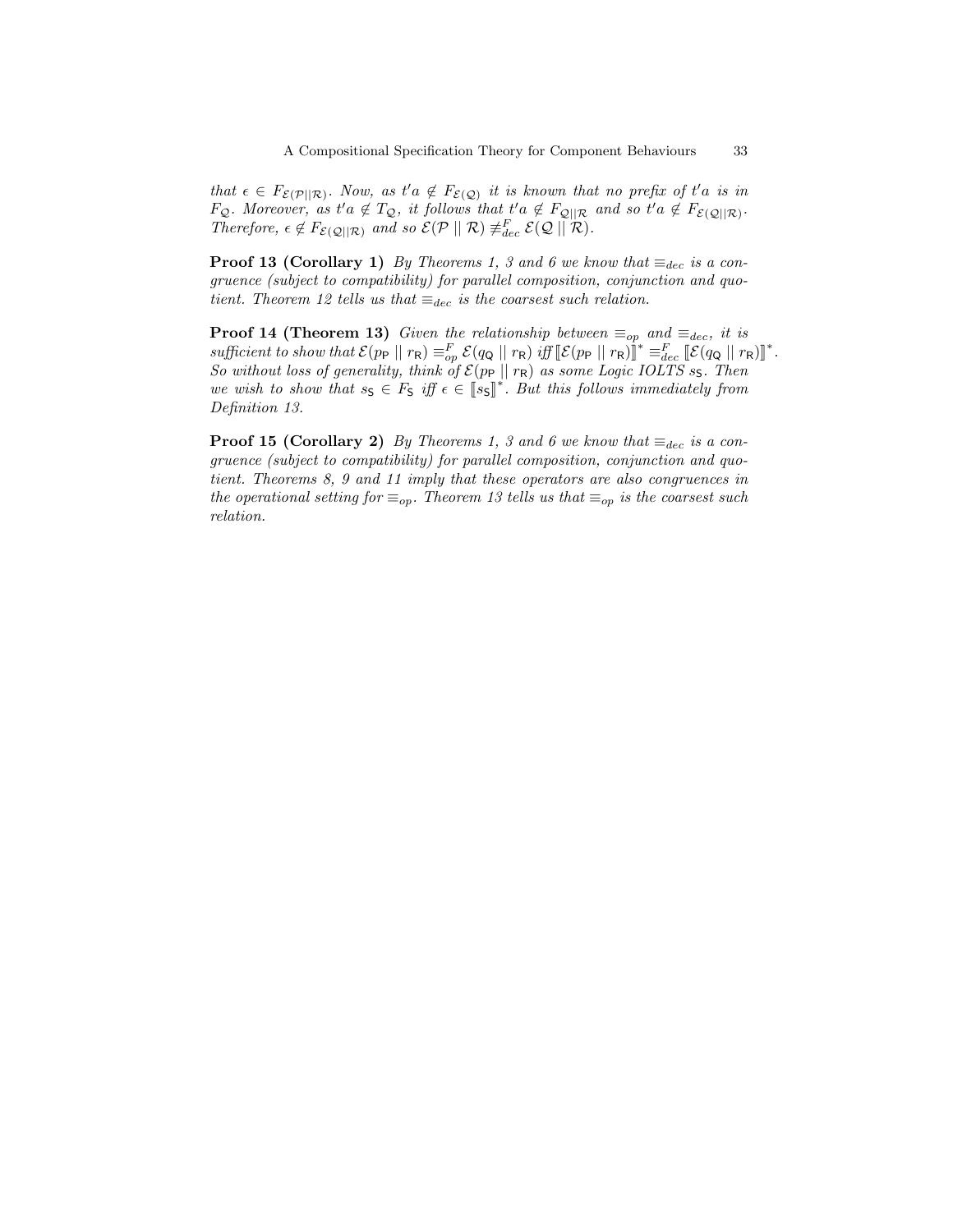*that $\epsilon \in F_{\mathcal{E}(\mathcal{P}||\mathcal{R})}$. Now, as $t'a \notin F_{\mathcal{E}(\mathcal{Q})}$ it is known that no prefix of $t'a$ is in $F_{\mathcal{Q}}$. Moreover, as $t'a \notin T_{\mathcal{Q}}$, it follows that $t'a \notin F_{\mathcal{Q}||\mathcal{R}}$ and so $t'a \notin F_{\mathcal{E}(\mathcal{Q}||\mathcal{R})}$. Therefore, $\epsilon \notin F_{\mathcal{E}(\mathcal{Q}||\mathcal{R})}$ and so $\mathcal{E}(\mathcal{P} \mid\mid \mathcal{R}) \not\equiv^F_{dec} \mathcal{E}(\mathcal{Q} \mid\mid \mathcal{R})$.*

**Proof 13 (Corollary 1)** *By Theorems 1, 3 and 6 we know that $\equiv_{dec}$ is a congruence (subject to compatibility) for parallel composition, conjunction and quotient. Theorem 12 tells us that $\equiv_{dec}$ is the coarsest such relation.*

**Proof 14 (Theorem 13)** *Given the relationship between $\equiv_{op}$ and $\equiv_{dec}$, it is sufficient to show that $\mathcal{E}(p_{\mathsf{P}} \mid\mid r_{\mathsf{R}}) \equiv^F_{op} \mathcal{E}(q_{\mathsf{Q}} \mid\mid r_{\mathsf{R}})$ iff $[\![\mathcal{E}(p_{\mathsf{P}} \mid\mid r_{\mathsf{R}})]\!]^* \equiv^F_{dec} [\![\mathcal{E}(q_{\mathsf{Q}} \mid\mid r_{\mathsf{R}})]\!]^*$. So without loss of generality, think of $\mathcal{E}(p_{\mathsf{P}} \mid\mid r_{\mathsf{R}})$ as some Logic IOLTS $s_{\mathsf{S}}$. Then we wish to show that $s_{\mathsf{S}} \in F_{\mathsf{S}}$ iff $\epsilon \in [\![s_{\mathsf{S}}]\!]^*$. But this follows immediately from Definition 13.*

**Proof 15 (Corollary 2)** *By Theorems 1, 3 and 6 we know that $\equiv_{dec}$ is a congruence (subject to compatibility) for parallel composition, conjunction and quotient. Theorems 8, 9 and 11 imply that these operators are also congruences in the operational setting for $\equiv_{op}$. Theorem 13 tells us that $\equiv_{op}$ is the coarsest such relation.*